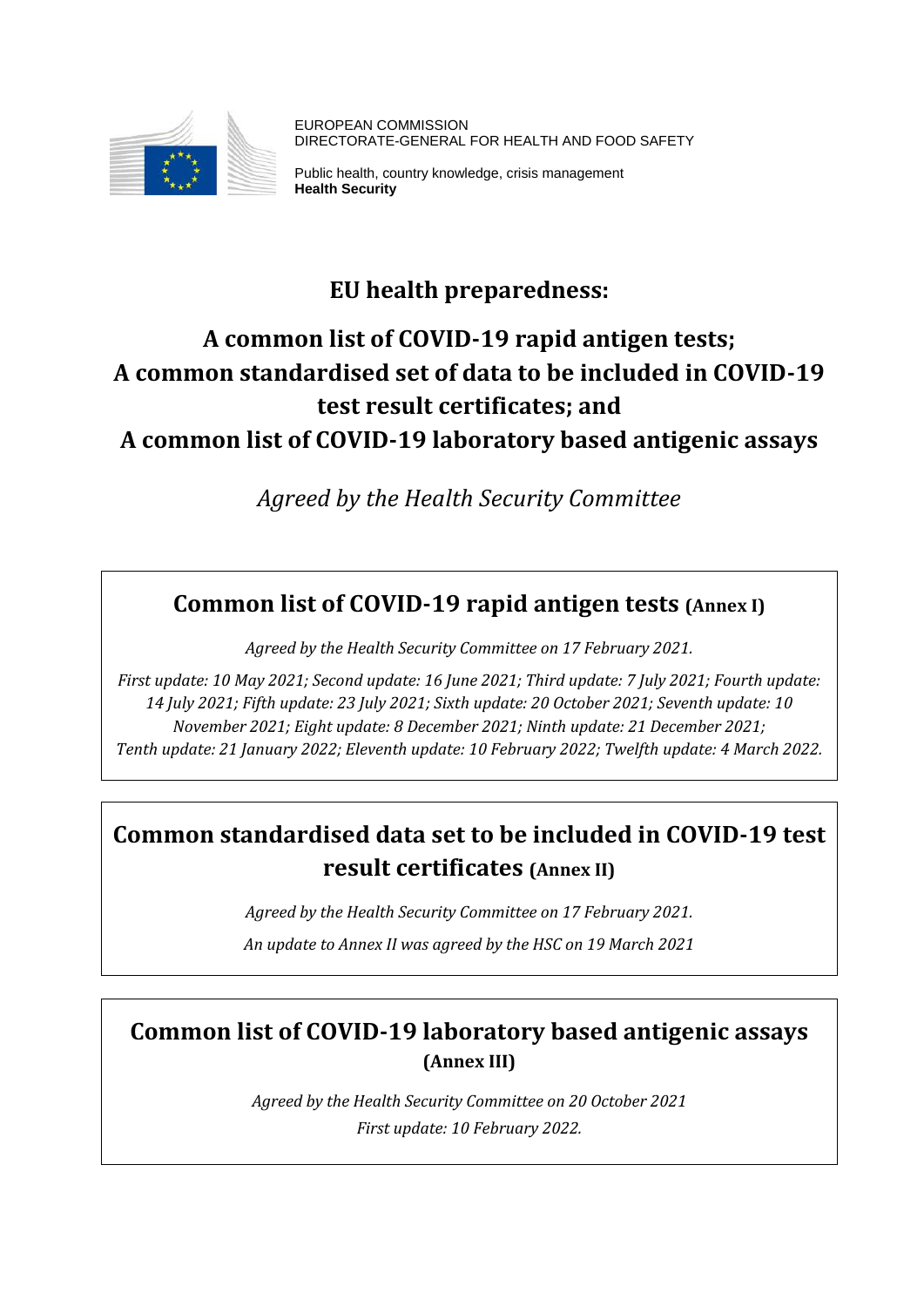EUROPEAN COMMISSION
DIRECTORATE-GENERAL FOR HEALTH AND FOOD SAFETY

Public health, country knowledge, crisis management
**Health Security**

# EU health preparedness:

# A common list of COVID-19 rapid antigen tests; A common standardised set of data to be included in COVID-19 test result certificates; and A common list of COVID-19 laboratory based antigenic assays

*Agreed by the Health Security Committee*

## Common list of COVID-19 rapid antigen tests (Annex I)

*Agreed by the Health Security Committee on 17 February 2021.*

*First update: 10 May 2021; Second update: 16 June 2021; Third update: 7 July 2021; Fourth update: 14 July 2021; Fifth update: 23 July 2021; Sixth update: 20 October 2021; Seventh update: 10 November 2021; Eight update: 8 December 2021; Ninth update: 21 December 2021; Tenth update: 21 January 2022; Eleventh update: 10 February 2022; Twelfth update: 4 March 2022.*

## Common standardised data set to be included in COVID-19 test result certificates (Annex II)

*Agreed by the Health Security Committee on 17 February 2021.*

*An update to Annex II was agreed by the HSC on 19 March 2021*

## Common list of COVID-19 laboratory based antigenic assays (Annex III)

*Agreed by the Health Security Committee on 20 October 2021*

*First update: 10 February 2022.*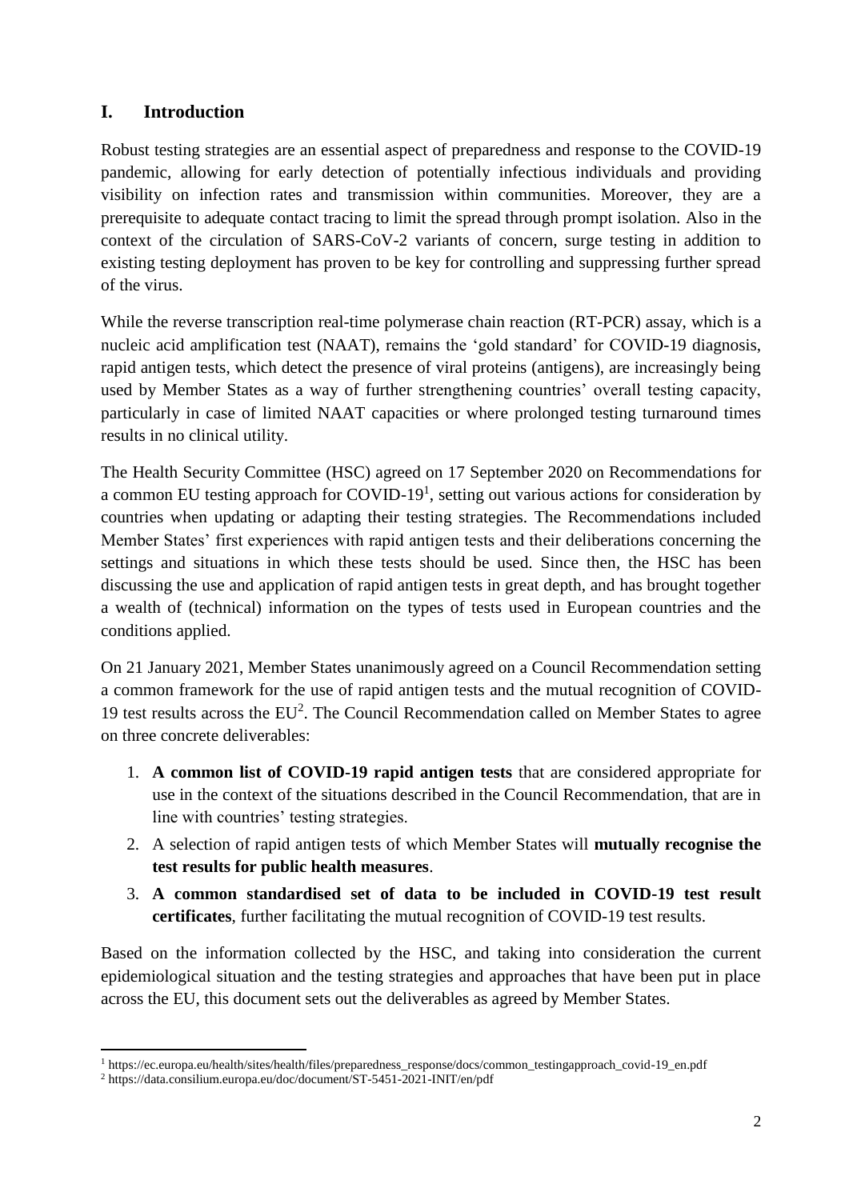## I. Introduction

Robust testing strategies are an essential aspect of preparedness and response to the COVID-19 pandemic, allowing for early detection of potentially infectious individuals and providing visibility on infection rates and transmission within communities. Moreover, they are a prerequisite to adequate contact tracing to limit the spread through prompt isolation. Also in the context of the circulation of SARS-CoV-2 variants of concern, surge testing in addition to existing testing deployment has proven to be key for controlling and suppressing further spread of the virus.

While the reverse transcription real-time polymerase chain reaction (RT-PCR) assay, which is a nucleic acid amplification test (NAAT), remains the 'gold standard' for COVID-19 diagnosis, rapid antigen tests, which detect the presence of viral proteins (antigens), are increasingly being used by Member States as a way of further strengthening countries' overall testing capacity, particularly in case of limited NAAT capacities or where prolonged testing turnaround times results in no clinical utility.

The Health Security Committee (HSC) agreed on 17 September 2020 on Recommendations for a common EU testing approach for COVID-19[1], setting out various actions for consideration by countries when updating or adapting their testing strategies. The Recommendations included Member States' first experiences with rapid antigen tests and their deliberations concerning the settings and situations in which these tests should be used. Since then, the HSC has been discussing the use and application of rapid antigen tests in great depth, and has brought together a wealth of (technical) information on the types of tests used in European countries and the conditions applied.

On 21 January 2021, Member States unanimously agreed on a Council Recommendation setting a common framework for the use of rapid antigen tests and the mutual recognition of COVID-19 test results across the EU[2]. The Council Recommendation called on Member States to agree on three concrete deliverables:

1. **A common list of COVID-19 rapid antigen tests** that are considered appropriate for use in the context of the situations described in the Council Recommendation, that are in line with countries' testing strategies.
2. A selection of rapid antigen tests of which Member States will **mutually recognise the test results for public health measures**.
3. **A common standardised set of data to be included in COVID-19 test result certificates**, further facilitating the mutual recognition of COVID-19 test results.

Based on the information collected by the HSC, and taking into consideration the current epidemiological situation and the testing strategies and approaches that have been put in place across the EU, this document sets out the deliverables as agreed by Member States.

[1] https://ec.europa.eu/health/sites/health/files/preparedness_response/docs/common_testingapproach_covid-19_en.pdf

[2] https://data.consilium.europa.eu/doc/document/ST-5451-2021-INIT/en/pdf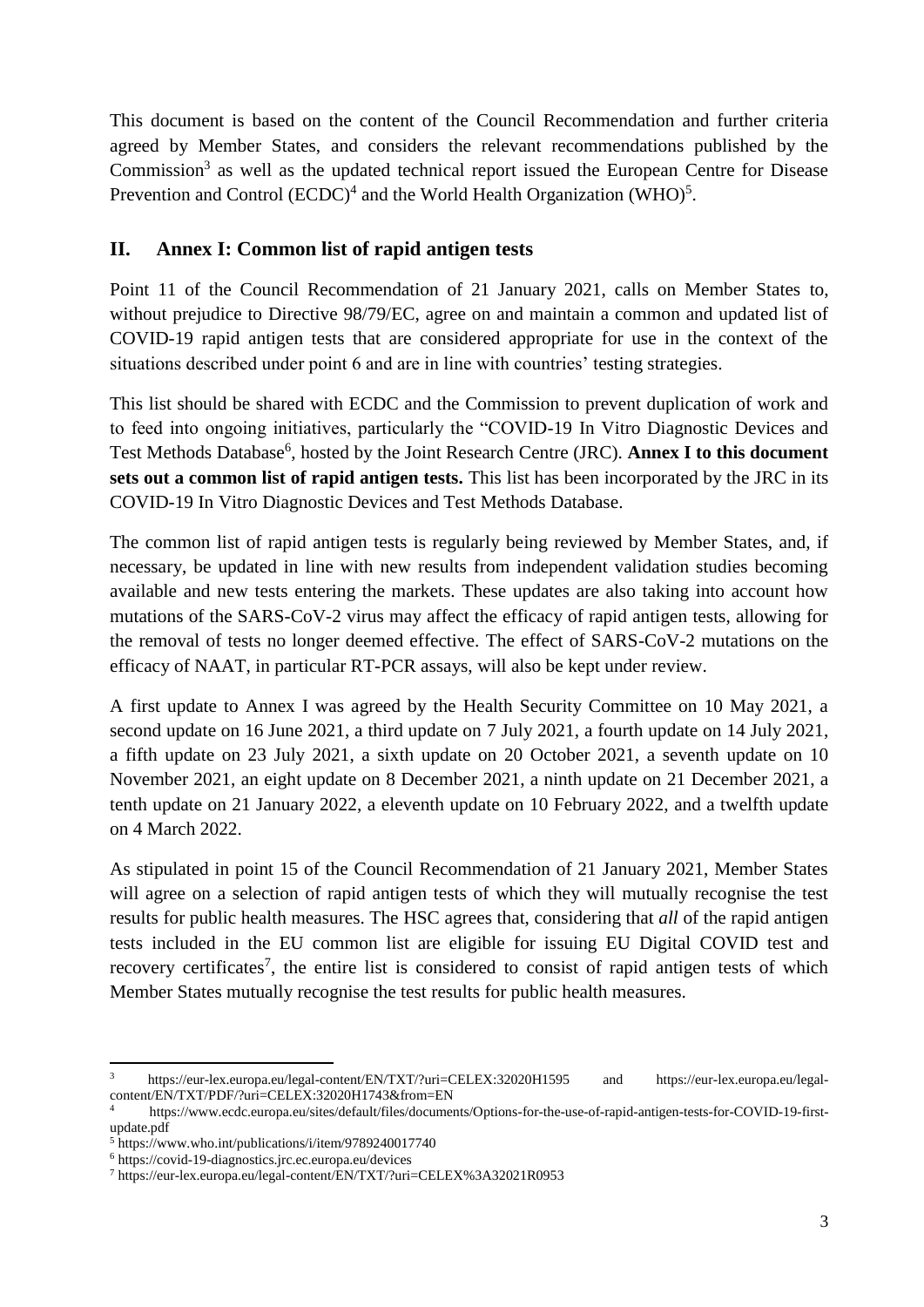This document is based on the content of the Council Recommendation and further criteria agreed by Member States, and considers the relevant recommendations published by the Commission[3] as well as the updated technical report issued the European Centre for Disease Prevention and Control (ECDC)[4] and the World Health Organization (WHO)[5].

## II. Annex I: Common list of rapid antigen tests

Point 11 of the Council Recommendation of 21 January 2021, calls on Member States to, without prejudice to Directive 98/79/EC, agree on and maintain a common and updated list of COVID-19 rapid antigen tests that are considered appropriate for use in the context of the situations described under point 6 and are in line with countries' testing strategies.

This list should be shared with ECDC and the Commission to prevent duplication of work and to feed into ongoing initiatives, particularly the "COVID-19 In Vitro Diagnostic Devices and Test Methods Database[6], hosted by the Joint Research Centre (JRC). **Annex I to this document sets out a common list of rapid antigen tests.** This list has been incorporated by the JRC in its COVID-19 In Vitro Diagnostic Devices and Test Methods Database.

The common list of rapid antigen tests is regularly being reviewed by Member States, and, if necessary, be updated in line with new results from independent validation studies becoming available and new tests entering the markets. These updates are also taking into account how mutations of the SARS-CoV-2 virus may affect the efficacy of rapid antigen tests, allowing for the removal of tests no longer deemed effective. The effect of SARS-CoV-2 mutations on the efficacy of NAAT, in particular RT-PCR assays, will also be kept under review.

A first update to Annex I was agreed by the Health Security Committee on 10 May 2021, a second update on 16 June 2021, a third update on 7 July 2021, a fourth update on 14 July 2021, a fifth update on 23 July 2021, a sixth update on 20 October 2021, a seventh update on 10 November 2021, an eight update on 8 December 2021, a ninth update on 21 December 2021, a tenth update on 21 January 2022, a eleventh update on 10 February 2022, and a twelfth update on 4 March 2022.

As stipulated in point 15 of the Council Recommendation of 21 January 2021, Member States will agree on a selection of rapid antigen tests of which they will mutually recognise the test results for public health measures. The HSC agrees that, considering that *all* of the rapid antigen tests included in the EU common list are eligible for issuing EU Digital COVID test and recovery certificates[7], the entire list is considered to consist of rapid antigen tests of which Member States mutually recognise the test results for public health measures.

---

[3] https://eur-lex.europa.eu/legal-content/EN/TXT/?uri=CELEX:32020H1595 and https://eur-lex.europa.eu/legal-content/EN/TXT/PDF/?uri=CELEX:32020H1743&from=EN

[4] https://www.ecdc.europa.eu/sites/default/files/documents/Options-for-the-use-of-rapid-antigen-tests-for-COVID-19-first-update.pdf

[5] https://www.who.int/publications/i/item/9789240017740

[6] https://covid-19-diagnostics.jrc.ec.europa.eu/devices

[7] https://eur-lex.europa.eu/legal-content/EN/TXT/?uri=CELEX%3A32021R0953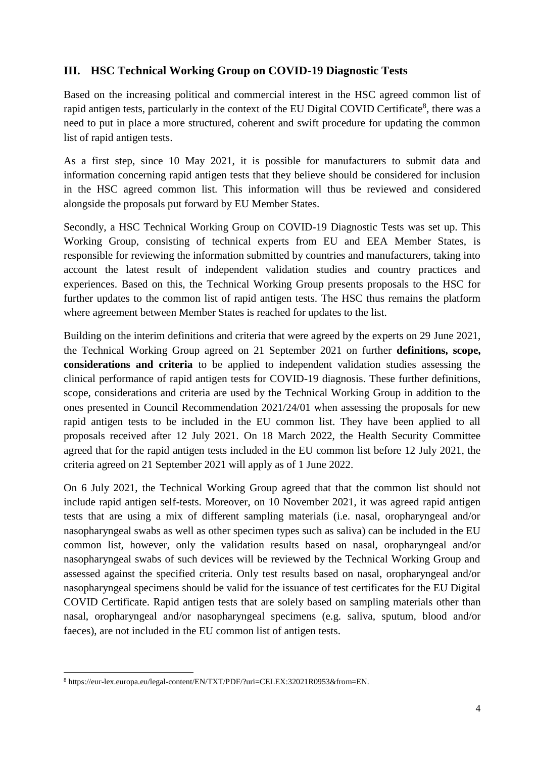## III. HSC Technical Working Group on COVID-19 Diagnostic Tests

Based on the increasing political and commercial interest in the HSC agreed common list of rapid antigen tests, particularly in the context of the EU Digital COVID Certificate[8], there was a need to put in place a more structured, coherent and swift procedure for updating the common list of rapid antigen tests.

As a first step, since 10 May 2021, it is possible for manufacturers to submit data and information concerning rapid antigen tests that they believe should be considered for inclusion in the HSC agreed common list. This information will thus be reviewed and considered alongside the proposals put forward by EU Member States.

Secondly, a HSC Technical Working Group on COVID-19 Diagnostic Tests was set up. This Working Group, consisting of technical experts from EU and EEA Member States, is responsible for reviewing the information submitted by countries and manufacturers, taking into account the latest result of independent validation studies and country practices and experiences. Based on this, the Technical Working Group presents proposals to the HSC for further updates to the common list of rapid antigen tests. The HSC thus remains the platform where agreement between Member States is reached for updates to the list.

Building on the interim definitions and criteria that were agreed by the experts on 29 June 2021, the Technical Working Group agreed on 21 September 2021 on further **definitions, scope, considerations and criteria** to be applied to independent validation studies assessing the clinical performance of rapid antigen tests for COVID-19 diagnosis. These further definitions, scope, considerations and criteria are used by the Technical Working Group in addition to the ones presented in Council Recommendation 2021/24/01 when assessing the proposals for new rapid antigen tests to be included in the EU common list. They have been applied to all proposals received after 12 July 2021. On 18 March 2022, the Health Security Committee agreed that for the rapid antigen tests included in the EU common list before 12 July 2021, the criteria agreed on 21 September 2021 will apply as of 1 June 2022.

On 6 July 2021, the Technical Working Group agreed that that the common list should not include rapid antigen self-tests. Moreover, on 10 November 2021, it was agreed rapid antigen tests that are using a mix of different sampling materials (i.e. nasal, oropharyngeal and/or nasopharyngeal swabs as well as other specimen types such as saliva) can be included in the EU common list, however, only the validation results based on nasal, oropharyngeal and/or nasopharyngeal swabs of such devices will be reviewed by the Technical Working Group and assessed against the specified criteria. Only test results based on nasal, oropharyngeal and/or nasopharyngeal specimens should be valid for the issuance of test certificates for the EU Digital COVID Certificate. Rapid antigen tests that are solely based on sampling materials other than nasal, oropharyngeal and/or nasopharyngeal specimens (e.g. saliva, sputum, blood and/or faeces), are not included in the EU common list of antigen tests.

[8] https://eur-lex.europa.eu/legal-content/EN/TXT/PDF/?uri=CELEX:32021R0953&from=EN.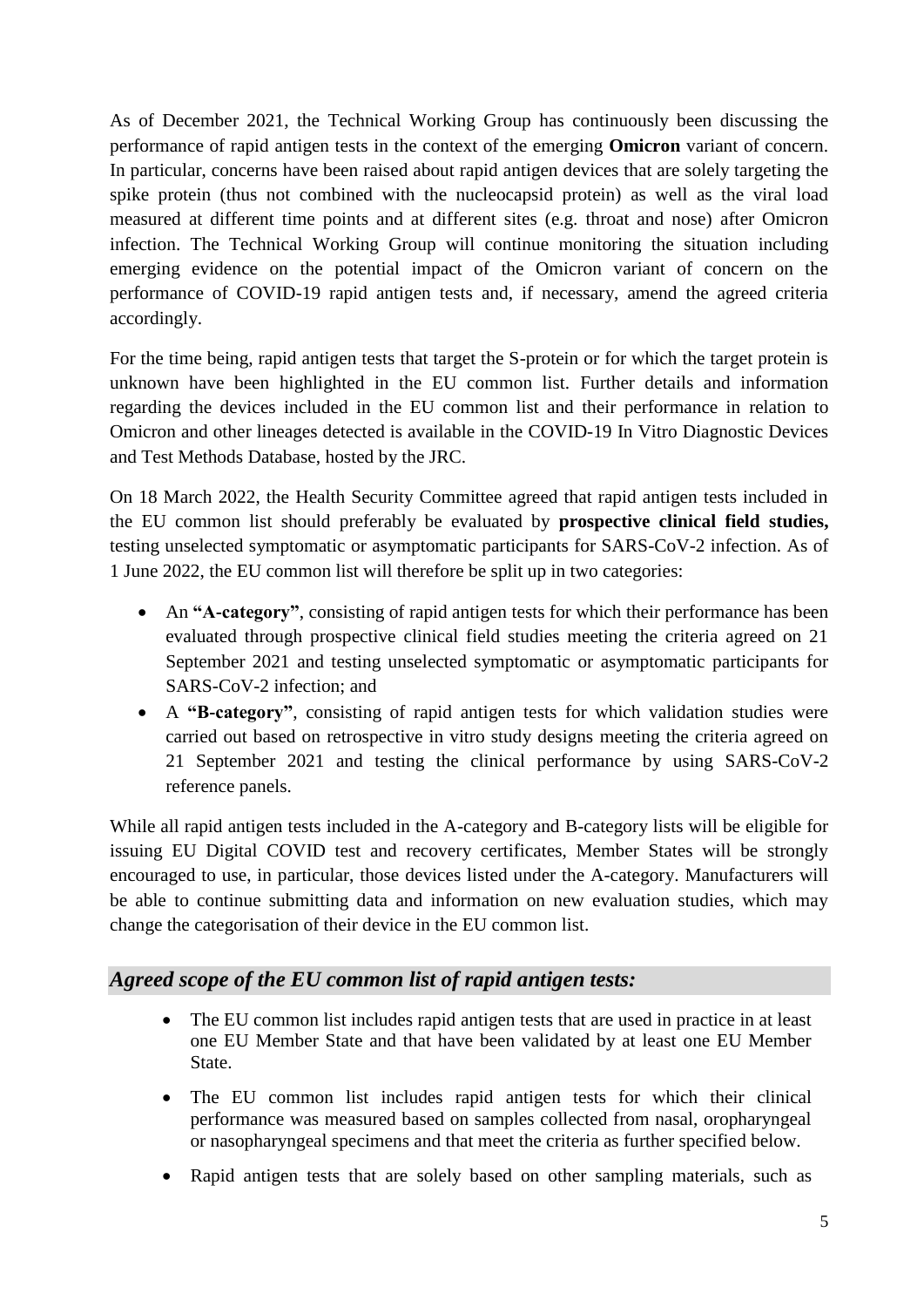As of December 2021, the Technical Working Group has continuously been discussing the performance of rapid antigen tests in the context of the emerging **Omicron** variant of concern. In particular, concerns have been raised about rapid antigen devices that are solely targeting the spike protein (thus not combined with the nucleocapsid protein) as well as the viral load measured at different time points and at different sites (e.g. throat and nose) after Omicron infection. The Technical Working Group will continue monitoring the situation including emerging evidence on the potential impact of the Omicron variant of concern on the performance of COVID-19 rapid antigen tests and, if necessary, amend the agreed criteria accordingly.

For the time being, rapid antigen tests that target the S-protein or for which the target protein is unknown have been highlighted in the EU common list. Further details and information regarding the devices included in the EU common list and their performance in relation to Omicron and other lineages detected is available in the COVID-19 In Vitro Diagnostic Devices and Test Methods Database, hosted by the JRC.

On 18 March 2022, the Health Security Committee agreed that rapid antigen tests included in the EU common list should preferably be evaluated by **prospective clinical field studies,** testing unselected symptomatic or asymptomatic participants for SARS-CoV-2 infection. As of 1 June 2022, the EU common list will therefore be split up in two categories:

- An **"A-category"**, consisting of rapid antigen tests for which their performance has been evaluated through prospective clinical field studies meeting the criteria agreed on 21 September 2021 and testing unselected symptomatic or asymptomatic participants for SARS-CoV-2 infection; and
- A **"B-category"**, consisting of rapid antigen tests for which validation studies were carried out based on retrospective in vitro study designs meeting the criteria agreed on 21 September 2021 and testing the clinical performance by using SARS-CoV-2 reference panels.

While all rapid antigen tests included in the A-category and B-category lists will be eligible for issuing EU Digital COVID test and recovery certificates, Member States will be strongly encouraged to use, in particular, those devices listed under the A-category. Manufacturers will be able to continue submitting data and information on new evaluation studies, which may change the categorisation of their device in the EU common list.

## *Agreed scope of the EU common list of rapid antigen tests:*

- The EU common list includes rapid antigen tests that are used in practice in at least one EU Member State and that have been validated by at least one EU Member State.
- The EU common list includes rapid antigen tests for which their clinical performance was measured based on samples collected from nasal, oropharyngeal or nasopharyngeal specimens and that meet the criteria as further specified below.
- Rapid antigen tests that are solely based on other sampling materials, such as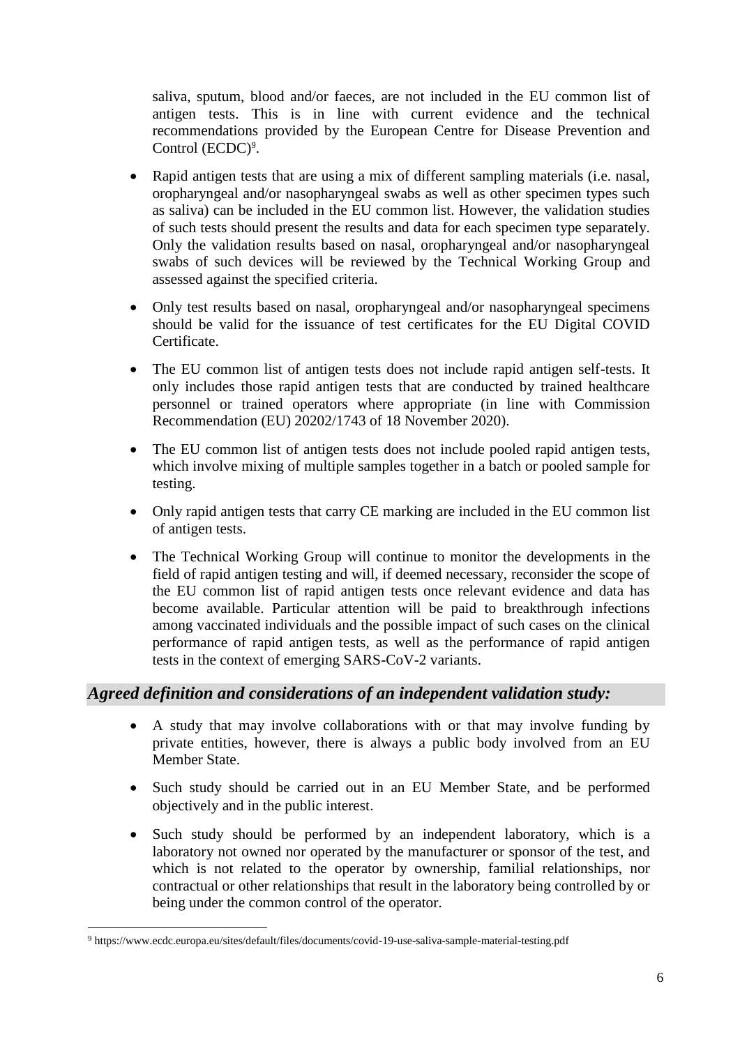saliva, sputum, blood and/or faeces, are not included in the EU common list of antigen tests. This is in line with current evidence and the technical recommendations provided by the European Centre for Disease Prevention and Control (ECDC)[9].

- Rapid antigen tests that are using a mix of different sampling materials (i.e. nasal, oropharyngeal and/or nasopharyngeal swabs as well as other specimen types such as saliva) can be included in the EU common list. However, the validation studies of such tests should present the results and data for each specimen type separately. Only the validation results based on nasal, oropharyngeal and/or nasopharyngeal swabs of such devices will be reviewed by the Technical Working Group and assessed against the specified criteria.
- Only test results based on nasal, oropharyngeal and/or nasopharyngeal specimens should be valid for the issuance of test certificates for the EU Digital COVID Certificate.
- The EU common list of antigen tests does not include rapid antigen self-tests. It only includes those rapid antigen tests that are conducted by trained healthcare personnel or trained operators where appropriate (in line with Commission Recommendation (EU) 20202/1743 of 18 November 2020).
- The EU common list of antigen tests does not include pooled rapid antigen tests, which involve mixing of multiple samples together in a batch or pooled sample for testing.
- Only rapid antigen tests that carry CE marking are included in the EU common list of antigen tests.
- The Technical Working Group will continue to monitor the developments in the field of rapid antigen testing and will, if deemed necessary, reconsider the scope of the EU common list of rapid antigen tests once relevant evidence and data has become available. Particular attention will be paid to breakthrough infections among vaccinated individuals and the possible impact of such cases on the clinical performance of rapid antigen tests, as well as the performance of rapid antigen tests in the context of emerging SARS-CoV-2 variants.

## *Agreed definition and considerations of an independent validation study:*

- A study that may involve collaborations with or that may involve funding by private entities, however, there is always a public body involved from an EU Member State.
- Such study should be carried out in an EU Member State, and be performed objectively and in the public interest.
- Such study should be performed by an independent laboratory, which is a laboratory not owned nor operated by the manufacturer or sponsor of the test, and which is not related to the operator by ownership, familial relationships, nor contractual or other relationships that result in the laboratory being controlled by or being under the common control of the operator.

[9] https://www.ecdc.europa.eu/sites/default/files/documents/covid-19-use-saliva-sample-material-testing.pdf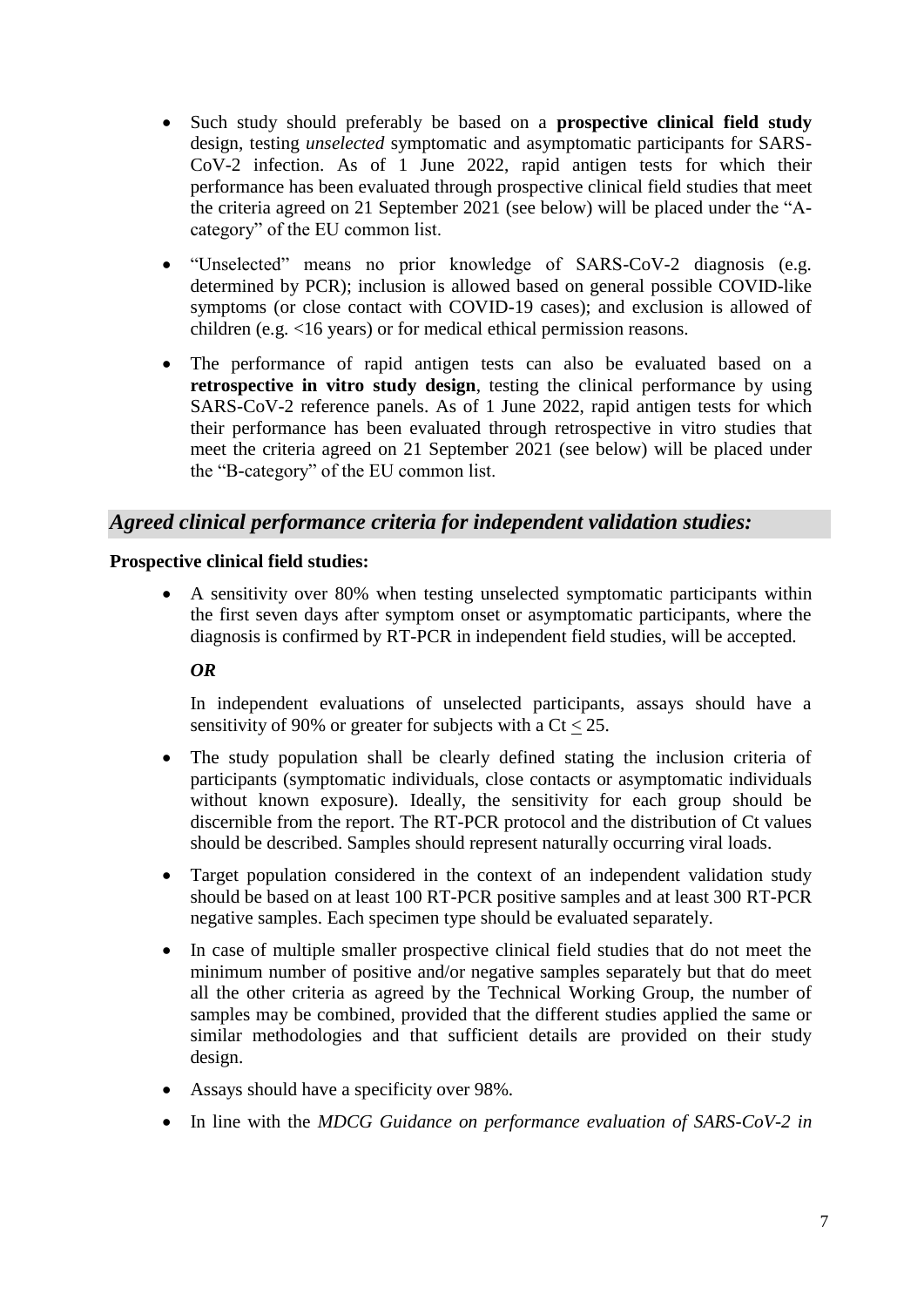- Such study should preferably be based on a **prospective clinical field study** design, testing *unselected* symptomatic and asymptomatic participants for SARS-CoV-2 infection. As of 1 June 2022, rapid antigen tests for which their performance has been evaluated through prospective clinical field studies that meet the criteria agreed on 21 September 2021 (see below) will be placed under the "A-category" of the EU common list.
- "Unselected" means no prior knowledge of SARS-CoV-2 diagnosis (e.g. determined by PCR); inclusion is allowed based on general possible COVID-like symptoms (or close contact with COVID-19 cases); and exclusion is allowed of children (e.g. <16 years) or for medical ethical permission reasons.
- The performance of rapid antigen tests can also be evaluated based on a **retrospective in vitro study design**, testing the clinical performance by using SARS-CoV-2 reference panels. As of 1 June 2022, rapid antigen tests for which their performance has been evaluated through retrospective in vitro studies that meet the criteria agreed on 21 September 2021 (see below) will be placed under the "B-category" of the EU common list.

## *Agreed clinical performance criteria for independent validation studies:*

**Prospective clinical field studies:**

- A sensitivity over 80% when testing unselected symptomatic participants within the first seven days after symptom onset or asymptomatic participants, where the diagnosis is confirmed by RT-PCR in independent field studies, will be accepted.

  ***OR***

  In independent evaluations of unselected participants, assays should have a sensitivity of 90% or greater for subjects with a Ct $\leq$ 25.
- The study population shall be clearly defined stating the inclusion criteria of participants (symptomatic individuals, close contacts or asymptomatic individuals without known exposure). Ideally, the sensitivity for each group should be discernible from the report. The RT-PCR protocol and the distribution of Ct values should be described. Samples should represent naturally occurring viral loads.
- Target population considered in the context of an independent validation study should be based on at least 100 RT-PCR positive samples and at least 300 RT-PCR negative samples. Each specimen type should be evaluated separately.
- In case of multiple smaller prospective clinical field studies that do not meet the minimum number of positive and/or negative samples separately but that do meet all the other criteria as agreed by the Technical Working Group, the number of samples may be combined, provided that the different studies applied the same or similar methodologies and that sufficient details are provided on their study design.
- Assays should have a specificity over 98%.
- In line with the *MDCG Guidance on performance evaluation of SARS-CoV-2 in*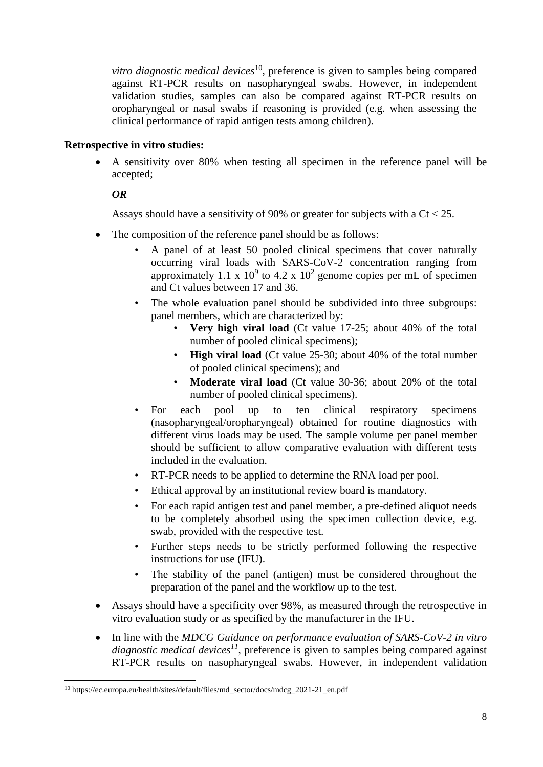*vitro diagnostic medical devices*[10], preference is given to samples being compared against RT-PCR results on nasopharyngeal swabs. However, in independent validation studies, samples can also be compared against RT-PCR results on oropharyngeal or nasal swabs if reasoning is provided (e.g. when assessing the clinical performance of rapid antigen tests among children).

**Retrospective in vitro studies:**

- A sensitivity over 80% when testing all specimen in the reference panel will be accepted;

  ***OR***

  Assays should have a sensitivity of 90% or greater for subjects with a Ct < 25.

- The composition of the reference panel should be as follows:
  - A panel of at least 50 pooled clinical specimens that cover naturally occurring viral loads with SARS-CoV-2 concentration ranging from approximately 1.1 x $10^9$ to 4.2 x $10^2$ genome copies per mL of specimen and Ct values between 17 and 36.
  - The whole evaluation panel should be subdivided into three subgroups: panel members, which are characterized by:
    - **Very high viral load** (Ct value 17-25; about 40% of the total number of pooled clinical specimens);
    - **High viral load** (Ct value 25-30; about 40% of the total number of pooled clinical specimens); and
    - **Moderate viral load** (Ct value 30-36; about 20% of the total number of pooled clinical specimens).
  - For each pool up to ten clinical respiratory specimens (nasopharyngeal/oropharyngeal) obtained for routine diagnostics with different virus loads may be used. The sample volume per panel member should be sufficient to allow comparative evaluation with different tests included in the evaluation.
  - RT-PCR needs to be applied to determine the RNA load per pool.
  - Ethical approval by an institutional review board is mandatory.
  - For each rapid antigen test and panel member, a pre-defined aliquot needs to be completely absorbed using the specimen collection device, e.g. swab, provided with the respective test.
  - Further steps needs to be strictly performed following the respective instructions for use (IFU).
  - The stability of the panel (antigen) must be considered throughout the preparation of the panel and the workflow up to the test.

- Assays should have a specificity over 98%, as measured through the retrospective in vitro evaluation study or as specified by the manufacturer in the IFU.

- In line with the *MDCG Guidance on performance evaluation of SARS-CoV-2 in vitro diagnostic medical devices*[11], preference is given to samples being compared against RT-PCR results on nasopharyngeal swabs. However, in independent validation

[10] https://ec.europa.eu/health/sites/default/files/md_sector/docs/mdcg_2021-21_en.pdf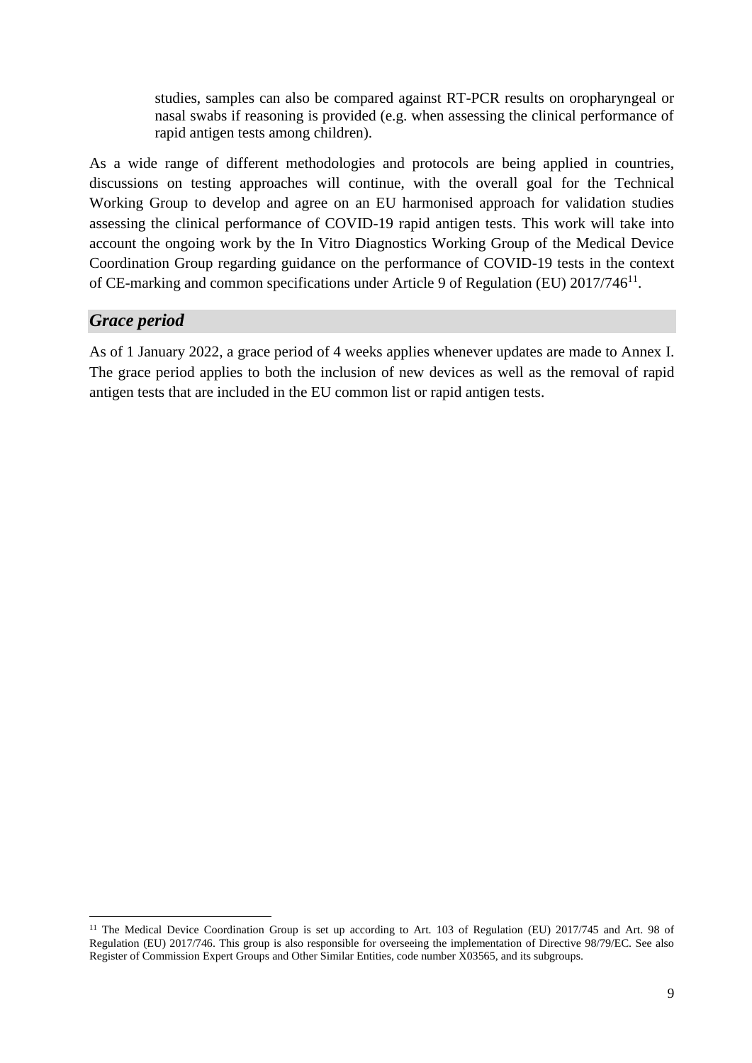studies, samples can also be compared against RT-PCR results on oropharyngeal or nasal swabs if reasoning is provided (e.g. when assessing the clinical performance of rapid antigen tests among children).

As a wide range of different methodologies and protocols are being applied in countries, discussions on testing approaches will continue, with the overall goal for the Technical Working Group to develop and agree on an EU harmonised approach for validation studies assessing the clinical performance of COVID-19 rapid antigen tests. This work will take into account the ongoing work by the In Vitro Diagnostics Working Group of the Medical Device Coordination Group regarding guidance on the performance of COVID-19 tests in the context of CE-marking and common specifications under Article 9 of Regulation (EU) 2017/746[11].

## *Grace period*

As of 1 January 2022, a grace period of 4 weeks applies whenever updates are made to Annex I. The grace period applies to both the inclusion of new devices as well as the removal of rapid antigen tests that are included in the EU common list or rapid antigen tests.

---

[11] The Medical Device Coordination Group is set up according to Art. 103 of Regulation (EU) 2017/745 and Art. 98 of Regulation (EU) 2017/746. This group is also responsible for overseeing the implementation of Directive 98/79/EC. See also Register of Commission Expert Groups and Other Similar Entities, code number X03565, and its subgroups.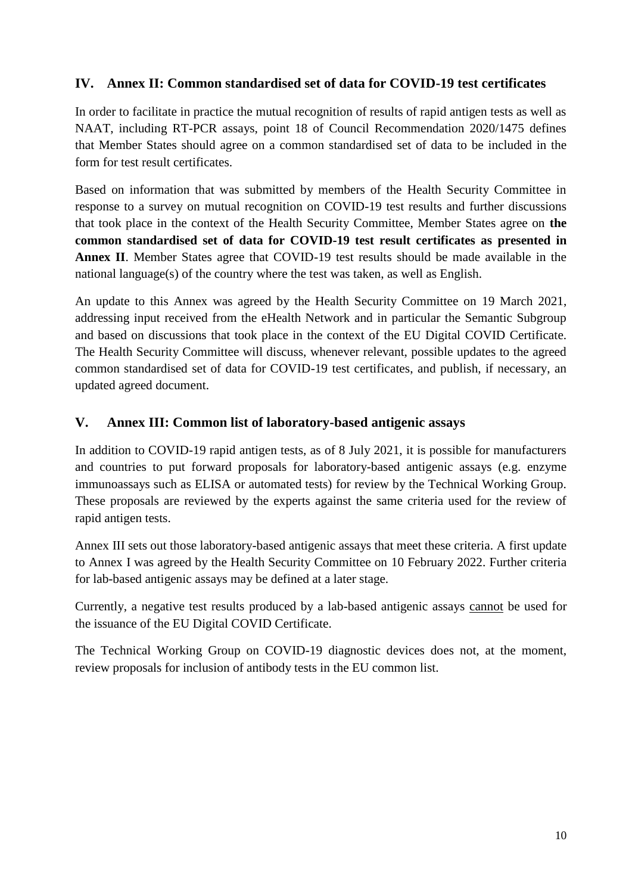## IV. Annex II: Common standardised set of data for COVID-19 test certificates

In order to facilitate in practice the mutual recognition of results of rapid antigen tests as well as NAAT, including RT-PCR assays, point 18 of Council Recommendation 2020/1475 defines that Member States should agree on a common standardised set of data to be included in the form for test result certificates.

Based on information that was submitted by members of the Health Security Committee in response to a survey on mutual recognition on COVID-19 test results and further discussions that took place in the context of the Health Security Committee, Member States agree on **the common standardised set of data for COVID-19 test result certificates as presented in Annex II**. Member States agree that COVID-19 test results should be made available in the national language(s) of the country where the test was taken, as well as English.

An update to this Annex was agreed by the Health Security Committee on 19 March 2021, addressing input received from the eHealth Network and in particular the Semantic Subgroup and based on discussions that took place in the context of the EU Digital COVID Certificate. The Health Security Committee will discuss, whenever relevant, possible updates to the agreed common standardised set of data for COVID-19 test certificates, and publish, if necessary, an updated agreed document.

## V. Annex III: Common list of laboratory-based antigenic assays

In addition to COVID-19 rapid antigen tests, as of 8 July 2021, it is possible for manufacturers and countries to put forward proposals for laboratory-based antigenic assays (e.g. enzyme immunoassays such as ELISA or automated tests) for review by the Technical Working Group. These proposals are reviewed by the experts against the same criteria used for the review of rapid antigen tests.

Annex III sets out those laboratory-based antigenic assays that meet these criteria. A first update to Annex I was agreed by the Health Security Committee on 10 February 2022. Further criteria for lab-based antigenic assays may be defined at a later stage.

Currently, a negative test results produced by a lab-based antigenic assays cannot be used for the issuance of the EU Digital COVID Certificate.

The Technical Working Group on COVID-19 diagnostic devices does not, at the moment, review proposals for inclusion of antibody tests in the EU common list.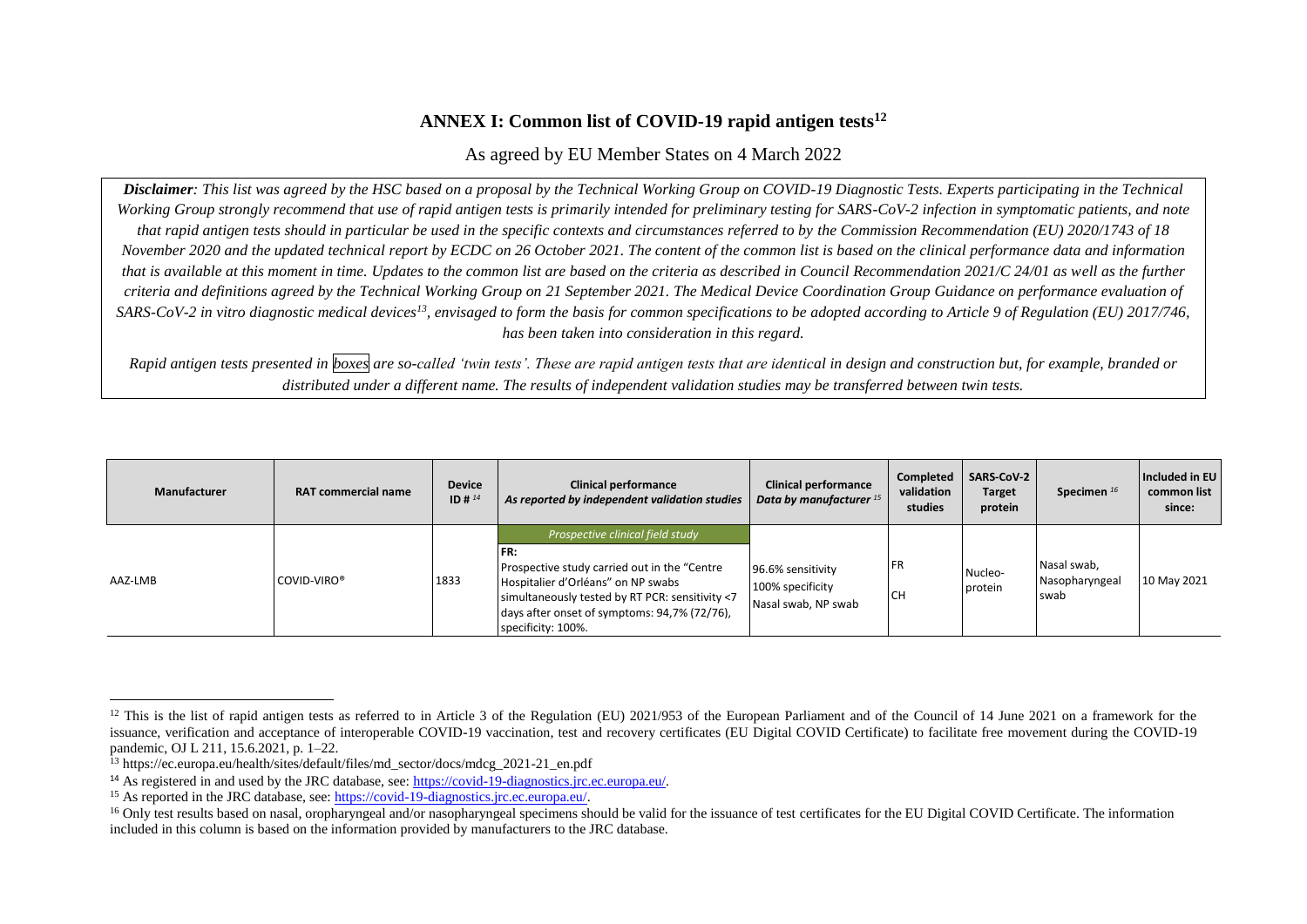## ANNEX I: Common list of COVID-19 rapid antigen tests[12]

As agreed by EU Member States on 4 March 2022

***Disclaimer**: This list was agreed by the HSC based on a proposal by the Technical Working Group on COVID-19 Diagnostic Tests. Experts participating in the Technical Working Group strongly recommend that use of rapid antigen tests is primarily intended for preliminary testing for SARS-CoV-2 infection in symptomatic patients, and note that rapid antigen tests should in particular be used in the specific contexts and circumstances referred to by the Commission Recommendation (EU) 2020/1743 of 18 November 2020 and the updated technical report by ECDC on 26 October 2021. The content of the common list is based on the clinical performance data and information that is available at this moment in time. Updates to the common list are based on the criteria as described in Council Recommendation 2021/C 24/01 as well as the further criteria and definitions agreed by the Technical Working Group on 21 September 2021. The Medical Device Coordination Group Guidance on performance evaluation of SARS-CoV-2 in vitro diagnostic medical devices[13], envisaged to form the basis for common specifications to be adopted according to Article 9 of Regulation (EU) 2017/746, has been taken into consideration in this regard.*

*Rapid antigen tests presented in boxes are so-called 'twin tests'. These are rapid antigen tests that are identical in design and construction but, for example, branded or distributed under a different name. The results of independent validation studies may be transferred between twin tests.*

| Manufacturer | RAT commercial name | Device ID # [14] | Clinical performance *As reported by independent validation studies* | Clinical performance *Data by manufacturer* [15] | Completed validation studies | SARS-CoV-2 Target protein | Specimen [16] | Included in EU common list since: |
|---|---|---|---|---|---|---|---|---|
| AAZ-LMB | COVID-VIRO® | 1833 | *Prospective clinical field study*<br>**FR:**<br>Prospective study carried out in the "Centre Hospitalier d'Orléans" on NP swabs simultaneously tested by RT PCR: sensitivity <7 days after onset of symptoms: 94,7% (72/76), specificity: 100%. | 96.6% sensitivity<br>100% specificity<br>Nasal swab, NP swab | FR<br>CH | Nucleo-protein | Nasal swab, Nasopharyngeal swab | 10 May 2021 |

[12] This is the list of rapid antigen tests as referred to in Article 3 of the Regulation (EU) 2021/953 of the European Parliament and of the Council of 14 June 2021 on a framework for the issuance, verification and acceptance of interoperable COVID-19 vaccination, test and recovery certificates (EU Digital COVID Certificate) to facilitate free movement during the COVID-19 pandemic, OJ L 211, 15.6.2021, p. 1–22.

[13] https://ec.europa.eu/health/sites/default/files/md_sector/docs/mdcg_2021-21_en.pdf

[14] As registered in and used by the JRC database, see: https://covid-19-diagnostics.jrc.ec.europa.eu/.

[15] As reported in the JRC database, see: https://covid-19-diagnostics.jrc.ec.europa.eu/.

[16] Only test results based on nasal, oropharyngeal and/or nasopharyngeal specimens should be valid for the issuance of test certificates for the EU Digital COVID Certificate. The information included in this column is based on the information provided by manufacturers to the JRC database.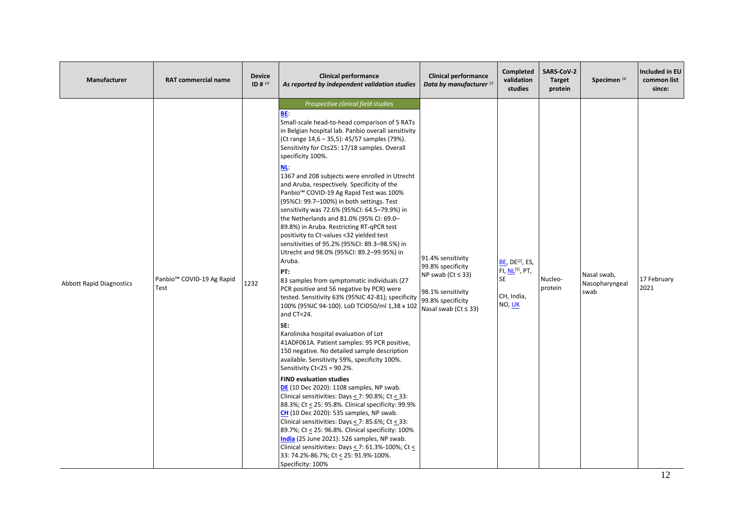| Manufacturer | RAT commercial name | Device ID # [14] | Clinical performance *As reported by independent validation studies* | Clinical performance *Data by manufacturer* [15] | Completed validation studies | SARS-CoV-2 Target protein | Specimen [16] | Included in EU common list since: |
|---|---|---|---|---|---|---|---|---|
| Abbott Rapid Diagnostics | Panbio™ COVID-19 Ag Rapid Test | 1232 | *Prospective clinical field studies*<br>**BE**:<br>Small-scale head-to-head comparison of 5 RATs in Belgian hospital lab. Panbio overall sensitivity (Ct range 14,6 – 35,5): 45/57 samples (79%). Sensitivity for Ct≤25: 17/18 samples. Overall specificity 100%.<br>**NL**:<br>1367 and 208 subjects were enrolled in Utrecht and Aruba, respectively. Specificity of the Panbio™ COVID-19 Ag Rapid Test was 100% (95%CI: 99.7–100%) in both settings. Test sensitivity was 72.6% (95%CI: 64.5–79.9%) in the Netherlands and 81.0% (95% CI: 69.0–89.8%) in Aruba. Restricting RT-qPCR test positivity to Ct-values <32 yielded test sensitivities of 95.2% (95%CI: 89.3–98.5%) in Utrecht and 98.0% (95%CI: 89.2–99.95%) in Aruba.<br>**PT:**<br>83 samples from symptomatic individuals (27 PCR positive and 56 negative by PCR) were tested. Sensitivity 63% (95%IC 42-81); specificity 100% (95%IC 94-100). LoD TCID50/ml 1,38 x 102 and CT<24.<br>**SE:**<br>Karolinska hospital evaluation of Lot 41ADF061A. Patient samples: 95 PCR positive, 150 negative. No detailed sample description available. Sensitivity 59%, specificity 100%. Sensitivity Ct<25 = 90.2%.<br>**FIND evaluation studies**<br>**DE** (10 Dec 2020): 1108 samples, NP swab. Clinical sensitivities: Days ≤ 7: 90.8%; Ct ≤ 33: 88.3%; Ct ≤ 25: 95.8%. Clinical specificity: 99.9%<br>**CH** (10 Dec 2020): 535 samples, NP swab. Clinical sensitivities: Days ≤ 7: 85.6%; Ct ≤ 33: 89.7%; Ct ≤ 25: 96.8%. Clinical specificity: 100%<br>**India** (25 June 2021): 526 samples, NP swab. Clinical sensitivities: Days ≤ 7: 61.3%-100%; Ct ≤ 33: 74.2%-86.7%; Ct ≤ 25: 91.9%-100%. Specificity: 100% | 91.4% sensitivity<br>99.8% specificity<br>NP swab (Ct ≤ 33)<br><br>98.1% sensitivity<br>99.8% specificity<br>Nasal swab (Ct ≤ 33) | BE, DE[2], ES, FI, NL[5], PT, SE<br><br>CH, India, NO, UK | Nucleo-protein | Nasal swab, Nasopharyngeal swab | 17 February 2021 |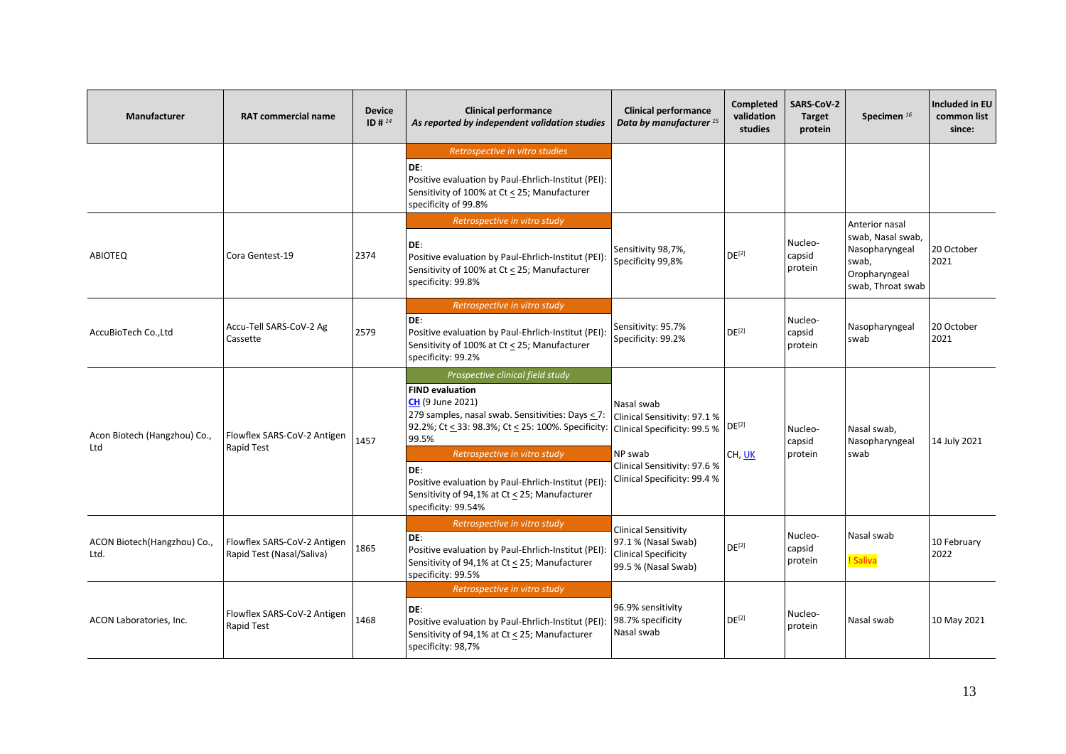| Manufacturer | RAT commercial name | Device ID # [14] | Clinical performance *As reported by independent validation studies* | Clinical performance *Data by manufacturer* [15] | Completed validation studies | SARS-CoV-2 Target protein | Specimen [16] | Included in EU common list since: |
|---|---|---|---|---|---|---|---|---|
| | | | *Retrospective in vitro studies* **DE**: Positive evaluation by Paul-Ehrlich-Institut (PEI): Sensitivity of 100% at Ct < 25; Manufacturer specificity of 99.8% | | | | | |
| ABIOTEQ | Cora Gentest-19 | 2374 | *Retrospective in vitro study* **DE**: Positive evaluation by Paul-Ehrlich-Institut (PEI): Sensitivity of 100% at Ct < 25; Manufacturer specificity: 99.8% | Sensitivity 98,7%, Specificity 99,8% | DE[2] | Nucleo-capsid protein | Anterior nasal swab, Nasal swab, Nasopharyngeal swab, Oropharyngeal swab, Throat swab | 20 October 2021 |
| AccuBioTech Co.,Ltd | Accu-Tell SARS-CoV-2 Ag Cassette | 2579 | *Retrospective in vitro study* **DE**: Positive evaluation by Paul-Ehrlich-Institut (PEI): Sensitivity of 100% at Ct < 25; Manufacturer specificity: 99.2% | Sensitivity: 95.7% Specificity: 99.2% | DE[2] | Nucleo-capsid protein | Nasopharyngeal swab | 20 October 2021 |
| Acon Biotech (Hangzhou) Co., Ltd | Flowflex SARS-CoV-2 Antigen Rapid Test | 1457 | *Prospective clinical field study* **FIND evaluation** CH (9 June 2021) 279 samples, nasal swab. Sensitivities: Days < 7: 92.2%; Ct < 33: 98.3%; Ct < 25: 100%. Specificity: 99.5% *Retrospective in vitro study* **DE**: Positive evaluation by Paul-Ehrlich-Institut (PEI): Sensitivity of 94,1% at Ct < 25; Manufacturer specificity: 99.54% | Nasal swab Clinical Sensitivity: 97.1 % Clinical Specificity: 99.5 % NP swab Clinical Sensitivity: 97.6 % Clinical Specificity: 99.4 % | DE[2] CH, UK | Nucleo-capsid protein | Nasal swab, Nasopharyngeal swab | 14 July 2021 |
| ACON Biotech(Hangzhou) Co., Ltd. | Flowflex SARS-CoV-2 Antigen Rapid Test (Nasal/Saliva) | 1865 | *Retrospective in vitro study* **DE**: Positive evaluation by Paul-Ehrlich-Institut (PEI): Sensitivity of 94,1% at Ct < 25; Manufacturer specificity: 99.5% | Clinical Sensitivity 97.1 % (Nasal Swab) Clinical Specificity 99.5 % (Nasal Swab) | DE[2] | Nucleo-capsid protein | Nasal swab ! Saliva | 10 February 2022 |
| ACON Laboratories, Inc. | Flowflex SARS-CoV-2 Antigen Rapid Test | 1468 | *Retrospective in vitro study* **DE**: Positive evaluation by Paul-Ehrlich-Institut (PEI): Sensitivity of 94,1% at Ct < 25; Manufacturer specificity: 98,7% | 96.9% sensitivity 98.7% specificity Nasal swab | DE[2] | Nucleo-protein | Nasal swab | 10 May 2021 |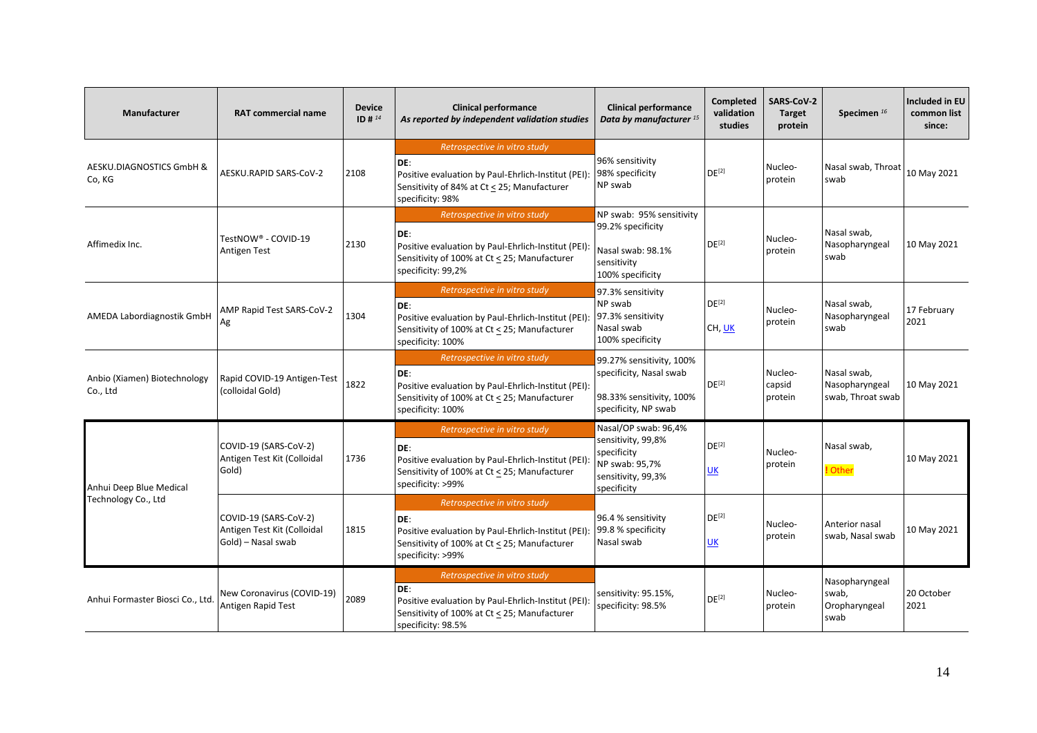| Manufacturer | RAT commercial name | Device ID # [14] | Clinical performance *As reported by independent validation studies* | Clinical performance *Data by manufacturer [15]* | Completed validation studies | SARS-CoV-2 Target protein | Specimen [16] | Included in EU common list since: |
|---|---|---|---|---|---|---|---|---|
| AESKU.DIAGNOSTICS GmbH & Co, KG | AESKU.RAPID SARS-CoV-2 | 2108 | *Retrospective in vitro study*<br>DE:<br>Positive evaluation by Paul-Ehrlich-Institut (PEI): Sensitivity of 84% at Ct < 25; Manufacturer specificity: 98% | 96% sensitivity<br>98% specificity<br>NP swab | DE[2] | Nucleo-protein | Nasal swab, Throat swab | 10 May 2021 |
| Affimedix Inc. | TestNOW® - COVID-19 Antigen Test | 2130 | *Retrospective in vitro study*<br>DE:<br>Positive evaluation by Paul-Ehrlich-Institut (PEI): Sensitivity of 100% at Ct < 25; Manufacturer specificity: 99,2% | NP swab: 95% sensitivity<br>99.2% specificity<br><br>Nasal swab: 98.1% sensitivity<br>100% specificity | DE[2] | Nucleo-protein | Nasal swab, Nasopharyngeal swab | 10 May 2021 |
| AMEDA Labordiagnostik GmbH | AMP Rapid Test SARS-CoV-2 Ag | 1304 | *Retrospective in vitro study*<br>DE:<br>Positive evaluation by Paul-Ehrlich-Institut (PEI): Sensitivity of 100% at Ct < 25; Manufacturer specificity: 100% | 97.3% sensitivity<br>NP swab<br>97.3% sensitivity<br>Nasal swab<br>100% specificity | DE[2]<br>CH, UK | Nucleo-protein | Nasal swab, Nasopharyngeal swab | 17 February 2021 |
| Anbio (Xiamen) Biotechnology Co., Ltd | Rapid COVID-19 Antigen-Test (colloidal Gold) | 1822 | *Retrospective in vitro study*<br>DE:<br>Positive evaluation by Paul-Ehrlich-Institut (PEI): Sensitivity of 100% at Ct < 25; Manufacturer specificity: 100% | 99.27% sensitivity, 100% specificity, Nasal swab<br><br>98.33% sensitivity, 100% specificity, NP swab | DE[2] | Nucleo-capsid protein | Nasal swab, Nasopharyngeal swab, Throat swab | 10 May 2021 |
| Anhui Deep Blue Medical Technology Co., Ltd | COVID-19 (SARS-CoV-2) Antigen Test Kit (Colloidal Gold) | 1736 | *Retrospective in vitro study*<br>DE:<br>Positive evaluation by Paul-Ehrlich-Institut (PEI): Sensitivity of 100% at Ct < 25; Manufacturer specificity: >99% | Nasal/OP swab: 96,4% sensitivity, 99,8% specificity<br>NP swab: 95,7% sensitivity, 99,3% specificity | DE[2]<br>UK | Nucleo-protein | Nasal swab,<br>! Other | 10 May 2021 |
| Anhui Deep Blue Medical Technology Co., Ltd | COVID-19 (SARS-CoV-2) Antigen Test Kit (Colloidal Gold) – Nasal swab | 1815 | *Retrospective in vitro study*<br>DE:<br>Positive evaluation by Paul-Ehrlich-Institut (PEI): Sensitivity of 100% at Ct < 25; Manufacturer specificity: >99% | 96.4 % sensitivity<br>99.8 % specificity<br>Nasal swab | DE[2]<br>UK | Nucleo-protein | Anterior nasal swab, Nasal swab | 10 May 2021 |
| Anhui Formaster Biosci Co., Ltd. | New Coronavirus (COVID-19) Antigen Rapid Test | 2089 | *Retrospective in vitro study*<br>DE:<br>Positive evaluation by Paul-Ehrlich-Institut (PEI): Sensitivity of 100% at Ct < 25; Manufacturer specificity: 98.5% | sensitivity: 95.15%, specificity: 98.5% | DE[2] | Nucleo-protein | Nasopharyngeal swab, Oropharyngeal swab | 20 October 2021 |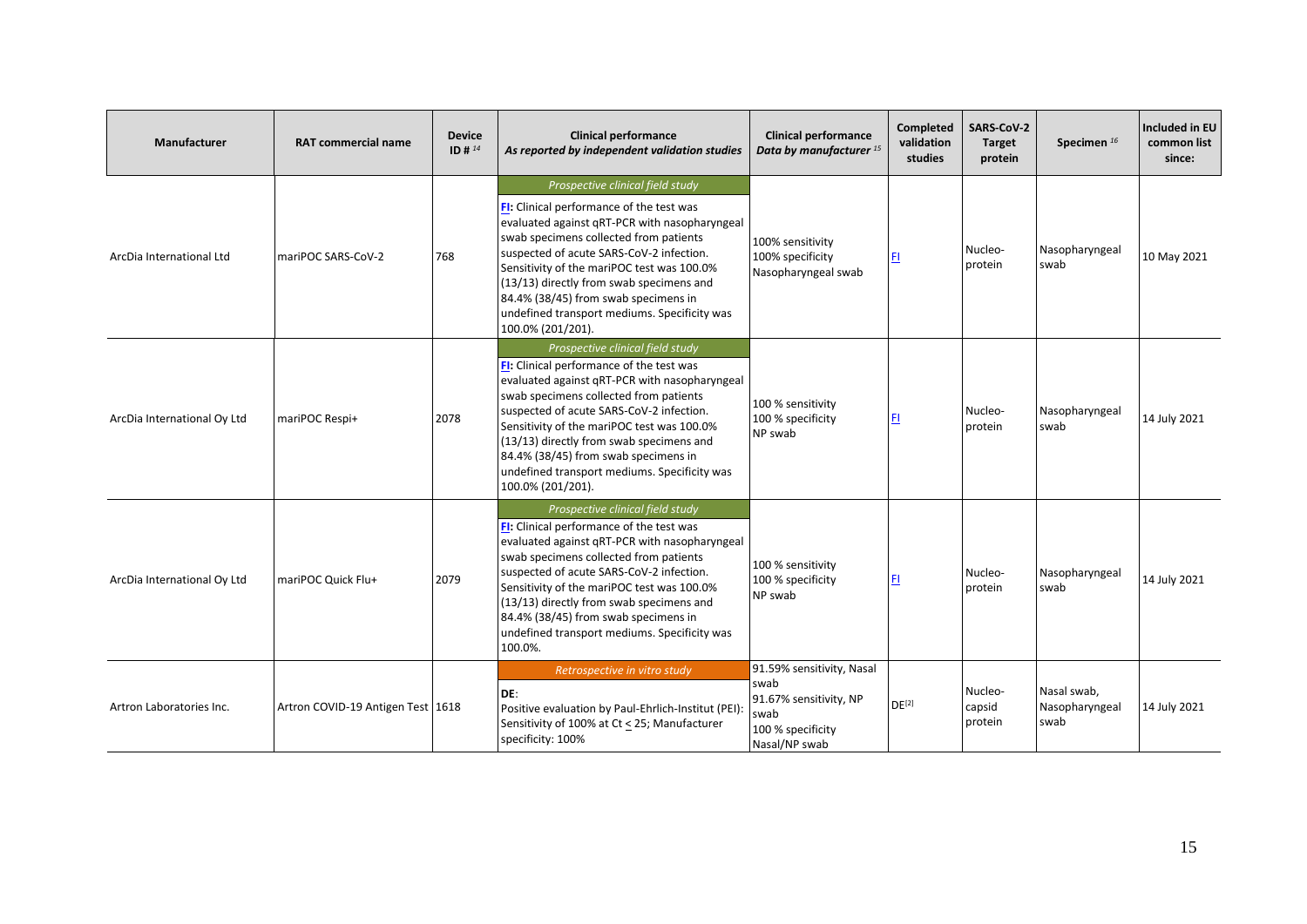| Manufacturer | RAT commercial name | Device ID # [14] | Clinical performance *As reported by independent validation studies* | Clinical performance *Data by manufacturer* [15] | Completed validation studies | SARS-CoV-2 Target protein | Specimen [16] | Included in EU common list since: |
|---|---|---|---|---|---|---|---|---|
| ArcDia International Ltd | mariPOC SARS-CoV-2 | 768 | *Prospective clinical field study* <br> **FI:** Clinical performance of the test was evaluated against qRT-PCR with nasopharyngeal swab specimens collected from patients suspected of acute SARS-CoV-2 infection. Sensitivity of the mariPOC test was 100.0% (13/13) directly from swab specimens and 84.4% (38/45) from swab specimens in undefined transport mediums. Specificity was 100.0% (201/201). | 100% sensitivity <br> 100% specificity <br> Nasopharyngeal swab | FI | Nucleo-protein | Nasopharyngeal swab | 10 May 2021 |
| ArcDia International Oy Ltd | mariPOC Respi+ | 2078 | *Prospective clinical field study* <br> **FI:** Clinical performance of the test was evaluated against qRT-PCR with nasopharyngeal swab specimens collected from patients suspected of acute SARS-CoV-2 infection. Sensitivity of the mariPOC test was 100.0% (13/13) directly from swab specimens and 84.4% (38/45) from swab specimens in undefined transport mediums. Specificity was 100.0% (201/201). | 100 % sensitivity <br> 100 % specificity <br> NP swab | FI | Nucleo-protein | Nasopharyngeal swab | 14 July 2021 |
| ArcDia International Oy Ltd | mariPOC Quick Flu+ | 2079 | *Prospective clinical field study* <br> **FI:** Clinical performance of the test was evaluated against qRT-PCR with nasopharyngeal swab specimens collected from patients suspected of acute SARS-CoV-2 infection. Sensitivity of the mariPOC test was 100.0% (13/13) directly from swab specimens and 84.4% (38/45) from swab specimens in undefined transport mediums. Specificity was 100.0%. | 100 % sensitivity <br> 100 % specificity <br> NP swab | FI | Nucleo-protein | Nasopharyngeal swab | 14 July 2021 |
| Artron Laboratories Inc. | Artron COVID-19 Antigen Test | 1618 | *Retrospective in vitro study* <br> **DE**: <br> Positive evaluation by Paul-Ehrlich-Institut (PEI): Sensitivity of 100% at Ct $\leq$ 25; Manufacturer specificity: 100% | 91.59% sensitivity, Nasal swab <br> 91.67% sensitivity, NP swab <br> 100 % specificity Nasal/NP swab | DE[2] | Nucleo-capsid protein | Nasal swab, Nasopharyngeal swab | 14 July 2021 |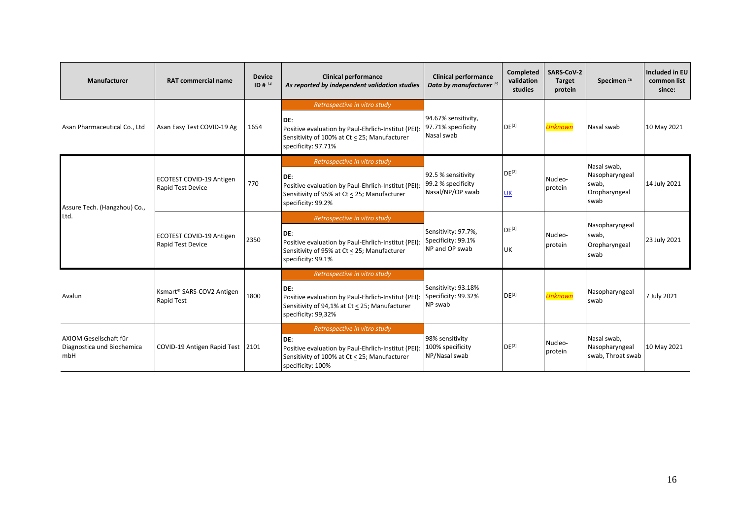| Manufacturer | RAT commercial name | Device ID # [14] | Clinical performance *As reported by independent validation studies* | Clinical performance *Data by manufacturer* [15] | Completed validation studies | SARS-CoV-2 Target protein | Specimen [16] | Included in EU common list since: |
|---|---|---|---|---|---|---|---|---|
| Asan Pharmaceutical Co., Ltd | Asan Easy Test COVID-19 Ag | 1654 | *Retrospective in vitro study*<br>**DE**:<br>Positive evaluation by Paul-Ehrlich-Institut (PEI): Sensitivity of 100% at Ct ≤ 25; Manufacturer specificity: 97.71% | 94.67% sensitivity, 97.71% specificity Nasal swab | DE[2] | *Unknown* | Nasal swab | 10 May 2021 |
| Assure Tech. (Hangzhou) Co., Ltd. | ECOTEST COVID-19 Antigen Rapid Test Device | 770 | *Retrospective in vitro study*<br>**DE**:<br>Positive evaluation by Paul-Ehrlich-Institut (PEI): Sensitivity of 95% at Ct ≤ 25; Manufacturer specificity: 99.2% | 92.5 % sensitivity 99.2 % specificity Nasal/NP/OP swab | DE[2]<br>UK | Nucleo-protein | Nasal swab, Nasopharyngeal swab, Oropharyngeal swab | 14 July 2021 |
| | ECOTEST COVID-19 Antigen Rapid Test Device | 2350 | *Retrospective in vitro study*<br>**DE**:<br>Positive evaluation by Paul-Ehrlich-Institut (PEI): Sensitivity of 95% at Ct ≤ 25; Manufacturer specificity: 99.1% | Sensitivity: 97.7%, Specificity: 99.1% NP and OP swab | DE[2]<br>UK | Nucleo-protein | Nasopharyngeal swab, Oropharyngeal swab | 23 July 2021 |
| Avalun | Ksmart® SARS-COV2 Antigen Rapid Test | 1800 | *Retrospective in vitro study*<br>**DE:**<br>Positive evaluation by Paul-Ehrlich-Institut (PEI): Sensitivity of 94,1% at Ct ≤ 25; Manufacturer specificity: 99,32% | Sensitivity: 93.18% Specificity: 99.32% NP swab | DE[2] | *Unknown* | Nasopharyngeal swab | 7 July 2021 |
| AXIOM Gesellschaft für Diagnostica und Biochemica mbH | COVID-19 Antigen Rapid Test | 2101 | *Retrospective in vitro study*<br>**DE**:<br>Positive evaluation by Paul-Ehrlich-Institut (PEI): Sensitivity of 100% at Ct ≤ 25; Manufacturer specificity: 100% | 98% sensitivity 100% specificity NP/Nasal swab | DE[2] | Nucleo-protein | Nasal swab, Nasopharyngeal swab, Throat swab | 10 May 2021 |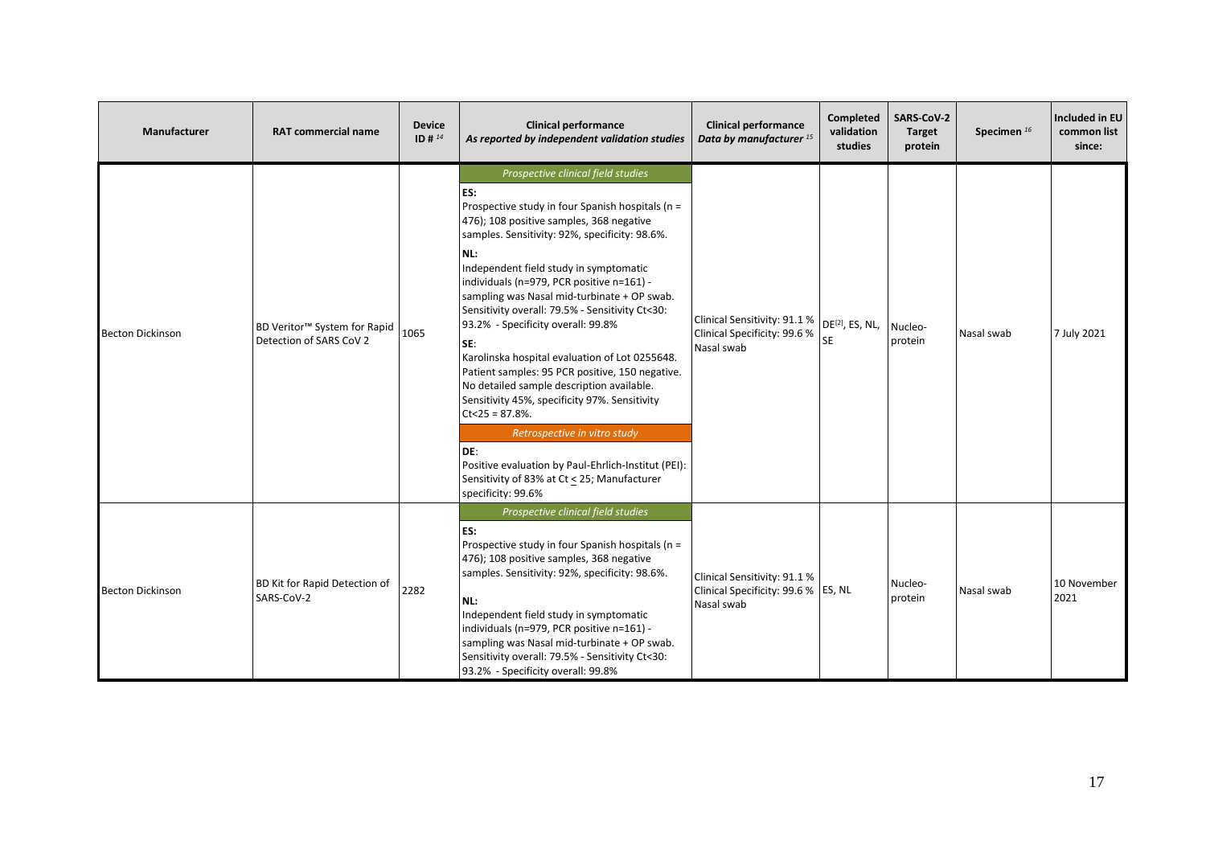| Manufacturer | RAT commercial name | Device ID # [14] | Clinical performance *As reported by independent validation studies* | Clinical performance *Data by manufacturer* [15] | Completed validation studies | SARS-CoV-2 Target protein | Specimen [16] | Included in EU common list since: |
|---|---|---|---|---|---|---|---|---|
| Becton Dickinson | BD Veritor™ System for Rapid Detection of SARS CoV 2 | 1065 | *Prospective clinical field studies*<br>**ES:**<br>Prospective study in four Spanish hospitals (n = 476); 108 positive samples, 368 negative samples. Sensitivity: 92%, specificity: 98.6%.<br>**NL:**<br>Independent field study in symptomatic individuals (n=979, PCR positive n=161) - sampling was Nasal mid-turbinate + OP swab. Sensitivity overall: 79.5% - Sensitivity Ct<30: 93.2% - Specificity overall: 99.8%<br>**SE**:<br>Karolinska hospital evaluation of Lot 0255648. Patient samples: 95 PCR positive, 150 negative. No detailed sample description available. Sensitivity 45%, specificity 97%. Sensitivity Ct<25 = 87.8%.<br>*Retrospective in vitro study*<br>**DE**:<br>Positive evaluation by Paul-Ehrlich-Institut (PEI): Sensitivity of 83% at Ct ≤ 25; Manufacturer specificity: 99.6% | Clinical Sensitivity: 91.1 % Clinical Specificity: 99.6 % Nasal swab | DE[2], ES, NL, SE | Nucleo-protein | Nasal swab | 7 July 2021 |
| Becton Dickinson | BD Kit for Rapid Detection of SARS-CoV-2 | 2282 | *Prospective clinical field studies*<br>**ES:**<br>Prospective study in four Spanish hospitals (n = 476); 108 positive samples, 368 negative samples. Sensitivity: 92%, specificity: 98.6%.<br>**NL:**<br>Independent field study in symptomatic individuals (n=979, PCR positive n=161) - sampling was Nasal mid-turbinate + OP swab. Sensitivity overall: 79.5% - Sensitivity Ct<30: 93.2% - Specificity overall: 99.8% | Clinical Sensitivity: 91.1 % Clinical Specificity: 99.6 % Nasal swab | ES, NL | Nucleo-protein | Nasal swab | 10 November 2021 |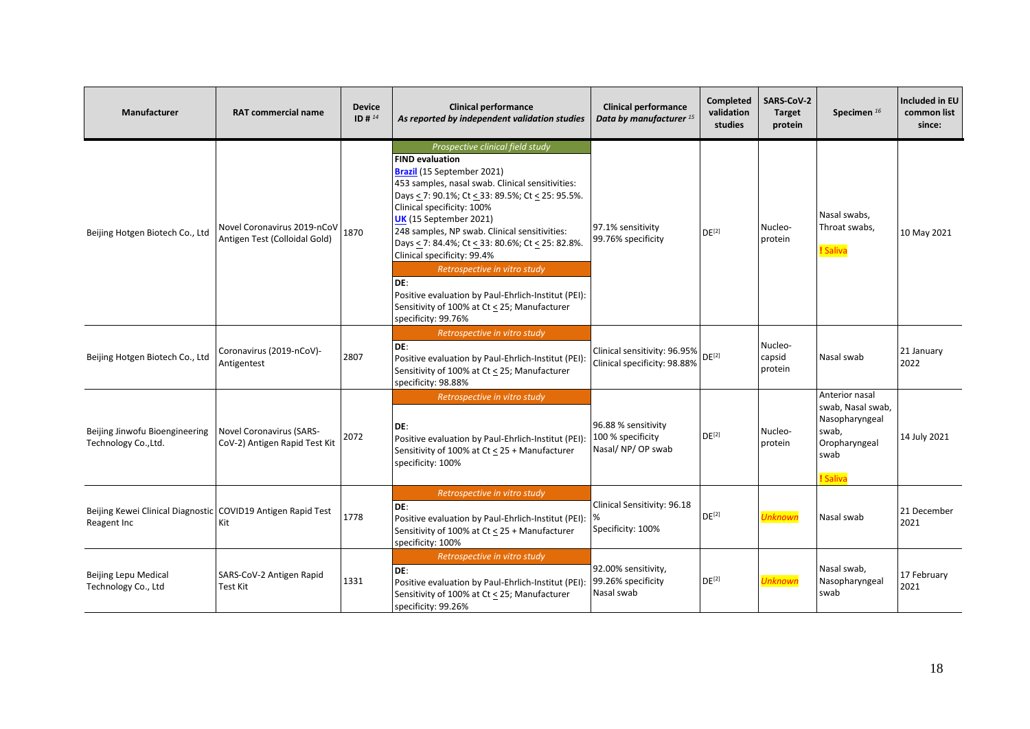| Manufacturer | RAT commercial name | Device ID # [14] | Clinical performance *As reported by independent validation studies* | Clinical performance *Data by manufacturer* [15] | Completed validation studies | SARS-CoV-2 Target protein | Specimen [16] | Included in EU common list since: |
|---|---|---|---|---|---|---|---|---|
| Beijing Hotgen Biotech Co., Ltd | Novel Coronavirus 2019-nCoV Antigen Test (Colloidal Gold) | 1870 | *Prospective clinical field study*<br>**FIND evaluation**<br>**Brazil** (15 September 2021)<br>453 samples, nasal swab. Clinical sensitivities: Days ≤ 7: 90.1%; Ct ≤ 33: 89.5%; Ct ≤ 25: 95.5%. Clinical specificity: 100%<br>**UK** (15 September 2021)<br>248 samples, NP swab. Clinical sensitivities: Days ≤ 7: 84.4%; Ct ≤ 33: 80.6%; Ct ≤ 25: 82.8%. Clinical specificity: 99.4%<br>*Retrospective in vitro study*<br>DE:<br>Positive evaluation by Paul-Ehrlich-Institut (PEI): Sensitivity of 100% at Ct ≤ 25; Manufacturer specificity: 99.76% | 97.1% sensitivity<br>99.76% specificity | DE[2] | Nucleo-protein | Nasal swabs,<br>Throat swabs,<br>! Saliva | 10 May 2021 |
| Beijing Hotgen Biotech Co., Ltd | Coronavirus (2019-nCoV)-Antigentest | 2807 | *Retrospective in vitro study*<br>DE:<br>Positive evaluation by Paul-Ehrlich-Institut (PEI): Sensitivity of 100% at Ct ≤ 25; Manufacturer specificity: 98.88% | Clinical sensitivity: 96.95%<br>Clinical specificity: 98.88% | DE[2] | Nucleo-capsid protein | Nasal swab | 21 January 2022 |
| Beijing Jinwofu Bioengineering Technology Co.,Ltd. | Novel Coronavirus (SARS-CoV-2) Antigen Rapid Test Kit | 2072 | *Retrospective in vitro study*<br>DE:<br>Positive evaluation by Paul-Ehrlich-Institut (PEI): Sensitivity of 100% at Ct ≤ 25 + Manufacturer specificity: 100% | 96.88 % sensitivity<br>100 % specificity<br>Nasal/ NP/ OP swab | DE[2] | Nucleo-protein | Anterior nasal swab, Nasal swab, Nasopharyngeal swab, Oropharyngeal swab<br>! Saliva | 14 July 2021 |
| Beijing Kewei Clinical Diagnostic Reagent Inc | COVID19 Antigen Rapid Test Kit | 1778 | *Retrospective in vitro study*<br>DE:<br>Positive evaluation by Paul-Ehrlich-Institut (PEI): Sensitivity of 100% at Ct ≤ 25 + Manufacturer specificity: 100% | Clinical Sensitivity: 96.18 %<br>Specificity: 100% | DE[2] | *Unknown* | Nasal swab | 21 December 2021 |
| Beijing Lepu Medical Technology Co., Ltd | SARS-CoV-2 Antigen Rapid Test Kit | 1331 | *Retrospective in vitro study*<br>DE:<br>Positive evaluation by Paul-Ehrlich-Institut (PEI): Sensitivity of 100% at Ct ≤ 25; Manufacturer specificity: 99.26% | 92.00% sensitivity,<br>99.26% specificity<br>Nasal swab | DE[2] | *Unknown* | Nasal swab, Nasopharyngeal swab | 17 February 2021 |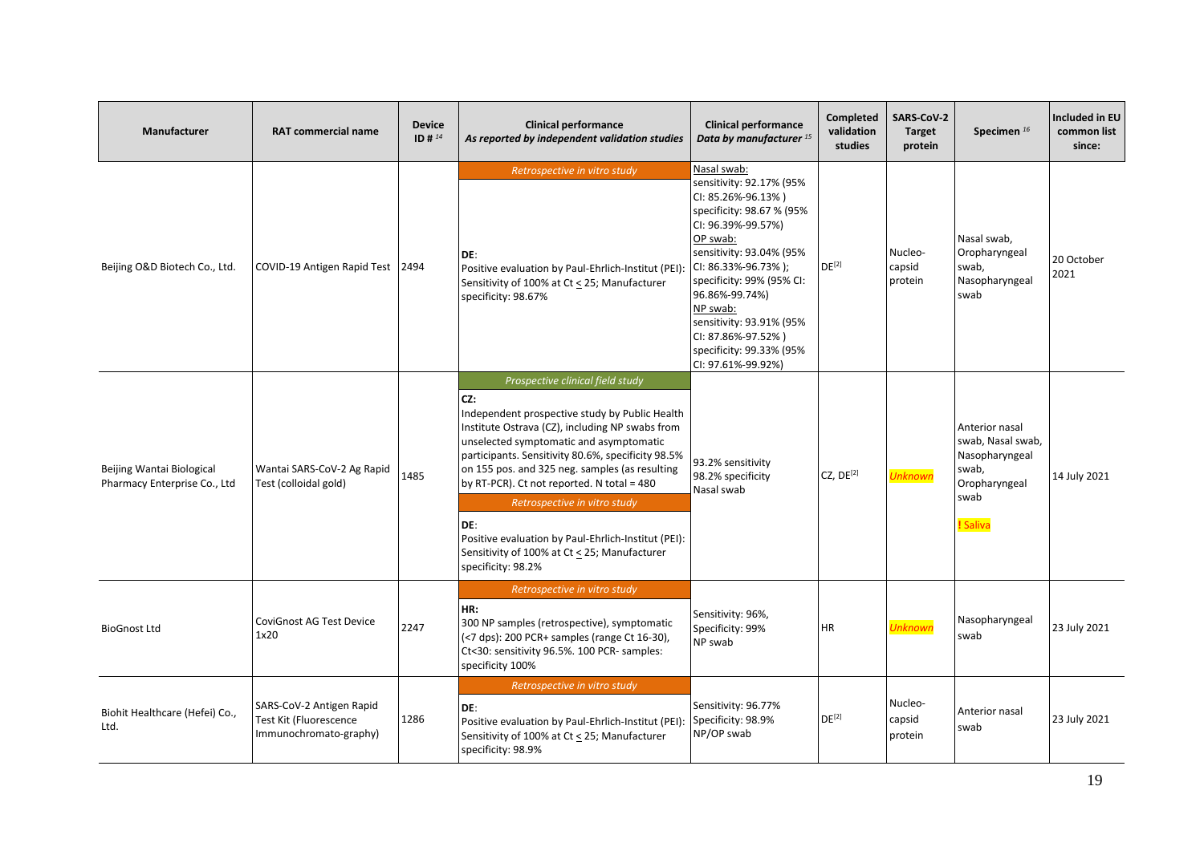| Manufacturer | RAT commercial name | Device ID # [14] | Clinical performance *As reported by independent validation studies* | Clinical performance *Data by manufacturer* [15] | Completed validation studies | SARS-CoV-2 Target protein | Specimen [16] | Included in EU common list since: |
|---|---|---|---|---|---|---|---|---|
| Beijing O&D Biotech Co., Ltd. | COVID-19 Antigen Rapid Test | 2494 | *Retrospective in vitro study*<br>**DE**:<br>Positive evaluation by Paul-Ehrlich-Institut (PEI): Sensitivity of 100% at Ct ≤ 25; Manufacturer specificity: 98.67% | Nasal swab:<br>sensitivity: 92.17% (95% CI: 85.26%-96.13% )<br>specificity: 98.67 % (95% CI: 96.39%-99.57%)<br>OP swab:<br>sensitivity: 93.04% (95% CI: 86.33%-96.73% );<br>specificity: 99% (95% CI: 96.86%-99.74%)<br>NP swab:<br>sensitivity: 93.91% (95% CI: 87.86%-97.52% )<br>specificity: 99.33% (95% CI: 97.61%-99.92%) | DE[2] | Nucleo-capsid protein | Nasal swab, Oropharyngeal swab, Nasopharyngeal swab | 20 October 2021 |
| Beijing Wantai Biological Pharmacy Enterprise Co., Ltd | Wantai SARS-CoV-2 Ag Rapid Test (colloidal gold) | 1485 | *Prospective clinical field study*<br>**CZ**:<br>Independent prospective study by Public Health Institute Ostrava (CZ), including NP swabs from unselected symptomatic and asymptomatic participants. Sensitivity 80.6%, specificity 98.5% on 155 pos. and 325 neg. samples (as resulting by RT-PCR). Ct not reported. N total = 480<br>*Retrospective in vitro study*<br>**DE**:<br>Positive evaluation by Paul-Ehrlich-Institut (PEI): Sensitivity of 100% at Ct ≤ 25; Manufacturer specificity: 98.2% | 93.2% sensitivity<br>98.2% specificity<br>Nasal swab | CZ, DE[2] | *Unknown* | Anterior nasal swab, Nasal swab, Nasopharyngeal swab, Oropharyngeal swab<br>! Saliva | 14 July 2021 |
| BioGnost Ltd | CoviGnost AG Test Device 1x20 | 2247 | *Retrospective in vitro study*<br>**HR:**<br>300 NP samples (retrospective), symptomatic (<7 dps): 200 PCR+ samples (range Ct 16-30), Ct<30: sensitivity 96.5%. 100 PCR- samples: specificity 100% | Sensitivity: 96%,<br>Specificity: 99%<br>NP swab | HR | *Unknown* | Nasopharyngeal swab | 23 July 2021 |
| Biohit Healthcare (Hefei) Co., Ltd. | SARS-CoV-2 Antigen Rapid Test Kit (Fluorescence Immunochromato-graphy) | 1286 | *Retrospective in vitro study*<br>**DE**:<br>Positive evaluation by Paul-Ehrlich-Institut (PEI): Sensitivity of 100% at Ct ≤ 25; Manufacturer specificity: 98.9% | Sensitivity: 96.77%<br>Specificity: 98.9%<br>NP/OP swab | DE[2] | Nucleo-capsid protein | Anterior nasal swab | 23 July 2021 |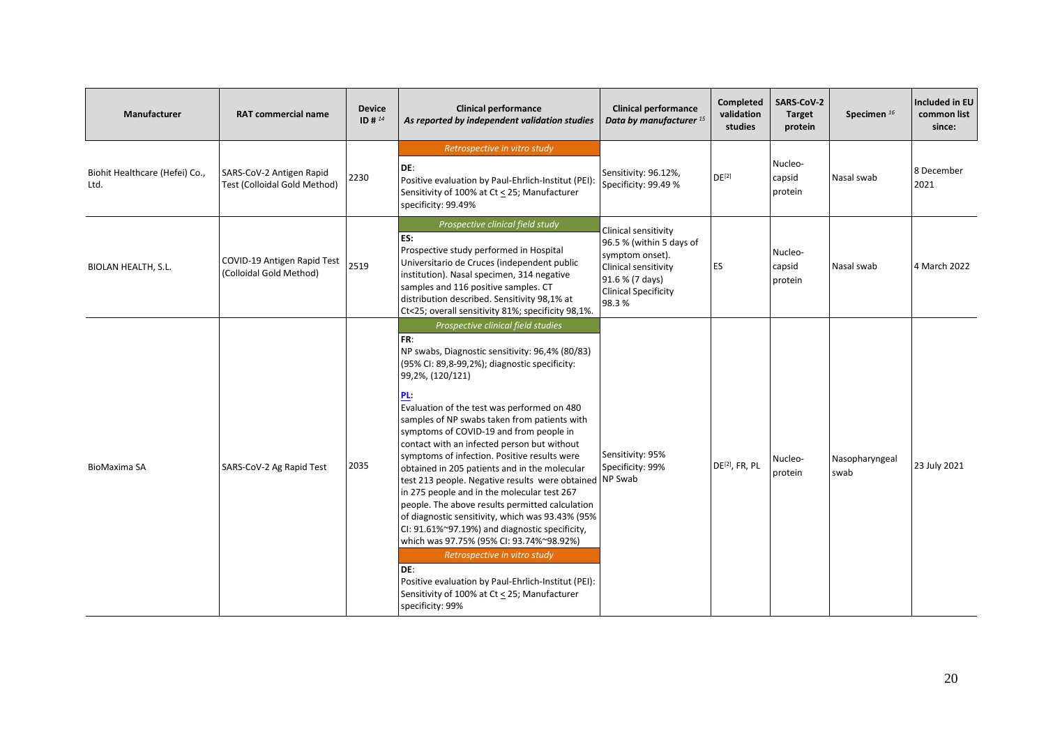| Manufacturer | RAT commercial name | Device ID # [14] | Clinical performance *As reported by independent validation studies* | Clinical performance *Data by manufacturer* [15] | Completed validation studies | SARS-CoV-2 Target protein | Specimen [16] | Included in EU common list since: |
|---|---|---|---|---|---|---|---|---|
| Biohit Healthcare (Hefei) Co., Ltd. | SARS-CoV-2 Antigen Rapid Test (Colloidal Gold Method) | 2230 | *Retrospective in vitro study*<br>**DE**:<br>Positive evaluation by Paul-Ehrlich-Institut (PEI): Sensitivity of 100% at Ct < 25; Manufacturer specificity: 99.49% | Sensitivity: 96.12%, Specificity: 99.49 % | DE[2] | Nucleo-capsid protein | Nasal swab | 8 December 2021 |
| BIOLAN HEALTH, S.L. | COVID-19 Antigen Rapid Test (Colloidal Gold Method) | 2519 | *Prospective clinical field study*<br>**ES:**<br>Prospective study performed in Hospital Universitario de Cruces (independent public institution). Nasal specimen, 314 negative samples and 116 positive samples. CT distribution described. Sensitivity 98,1% at Ct<25; overall sensitivity 81%; specificity 98,1%. | Clinical sensitivity 96.5 % (within 5 days of symptom onset). Clinical sensitivity 91.6 % (7 days) Clinical Specificity 98.3 % | ES | Nucleo-capsid protein | Nasal swab | 4 March 2022 |
| BioMaxima SA | SARS-CoV-2 Ag Rapid Test | 2035 | *Prospective clinical field studies*<br>**FR**:<br>NP swabs, Diagnostic sensitivity: 96,4% (80/83) (95% CI: 89,8-99,2%); diagnostic specificity: 99,2%, (120/121)<br>**PL:**<br>Evaluation of the test was performed on 480 samples of NP swabs taken from patients with symptoms of COVID-19 and from people in contact with an infected person but without symptoms of infection. Positive results were obtained in 205 patients and in the molecular test 213 people. Negative results were obtained in 275 people and in the molecular test 267 people. The above results permitted calculation of diagnostic sensitivity, which was 93.43% (95% CI: 91.61%~97.19%) and diagnostic specificity, which was 97.75% (95% CI: 93.74%~98.92%)<br>*Retrospective in vitro study*<br>**DE**:<br>Positive evaluation by Paul-Ehrlich-Institut (PEI): Sensitivity of 100% at Ct < 25; Manufacturer specificity: 99% | Sensitivity: 95% Specificity: 99% NP Swab | DE[2], FR, PL | Nucleo-protein | Nasopharyngeal swab | 23 July 2021 |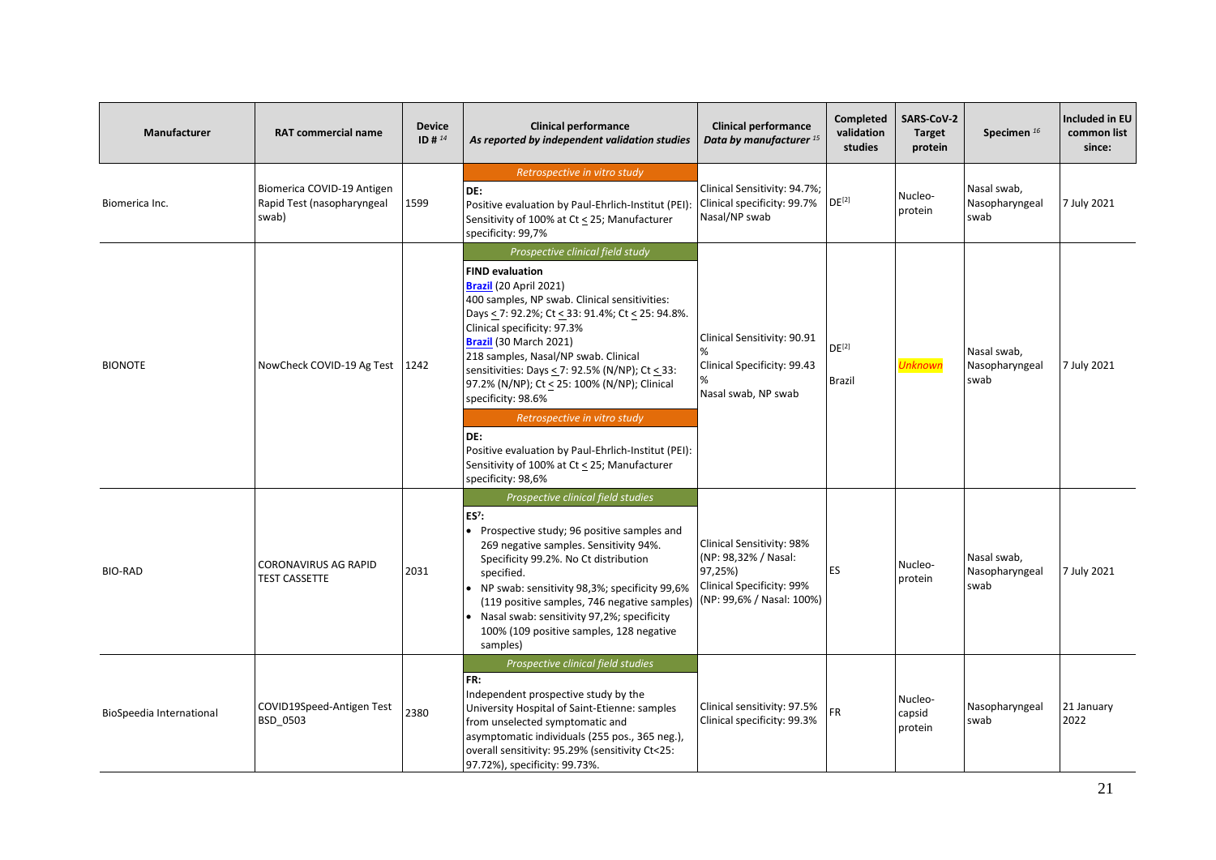| Manufacturer | RAT commercial name | Device ID # [14] | Clinical performance *As reported by independent validation studies* | Clinical performance *Data by manufacturer* [15] | Completed validation studies | SARS-CoV-2 Target protein | Specimen [16] | Included in EU common list since: |
|---|---|---|---|---|---|---|---|---|
| Biomerica Inc. | Biomerica COVID-19 Antigen Rapid Test (nasopharyngeal swab) | 1599 | *Retrospective in vitro study*<br>**DE:**<br>Positive evaluation by Paul-Ehrlich-Institut (PEI): Sensitivity of 100% at Ct ≤ 25; Manufacturer specificity: 99,7% | Clinical Sensitivity: 94.7%; Clinical specificity: 99.7% Nasal/NP swab | DE[2] | Nucleo-protein | Nasal swab, Nasopharyngeal swab | 7 July 2021 |
| BIONOTE | NowCheck COVID-19 Ag Test | 1242 | *Prospective clinical field study*<br>**FIND evaluation**<br>**Brazil** (20 April 2021)<br>400 samples, NP swab. Clinical sensitivities: Days ≤ 7: 92.2%; Ct ≤ 33: 91.4%; Ct ≤ 25: 94.8%. Clinical specificity: 97.3%<br>**Brazil** (30 March 2021)<br>218 samples, Nasal/NP swab. Clinical sensitivities: Days ≤ 7: 92.5% (N/NP); Ct ≤ 33: 97.2% (N/NP); Ct ≤ 25: 100% (N/NP); Clinical specificity: 98.6%<br>*Retrospective in vitro study*<br>**DE:**<br>Positive evaluation by Paul-Ehrlich-Institut (PEI): Sensitivity of 100% at Ct ≤ 25; Manufacturer specificity: 98,6% | Clinical Sensitivity: 90.91 %<br>Clinical Specificity: 99.43 %<br>Nasal swab, NP swab | DE[2]<br>Brazil | *Unknown* | Nasal swab, Nasopharyngeal swab | 7 July 2021 |
| BIO-RAD | CORONAVIRUS AG RAPID TEST CASSETTE | 2031 | *Prospective clinical field studies*<br>**ES[7]:**<br>• Prospective study; 96 positive samples and 269 negative samples. Sensitivity 94%. Specificity 99.2%. No Ct distribution specified.<br>• NP swab: sensitivity 98,3%; specificity 99,6% (119 positive samples, 746 negative samples)<br>• Nasal swab: sensitivity 97,2%; specificity 100% (109 positive samples, 128 negative samples) | Clinical Sensitivity: 98% (NP: 98,32% / Nasal: 97,25%)<br>Clinical Specificity: 99% (NP: 99,6% / Nasal: 100%) | ES | Nucleo-protein | Nasal swab, Nasopharyngeal swab | 7 July 2021 |
| BioSpeedia International | COVID19Speed-Antigen Test BSD_0503 | 2380 | *Prospective clinical field studies*<br>**FR:**<br>Independent prospective study by the University Hospital of Saint-Etienne: samples from unselected symptomatic and asymptomatic individuals (255 pos., 365 neg.), overall sensitivity: 95.29% (sensitivity Ct<25: 97.72%), specificity: 99.73%. | Clinical sensitivity: 97.5%<br>Clinical specificity: 99.3% | FR | Nucleo-capsid protein | Nasopharyngeal swab | 21 January 2022 |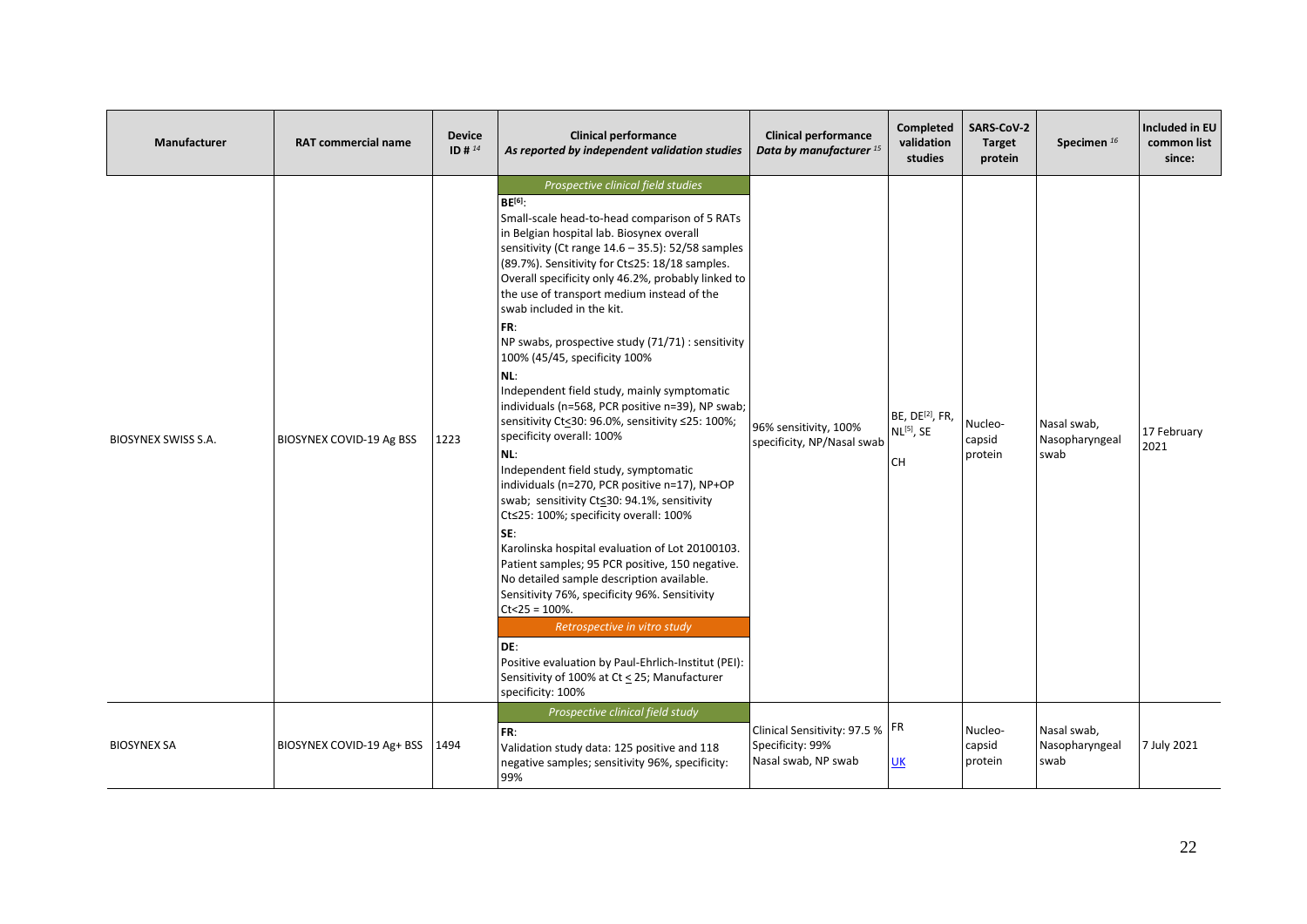| Manufacturer | RAT commercial name | Device ID # [14] | Clinical performance *As reported by independent validation studies* | Clinical performance *Data by manufacturer* [15] | Completed validation studies | SARS-CoV-2 Target protein | Specimen [16] | Included in EU common list since: |
|---|---|---|---|---|---|---|---|---|
| BIOSYNEX SWISS S.A. | BIOSYNEX COVID-19 Ag BSS | 1223 | *Prospective clinical field studies*<br>**BE**[6]:<br>Small-scale head-to-head comparison of 5 RATs in Belgian hospital lab. Biosynex overall sensitivity (Ct range 14.6 – 35.5): 52/58 samples (89.7%). Sensitivity for Ct≤25: 18/18 samples. Overall specificity only 46.2%, probably linked to the use of transport medium instead of the swab included in the kit.<br>**FR**:<br>NP swabs, prospective study (71/71) : sensitivity 100% (45/45, specificity 100%<br>**NL**:<br>Independent field study, mainly symptomatic individuals (n=568, PCR positive n=39), NP swab; sensitivity Ct≤30: 96.0%, sensitivity ≤25: 100%; specificity overall: 100%<br>**NL**:<br>Independent field study, symptomatic individuals (n=270, PCR positive n=17), NP+OP swab; sensitivity Ct≤30: 94.1%, sensitivity Ct≤25: 100%; specificity overall: 100%<br>**SE**:<br>Karolinska hospital evaluation of Lot 20100103. Patient samples; 95 PCR positive, 150 negative. No detailed sample description available. Sensitivity 76%, specificity 96%. Sensitivity Ct<25 = 100%.<br>*Retrospective in vitro study*<br>**DE**:<br>Positive evaluation by Paul-Ehrlich-Institut (PEI): Sensitivity of 100% at Ct ≤ 25; Manufacturer specificity: 100% | 96% sensitivity, 100% specificity, NP/Nasal swab | BE, DE[2], FR, NL[5], SE<br>CH | Nucleo-capsid protein | Nasal swab, Nasopharyngeal swab | 17 February 2021 |
| BIOSYNEX SA | BIOSYNEX COVID-19 Ag+ BSS | 1494 | *Prospective clinical field study*<br>**FR**:<br>Validation study data: 125 positive and 118 negative samples; sensitivity 96%, specificity: 99% | Clinical Sensitivity: 97.5 %<br>Specificity: 99%<br>Nasal swab, NP swab | FR<br>UK | Nucleo-capsid protein | Nasal swab, Nasopharyngeal swab | 7 July 2021 |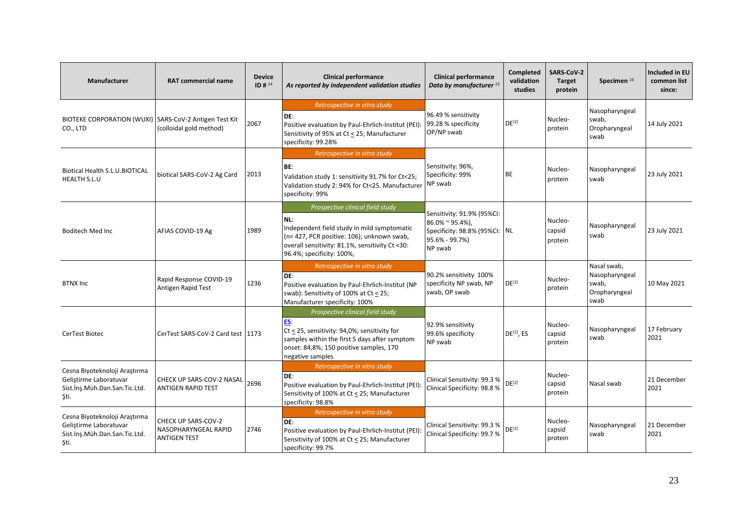| Manufacturer | RAT commercial name | Device ID # [14] | Clinical performance *As reported by independent validation studies* | Clinical performance *Data by manufacturer* [15] | Completed validation studies | SARS-CoV-2 Target protein | Specimen [16] | Included in EU common list since: |
|---|---|---|---|---|---|---|---|---|
| BIOTEKE CORPORATION (WUXI) CO., LTD | SARS-CoV-2 Antigen Test Kit (colloidal gold method) | 2067 | *Retrospective in vitro study*<br>**DE**:<br>Positive evaluation by Paul-Ehrlich-Institut (PEI): Sensitivity of 95% at Ct < 25; Manufacturer specificity: 99.28% | 96.49 % sensitivity<br>99.28 % specificity<br>OP/NP swab | DE[2] | Nucleo-protein | Nasopharyngeal swab, Oropharyngeal swab | 14 July 2021 |
| Biotical Health S.L.U.BIOTICAL HEALTH S.L.U | biotical SARS-CoV-2 Ag Card | 2013 | *Retrospective in vitro study*<br>**BE**:<br>Validation study 1: sensitivity 91.7% for Ct<25; Validation study 2: 94% for Ct<25. Manufacturer specificity: 99% | Sensitivity: 96%,<br>Specificity: 99%<br>NP swab | BE | Nucleo-protein | Nasopharyngeal swab | 23 July 2021 |
| Boditech Med Inc | AFIAS COVID-19 Ag | 1989 | *Prospective clinical field study*<br>**NL**:<br>Independent field study in mild symptomatic (n= 427, PCR positive: 106); unknown swab, overall sensitivity: 81.1%, sensitivity Ct <30: 96.4%; specificity: 100%, | Sensitivity: 91.9% (95%CI: 86.0% ~ 95.4%),<br>Specificity: 98.8% (95%CI: 95.6% - 99.7%)<br>NP swab | NL | Nucleo-capsid protein | Nasopharyngeal swab | 23 July 2021 |
| BTNX Inc | Rapid Response COVID-19 Antigen Rapid Test | 1236 | *Retrospective in vitro study*<br>**DE**:<br>Positive evaluation by Paul-Ehrlich-Institut (NP swab): Sensitivity of 100% at Ct < 25; Manufacturer specificity: 100% | 90.2% sensitivity 100% specificity NP swab, NP swab, OP swab | DE[2] | Nucleo-protein | Nasal swab, Nasopharyngeal swab, Oropharyngeal swab | 10 May 2021 |
| CerTest Biotec | CerTest SARS-CoV-2 Card test | 1173 | *Prospective clinical field study*<br>**ES**:<br>Ct < 25, sensitivity: 94,0%; sensitivity for samples within the first 5 days after symptom onset: 84,8%; 150 positive samples, 170 negative samples | 92.9% sensitivity<br>99.6% specificity<br>NP swab | DE[2], ES | Nucleo-capsid protein | Nasopharyngeal swab | 17 February 2021 |
| Cesna Biyoteknoloji Araştırma Geliştirme Laboratuvar Sist.İnş.Müh.Dan.San.Tic.Ltd. Şti. | CHECK UP SARS-COV-2 NASAL ANTIGEN RAPID TEST | 2696 | *Retrospective in vitro study*<br>**DE**:<br>Positive evaluation by Paul-Ehrlich-Institut (PEI): Sensitivity of 100% at Ct < 25; Manufacturer specificity: 98.8% | Clinical Sensitivity: 99.3 %<br>Clinical Specificity: 98.8 % | DE[2] | Nucleo-capsid protein | Nasal swab | 21 December 2021 |
| Cesna Biyoteknoloji Araştırma Geliştirme Laboratuvar Sist.İnş.Müh.Dan.San.Tic.Ltd. Şti. | CHECK UP SARS-COV-2 NASOPHARYNGEAL RAPID ANTIGEN TEST | 2746 | *Retrospective in vitro study*<br>**DE**:<br>Positive evaluation by Paul-Ehrlich-Institut (PEI): Sensitivity of 100% at Ct < 25; Manufacturer specificity: 99.7% | Clinical Sensitivity: 99.3 %<br>Clinical Specificity: 99.7 % | DE[2] | Nucleo-capsid protein | Nasopharyngeal swab | 21 December 2021 |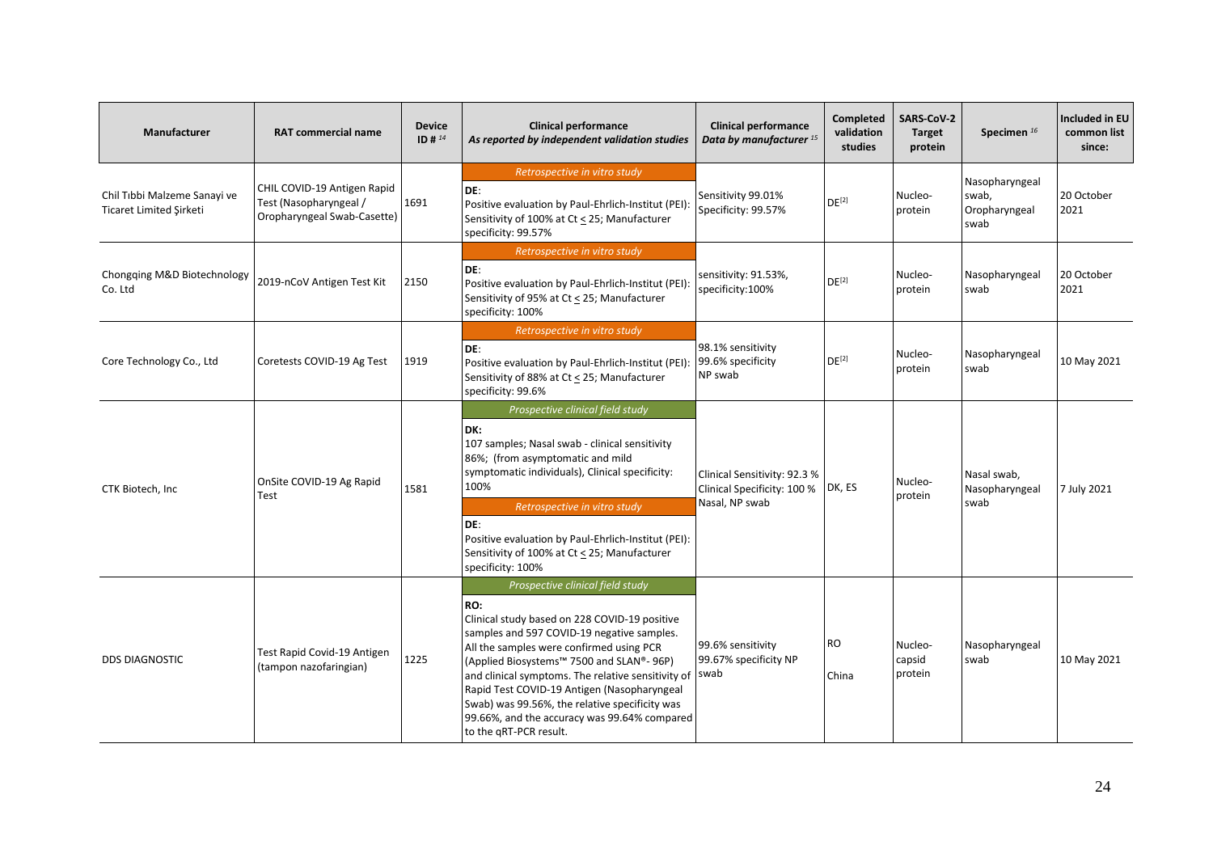| Manufacturer | RAT commercial name | Device ID # [14] | Clinical performance *As reported by independent validation studies* | Clinical performance *Data by manufacturer* [15] | Completed validation studies | SARS-CoV-2 Target protein | Specimen [16] | Included in EU common list since: |
|---|---|---|---|---|---|---|---|---|
| Chil Tıbbi Malzeme Sanayi ve Ticaret Limited Şirketi | CHIL COVID-19 Antigen Rapid Test (Nasopharyngeal / Oropharyngeal Swab-Casette) | 1691 | *Retrospective in vitro study*<br>**DE**:<br>Positive evaluation by Paul-Ehrlich-Institut (PEI): Sensitivity of 100% at Ct ≤ 25; Manufacturer specificity: 99.57% | Sensitivity 99.01%<br>Specificity: 99.57% | DE[2] | Nucleo-protein | Nasopharyngeal swab, Oropharyngeal swab | 20 October 2021 |
| Chongqing M&D Biotechnology Co. Ltd | 2019-nCoV Antigen Test Kit | 2150 | *Retrospective in vitro study*<br>**DE**:<br>Positive evaluation by Paul-Ehrlich-Institut (PEI): Sensitivity of 95% at Ct ≤ 25; Manufacturer specificity: 100% | sensitivity: 91.53%, specificity:100% | DE[2] | Nucleo-protein | Nasopharyngeal swab | 20 October 2021 |
| Core Technology Co., Ltd | Coretests COVID-19 Ag Test | 1919 | *Retrospective in vitro study*<br>**DE**:<br>Positive evaluation by Paul-Ehrlich-Institut (PEI): Sensitivity of 88% at Ct ≤ 25; Manufacturer specificity: 99.6% | 98.1% sensitivity<br>99.6% specificity<br>NP swab | DE[2] | Nucleo-protein | Nasopharyngeal swab | 10 May 2021 |
| CTK Biotech, Inc | OnSite COVID-19 Ag Rapid Test | 1581 | *Prospective clinical field study*<br>**DK:**<br>107 samples; Nasal swab - clinical sensitivity 86%; (from asymptomatic and mild symptomatic individuals), Clinical specificity: 100%<br>*Retrospective in vitro study*<br>**DE**:<br>Positive evaluation by Paul-Ehrlich-Institut (PEI): Sensitivity of 100% at Ct ≤ 25; Manufacturer specificity: 100% | Clinical Sensitivity: 92.3 %<br>Clinical Specificity: 100 %<br>Nasal, NP swab | DK, ES | Nucleo-protein | Nasal swab, Nasopharyngeal swab | 7 July 2021 |
| DDS DIAGNOSTIC | Test Rapid Covid-19 Antigen (tampon nazofaringian) | 1225 | *Prospective clinical field study*<br>**RO:**<br>Clinical study based on 228 COVID-19 positive samples and 597 COVID-19 negative samples. All the samples were confirmed using PCR (Applied Biosystems™ 7500 and SLAN®- 96P) and clinical symptoms. The relative sensitivity of Rapid Test COVID-19 Antigen (Nasopharyngeal Swab) was 99.56%, the relative specificity was 99.66%, and the accuracy was 99.64% compared to the qRT-PCR result. | 99.6% sensitivity<br>99.67% specificity NP swab | RO<br>China | Nucleo-capsid protein | Nasopharyngeal swab | 10 May 2021 |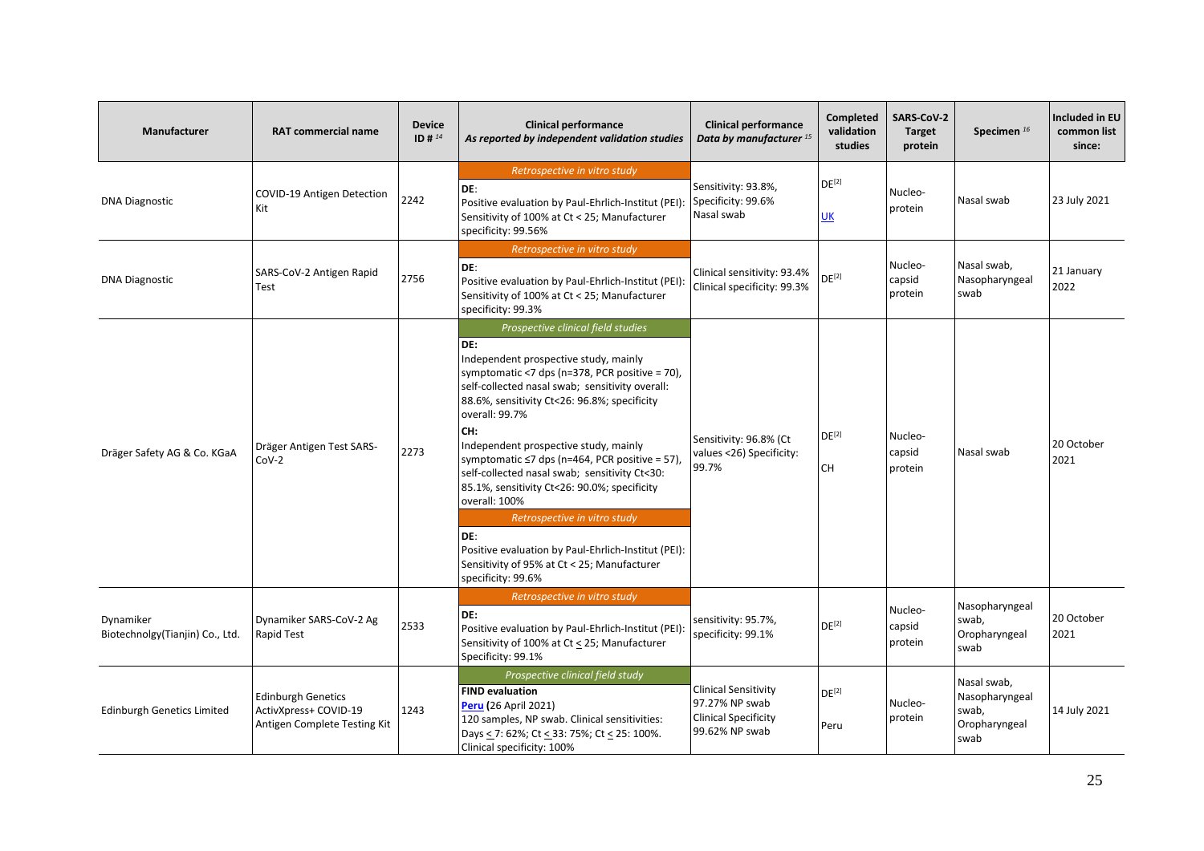| Manufacturer | RAT commercial name | Device ID # [14] | Clinical performance *As reported by independent validation studies* | Clinical performance *Data by manufacturer* [15] | Completed validation studies | SARS-CoV-2 Target protein | Specimen [16] | Included in EU common list since: |
|---|---|---|---|---|---|---|---|---|
| DNA Diagnostic | COVID-19 Antigen Detection Kit | 2242 | *Retrospective in vitro study*<br>**DE**:<br>Positive evaluation by Paul-Ehrlich-Institut (PEI): Sensitivity of 100% at Ct < 25; Manufacturer specificity: 99.56% | Sensitivity: 93.8%, Specificity: 99.6% Nasal swab | DE[2]<br>UK | Nucleo-protein | Nasal swab | 23 July 2021 |
| DNA Diagnostic | SARS-CoV-2 Antigen Rapid Test | 2756 | *Retrospective in vitro study*<br>**DE**:<br>Positive evaluation by Paul-Ehrlich-Institut (PEI): Sensitivity of 100% at Ct < 25; Manufacturer specificity: 99.3% | Clinical sensitivity: 93.4% Clinical specificity: 99.3% | DE[2] | Nucleo-capsid protein | Nasal swab, Nasopharyngeal swab | 21 January 2022 |
| Dräger Safety AG & Co. KGaA | Dräger Antigen Test SARS-CoV-2 | 2273 | *Prospective clinical field studies*<br>**DE:**<br>Independent prospective study, mainly symptomatic <7 dps (n=378, PCR positive = 70), self-collected nasal swab; sensitivity overall: 88.6%, sensitivity Ct<26: 96.8%; specificity overall: 99.7%<br>**CH:**<br>Independent prospective study, mainly symptomatic ≤7 dps (n=464, PCR positive = 57), self-collected nasal swab; sensitivity Ct<30: 85.1%, sensitivity Ct<26: 90.0%; specificity overall: 100%<br>*Retrospective in vitro study*<br>**DE**:<br>Positive evaluation by Paul-Ehrlich-Institut (PEI): Sensitivity of 95% at Ct < 25; Manufacturer specificity: 99.6% | Sensitivity: 96.8% (Ct values <26) Specificity: 99.7% | DE[2]<br>CH | Nucleo-capsid protein | Nasal swab | 20 October 2021 |
| Dynamiker Biotechnolgy(Tianjin) Co., Ltd. | Dynamiker SARS-CoV-2 Ag Rapid Test | 2533 | *Retrospective in vitro study*<br>**DE**:<br>Positive evaluation by Paul-Ehrlich-Institut (PEI): Sensitivity of 100% at Ct ≤ 25; Manufacturer Specificity: 99.1% | sensitivity: 95.7%, specificity: 99.1% | DE[2] | Nucleo-capsid protein | Nasopharyngeal swab, Oropharyngeal swab | 20 October 2021 |
| Edinburgh Genetics Limited | Edinburgh Genetics ActivXpress+ COVID-19 Antigen Complete Testing Kit | 1243 | *Prospective clinical field study*<br>**FIND evaluation**<br>**Peru** (26 April 2021)<br>120 samples, NP swab. Clinical sensitivities: Days ≤ 7: 62%; Ct ≤ 33: 75%; Ct ≤ 25: 100%. Clinical specificity: 100% | Clinical Sensitivity 97.27% NP swab Clinical Specificity 99.62% NP swab | DE[2]<br>Peru | Nucleo-protein | Nasal swab, Nasopharyngeal swab, Oropharyngeal swab | 14 July 2021 |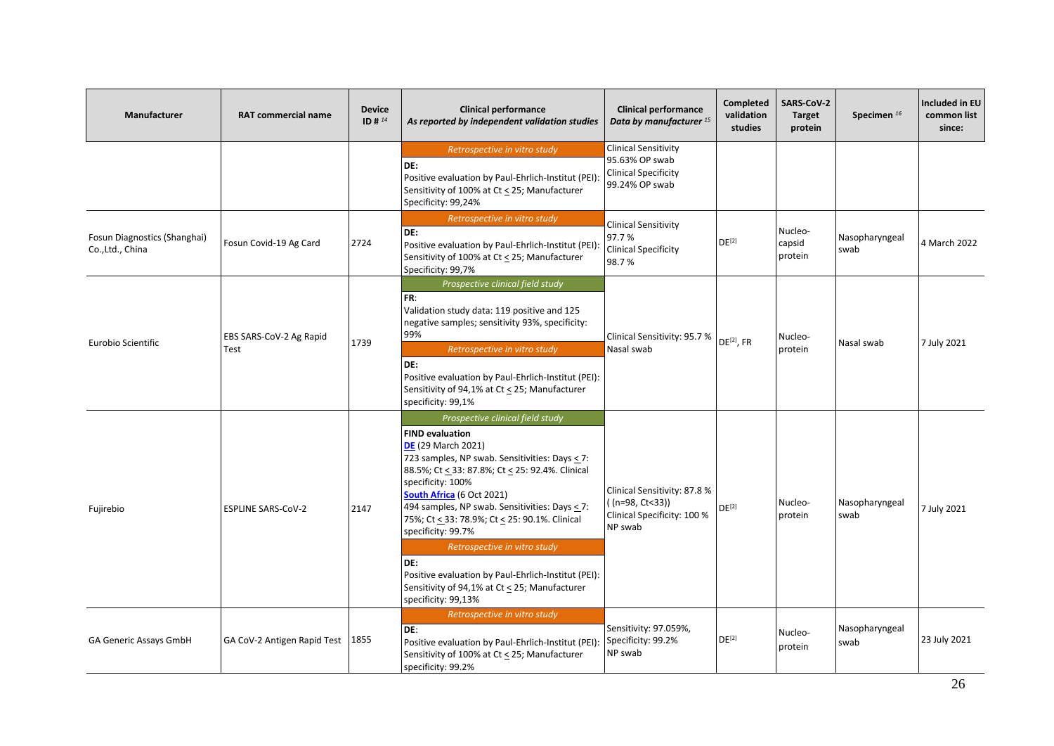| Manufacturer | RAT commercial name | Device ID # [14] | Clinical performance *As reported by independent validation studies* | Clinical performance *Data by manufacturer* [15] | Completed validation studies | SARS-CoV-2 Target protein | Specimen [16] | Included in EU common list since: |
|---|---|---|---|---|---|---|---|---|
| | | | *Retrospective in vitro study* <br> DE: <br> Positive evaluation by Paul-Ehrlich-Institut (PEI): Sensitivity of 100% at Ct < 25; Manufacturer Specificity: 99,24% | Clinical Sensitivity 95.63% OP swab <br> Clinical Specificity 99.24% OP swab | | | | |
| Fosun Diagnostics (Shanghai) Co.,Ltd., China | Fosun Covid-19 Ag Card | 2724 | *Retrospective in vitro study* <br> DE: <br> Positive evaluation by Paul-Ehrlich-Institut (PEI): Sensitivity of 100% at Ct < 25; Manufacturer Specificity: 99,7% | Clinical Sensitivity 97.7 % <br> Clinical Specificity 98.7 % | DE[2] | Nucleo-capsid protein | Nasopharyngeal swab | 4 March 2022 |
| Eurobio Scientific | EBS SARS-CoV-2 Ag Rapid Test | 1739 | *Prospective clinical field study* <br> FR: <br> Validation study data: 119 positive and 125 negative samples; sensitivity 93%, specificity: 99% <br> *Retrospective in vitro study* <br> DE: <br> Positive evaluation by Paul-Ehrlich-Institut (PEI): Sensitivity of 94,1% at Ct < 25; Manufacturer specificity: 99,1% | Clinical Sensitivity: 95.7 % Nasal swab | DE[2], FR | Nucleo-protein | Nasal swab | 7 July 2021 |
| Fujirebio | ESPLINE SARS-CoV-2 | 2147 | *Prospective clinical field study* <br> **FIND evaluation** <br> DE (29 March 2021) <br> 723 samples, NP swab. Sensitivities: Days < 7: 88.5%; Ct < 33: 87.8%; Ct < 25: 92.4%. Clinical specificity: 100% <br> South Africa (6 Oct 2021) <br> 494 samples, NP swab. Sensitivities: Days < 7: 75%; Ct < 33: 78.9%; Ct < 25: 90.1%. Clinical specificity: 99.7% <br> *Retrospective in vitro study* <br> DE: <br> Positive evaluation by Paul-Ehrlich-Institut (PEI): Sensitivity of 94,1% at Ct < 25; Manufacturer specificity: 99,13% | Clinical Sensitivity: 87.8 % ( (n=98, Ct<33)) <br> Clinical Specificity: 100 % NP swab | DE[2] | Nucleo-protein | Nasopharyngeal swab | 7 July 2021 |
| GA Generic Assays GmbH | GA CoV-2 Antigen Rapid Test | 1855 | *Retrospective in vitro study* <br> DE: <br> Positive evaluation by Paul-Ehrlich-Institut (PEI): Sensitivity of 100% at Ct < 25; Manufacturer specificity: 99.2% | Sensitivity: 97.059%, Specificity: 99.2% NP swab | DE[2] | Nucleo-protein | Nasopharyngeal swab | 23 July 2021 |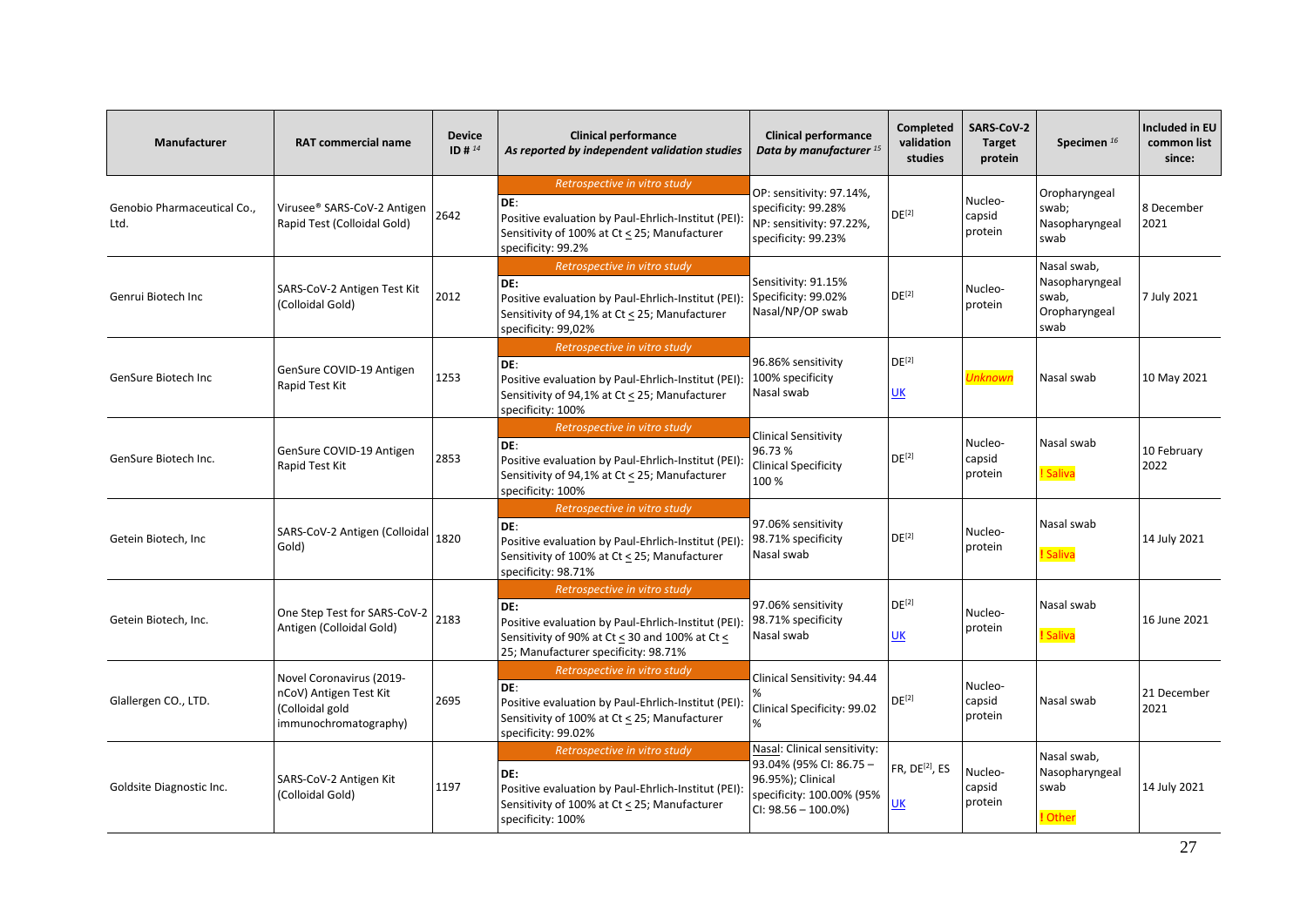| Manufacturer | RAT commercial name | Device ID # [14] | Clinical performance *As reported by independent validation studies* | Clinical performance *Data by manufacturer* [15] | Completed validation studies | SARS-CoV-2 Target protein | Specimen [16] | Included in EU common list since: |
|---|---|---|---|---|---|---|---|---|
| Genobio Pharmaceutical Co., Ltd. | Virusee® SARS-CoV-2 Antigen Rapid Test (Colloidal Gold) | 2642 | *Retrospective in vitro study* DE: Positive evaluation by Paul-Ehrlich-Institut (PEI): Sensitivity of 100% at Ct ≤ 25; Manufacturer specificity: 99.2% | OP: sensitivity: 97.14%, specificity: 99.28% NP: sensitivity: 97.22%, specificity: 99.23% | DE[2] | Nucleo-capsid protein | Oropharyngeal swab; Nasopharyngeal swab | 8 December 2021 |
| Genrui Biotech Inc | SARS-CoV-2 Antigen Test Kit (Colloidal Gold) | 2012 | *Retrospective in vitro study* DE: Positive evaluation by Paul-Ehrlich-Institut (PEI): Sensitivity of 94,1% at Ct ≤ 25; Manufacturer specificity: 99,02% | Sensitivity: 91.15% Specificity: 99.02% Nasal/NP/OP swab | DE[2] | Nucleo-protein | Nasal swab, Nasopharyngeal swab, Oropharyngeal swab | 7 July 2021 |
| GenSure Biotech Inc | GenSure COVID-19 Antigen Rapid Test Kit | 1253 | *Retrospective in vitro study* DE: Positive evaluation by Paul-Ehrlich-Institut (PEI): Sensitivity of 94,1% at Ct ≤ 25; Manufacturer specificity: 100% | 96.86% sensitivity 100% specificity Nasal swab | DE[2] UK | *Unknown* | Nasal swab | 10 May 2021 |
| GenSure Biotech Inc. | GenSure COVID-19 Antigen Rapid Test Kit | 2853 | *Retrospective in vitro study* DE: Positive evaluation by Paul-Ehrlich-Institut (PEI): Sensitivity of 94,1% at Ct ≤ 25; Manufacturer specificity: 100% | Clinical Sensitivity 96.73 % Clinical Specificity 100 % | DE[2] | Nucleo-capsid protein | Nasal swab ! Saliva | 10 February 2022 |
| Getein Biotech, Inc | SARS-CoV-2 Antigen (Colloidal Gold) | 1820 | *Retrospective in vitro study* DE: Positive evaluation by Paul-Ehrlich-Institut (PEI): Sensitivity of 100% at Ct ≤ 25; Manufacturer specificity: 98.71% | 97.06% sensitivity 98.71% specificity Nasal swab | DE[2] | Nucleo-protein | Nasal swab ! Saliva | 14 July 2021 |
| Getein Biotech, Inc. | One Step Test for SARS-CoV-2 Antigen (Colloidal Gold) | 2183 | *Retrospective in vitro study* DE: Positive evaluation by Paul-Ehrlich-Institut (PEI): Sensitivity of 90% at Ct ≤ 30 and 100% at Ct ≤ 25; Manufacturer specificity: 98.71% | 97.06% sensitivity 98.71% specificity Nasal swab | DE[2] UK | Nucleo-protein | Nasal swab ! Saliva | 16 June 2021 |
| Glallergen CO., LTD. | Novel Coronavirus (2019-nCoV) Antigen Test Kit (Colloidal gold immunochromatography) | 2695 | *Retrospective in vitro study* DE: Positive evaluation by Paul-Ehrlich-Institut (PEI): Sensitivity of 100% at Ct ≤ 25; Manufacturer specificity: 99.02% | Clinical Sensitivity: 94.44 % Clinical Specificity: 99.02 % | DE[2] | Nucleo-capsid protein | Nasal swab | 21 December 2021 |
| Goldsite Diagnostic Inc. | SARS-CoV-2 Antigen Kit (Colloidal Gold) | 1197 | *Retrospective in vitro study* DE: Positive evaluation by Paul-Ehrlich-Institut (PEI): Sensitivity of 100% at Ct ≤ 25; Manufacturer specificity: 100% | Nasal: Clinical sensitivity: 93.04% (95% CI: 86.75 – 96.95%); Clinical specificity: 100.00% (95% CI: 98.56 – 100.0%) | FR, DE[2], ES UK | Nucleo-capsid protein | Nasal swab, Nasopharyngeal swab ! Other | 14 July 2021 |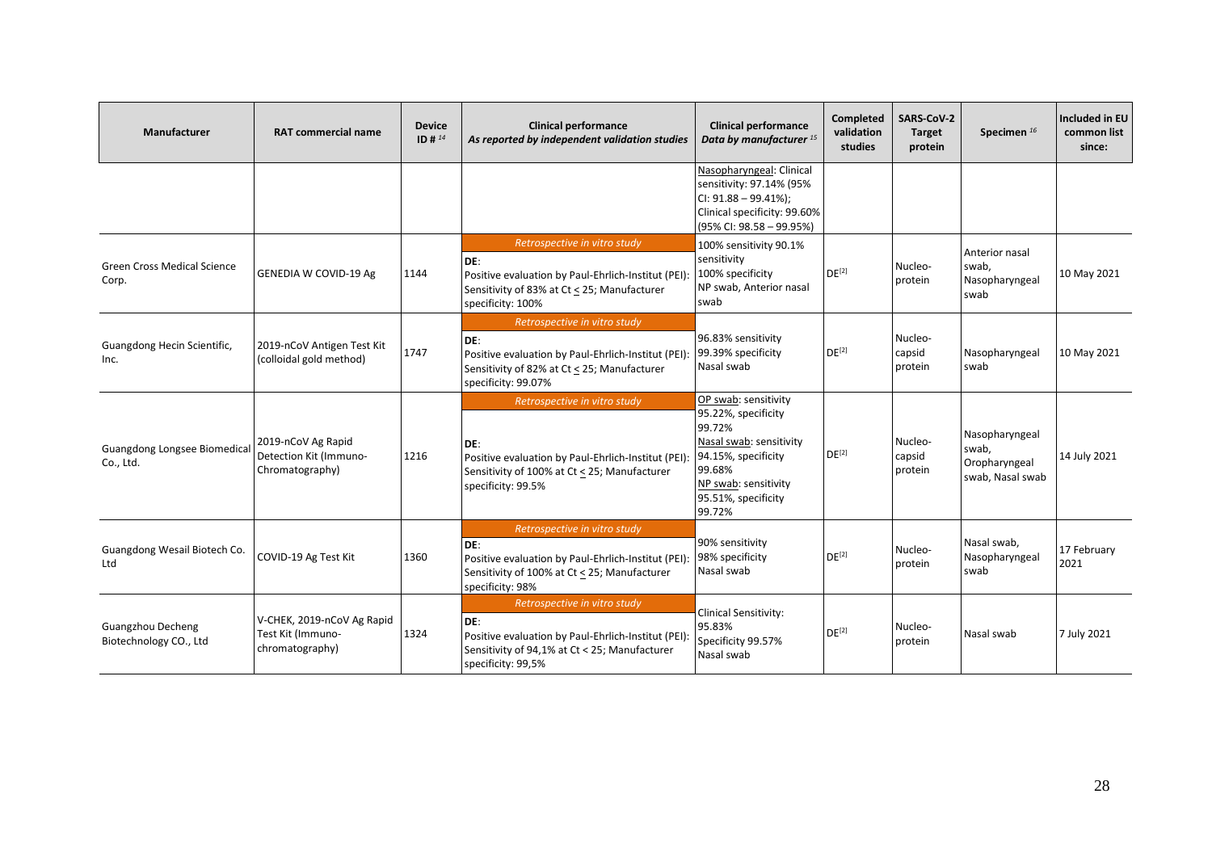| Manufacturer | RAT commercial name | Device ID # [14] | Clinical performance *As reported by independent validation studies* | Clinical performance *Data by manufacturer* [15] | Completed validation studies | SARS-CoV-2 Target protein | Specimen [16] | Included in EU common list since: |
|---|---|---|---|---|---|---|---|---|
| | | | | Nasopharyngeal: Clinical sensitivity: 97.14% (95% CI: 91.88 – 99.41%); Clinical specificity: 99.60% (95% CI: 98.58 – 99.95%) | | | | |
| Green Cross Medical Science Corp. | GENEDIA W COVID-19 Ag | 1144 | *Retrospective in vitro study* DE: Positive evaluation by Paul-Ehrlich-Institut (PEI): Sensitivity of 83% at Ct < 25; Manufacturer specificity: 100% | 100% sensitivity 90.1% sensitivity 100% specificity NP swab, Anterior nasal swab | DE[2] | Nucleo-protein | Anterior nasal swab, Nasopharyngeal swab | 10 May 2021 |
| Guangdong Hecin Scientific, Inc. | 2019-nCoV Antigen Test Kit (colloidal gold method) | 1747 | *Retrospective in vitro study* DE: Positive evaluation by Paul-Ehrlich-Institut (PEI): Sensitivity of 82% at Ct < 25; Manufacturer specificity: 99.07% | 96.83% sensitivity 99.39% specificity Nasal swab | DE[2] | Nucleo-capsid protein | Nasopharyngeal swab | 10 May 2021 |
| Guangdong Longsee Biomedical Co., Ltd. | 2019-nCoV Ag Rapid Detection Kit (Immuno-Chromatography) | 1216 | *Retrospective in vitro study* DE: Positive evaluation by Paul-Ehrlich-Institut (PEI): Sensitivity of 100% at Ct < 25; Manufacturer specificity: 99.5% | OP swab: sensitivity 95.22%, specificity 99.72% Nasal swab: sensitivity 94.15%, specificity 99.68% NP swab: sensitivity 95.51%, specificity 99.72% | DE[2] | Nucleo-capsid protein | Nasopharyngeal swab, Oropharyngeal swab, Nasal swab | 14 July 2021 |
| Guangdong Wesail Biotech Co. Ltd | COVID-19 Ag Test Kit | 1360 | *Retrospective in vitro study* DE: Positive evaluation by Paul-Ehrlich-Institut (PEI): Sensitivity of 100% at Ct < 25; Manufacturer specificity: 98% | 90% sensitivity 98% specificity Nasal swab | DE[2] | Nucleo-protein | Nasal swab, Nasopharyngeal swab | 17 February 2021 |
| Guangzhou Decheng Biotechnology CO., Ltd | V-CHEK, 2019-nCoV Ag Rapid Test Kit (Immuno-chromatography) | 1324 | *Retrospective in vitro study* DE: Positive evaluation by Paul-Ehrlich-Institut (PEI): Sensitivity of 94,1% at Ct < 25; Manufacturer specificity: 99,5% | Clinical Sensitivity: 95.83% Specificity 99.57% Nasal swab | DE[2] | Nucleo-protein | Nasal swab | 7 July 2021 |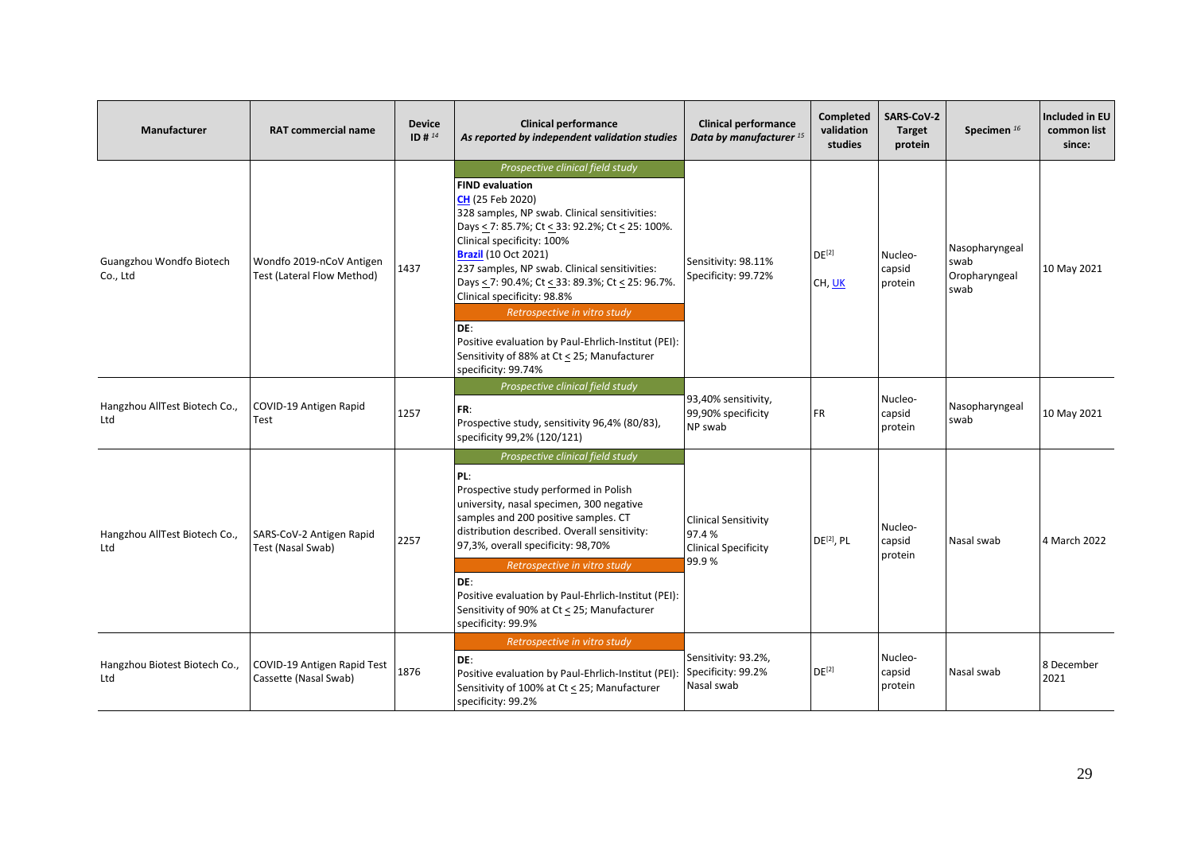| Manufacturer | RAT commercial name | Device ID # [14] | Clinical performance *As reported by independent validation studies* | Clinical performance *Data by manufacturer* [15] | Completed validation studies | SARS-CoV-2 Target protein | Specimen [16] | Included in EU common list since: |
|---|---|---|---|---|---|---|---|---|
| Guangzhou Wondfo Biotech Co., Ltd | Wondfo 2019-nCoV Antigen Test (Lateral Flow Method) | 1437 | *Prospective clinical field study*<br>**FIND evaluation**<br>**CH** (25 Feb 2020)<br>328 samples, NP swab. Clinical sensitivities: Days ≤ 7: 85.7%; Ct ≤ 33: 92.2%; Ct ≤ 25: 100%. Clinical specificity: 100%<br>**Brazil** (10 Oct 2021)<br>237 samples, NP swab. Clinical sensitivities: Days ≤ 7: 90.4%; Ct ≤ 33: 89.3%; Ct ≤ 25: 96.7%. Clinical specificity: 98.8%<br>*Retrospective in vitro study*<br>DE:<br>Positive evaluation by Paul-Ehrlich-Institut (PEI): Sensitivity of 88% at Ct ≤ 25; Manufacturer specificity: 99.74% | Sensitivity: 98.11%<br>Specificity: 99.72% | DE[2]<br>CH, UK | Nucleo-capsid protein | Nasopharyngeal swab<br>Oropharyngeal swab | 10 May 2021 |
| Hangzhou AllTest Biotech Co., Ltd | COVID-19 Antigen Rapid Test | 1257 | *Prospective clinical field study*<br>FR:<br>Prospective study, sensitivity 96,4% (80/83), specificity 99,2% (120/121) | 93,40% sensitivity, 99,90% specificity<br>NP swab | FR | Nucleo-capsid protein | Nasopharyngeal swab | 10 May 2021 |
| Hangzhou AllTest Biotech Co., Ltd | SARS-CoV-2 Antigen Rapid Test (Nasal Swab) | 2257 | *Prospective clinical field study*<br>PL:<br>Prospective study performed in Polish university, nasal specimen, 300 negative samples and 200 positive samples. CT distribution described. Overall sensitivity: 97,3%, overall specificity: 98,70%<br>*Retrospective in vitro study*<br>DE:<br>Positive evaluation by Paul-Ehrlich-Institut (PEI): Sensitivity of 90% at Ct ≤ 25; Manufacturer specificity: 99.9% | Clinical Sensitivity 97.4 %<br>Clinical Specificity 99.9 % | DE[2], PL | Nucleo-capsid protein | Nasal swab | 4 March 2022 |
| Hangzhou Biotest Biotech Co., Ltd | COVID-19 Antigen Rapid Test Cassette (Nasal Swab) | 1876 | *Retrospective in vitro study*<br>DE:<br>Positive evaluation by Paul-Ehrlich-Institut (PEI): Sensitivity of 100% at Ct ≤ 25; Manufacturer specificity: 99.2% | Sensitivity: 93.2%,<br>Specificity: 99.2%<br>Nasal swab | DE[2] | Nucleo-capsid protein | Nasal swab | 8 December 2021 |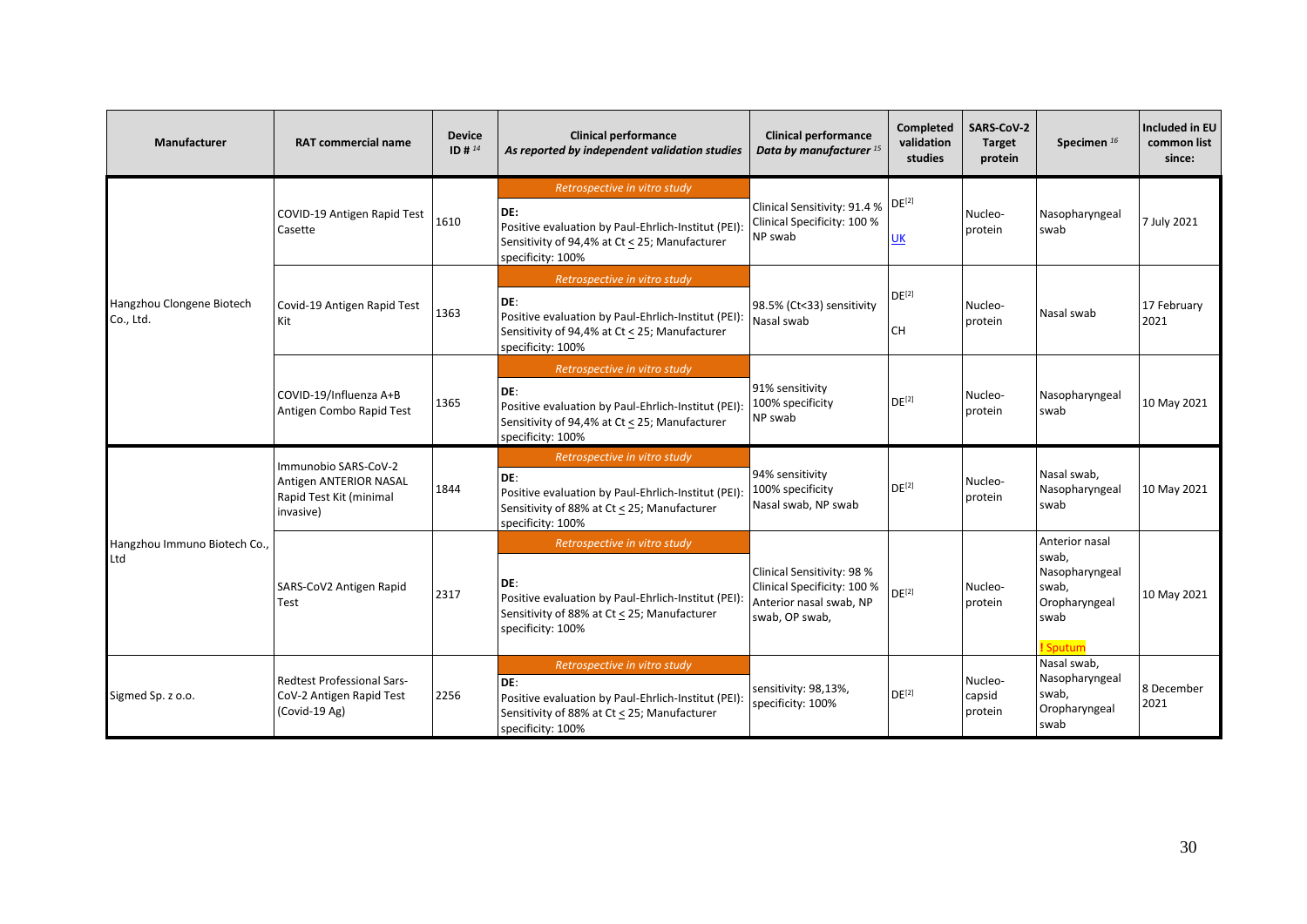| Manufacturer | RAT commercial name | Device ID # [14] | Clinical performance *As reported by independent validation studies* | Clinical performance *Data by manufacturer* [15] | Completed validation studies | SARS-CoV-2 Target protein | Specimen [16] | Included in EU common list since: |
|---|---|---|---|---|---|---|---|---|
| Hangzhou Clongene Biotech Co., Ltd. | COVID-19 Antigen Rapid Test Casette | 1610 | *Retrospective in vitro study*<br>DE:<br>Positive evaluation by Paul-Ehrlich-Institut (PEI): Sensitivity of 94,4% at Ct ≤ 25; Manufacturer specificity: 100% | Clinical Sensitivity: 91.4 %<br>Clinical Specificity: 100 %<br>NP swab | DE[2]<br>UK | Nucleo-protein | Nasopharyngeal swab | 7 July 2021 |
| | Covid-19 Antigen Rapid Test Kit | 1363 | *Retrospective in vitro study*<br>DE:<br>Positive evaluation by Paul-Ehrlich-Institut (PEI): Sensitivity of 94,4% at Ct ≤ 25; Manufacturer specificity: 100% | 98.5% (Ct<33) sensitivity<br>Nasal swab | DE[2]<br>CH | Nucleo-protein | Nasal swab | 17 February 2021 |
| | COVID-19/Influenza A+B Antigen Combo Rapid Test | 1365 | *Retrospective in vitro study*<br>DE:<br>Positive evaluation by Paul-Ehrlich-Institut (PEI): Sensitivity of 94,4% at Ct ≤ 25; Manufacturer specificity: 100% | 91% sensitivity<br>100% specificity<br>NP swab | DE[2] | Nucleo-protein | Nasopharyngeal swab | 10 May 2021 |
| Hangzhou Immuno Biotech Co., Ltd | Immunobio SARS-CoV-2 Antigen ANTERIOR NASAL Rapid Test Kit (minimal invasive) | 1844 | *Retrospective in vitro study*<br>DE:<br>Positive evaluation by Paul-Ehrlich-Institut (PEI): Sensitivity of 88% at Ct ≤ 25; Manufacturer specificity: 100% | 94% sensitivity<br>100% specificity<br>Nasal swab, NP swab | DE[2] | Nucleo-protein | Nasal swab, Nasopharyngeal swab | 10 May 2021 |
| | SARS-CoV2 Antigen Rapid Test | 2317 | *Retrospective in vitro study*<br>DE:<br>Positive evaluation by Paul-Ehrlich-Institut (PEI): Sensitivity of 88% at Ct ≤ 25; Manufacturer specificity: 100% | Clinical Sensitivity: 98 %<br>Clinical Specificity: 100 %<br>Anterior nasal swab, NP swab, OP swab, | DE[2] | Nucleo-protein | Anterior nasal swab, Nasopharyngeal swab, Oropharyngeal swab<br>! Sputum | 10 May 2021 |
| Sigmed Sp. z o.o. | Redtest Professional Sars-CoV-2 Antigen Rapid Test (Covid-19 Ag) | 2256 | *Retrospective in vitro study*<br>DE:<br>Positive evaluation by Paul-Ehrlich-Institut (PEI): Sensitivity of 88% at Ct ≤ 25; Manufacturer specificity: 100% | sensitivity: 98,13%,<br>specificity: 100% | DE[2] | Nucleo-capsid protein | Nasal swab, Nasopharyngeal swab, Oropharyngeal swab | 8 December 2021 |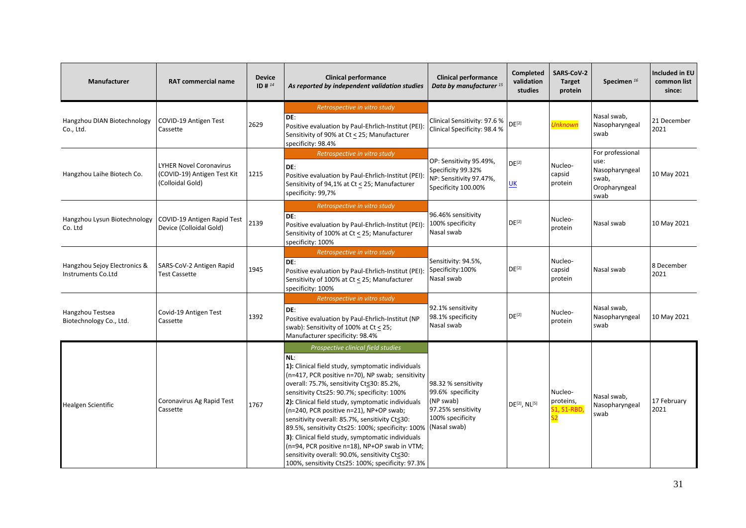| Manufacturer | RAT commercial name | Device ID # [14] | Clinical performance *As reported by independent validation studies* | Clinical performance *Data by manufacturer* [15] | Completed validation studies | SARS-CoV-2 Target protein | Specimen [16] | Included in EU common list since: |
|---|---|---|---|---|---|---|---|---|
| Hangzhou DIAN Biotechnology Co., Ltd. | COVID-19 Antigen Test Cassette | 2629 | *Retrospective in vitro study*<br>DE:<br>Positive evaluation by Paul-Ehrlich-Institut (PEI): Sensitivity of 90% at Ct < 25; Manufacturer specificity: 98.4% | Clinical Sensitivity: 97.6 %<br>Clinical Specificity: 98.4 % | DE[2] | *Unknown* | Nasal swab, Nasopharyngeal swab | 21 December 2021 |
| Hangzhou Laihe Biotech Co. | LYHER Novel Coronavirus (COVID-19) Antigen Test Kit (Colloidal Gold) | 1215 | *Retrospective in vitro study*<br>DE:<br>Positive evaluation by Paul-Ehrlich-Institut (PEI): Sensitivity of 94,1% at Ct < 25; Manufacturer specificity: 99,7% | OP: Sensitivity 95.49%, Specificity 99.32%<br>NP: Sensitivity 97.47%, Specificity 100.00% | DE[2]<br>UK | Nucleo-capsid protein | For professional use: Nasopharyngeal swab, Oropharyngeal swab | 10 May 2021 |
| Hangzhou Lysun Biotechnology Co. Ltd | COVID-19 Antigen Rapid Test Device (Colloidal Gold) | 2139 | *Retrospective in vitro study*<br>DE:<br>Positive evaluation by Paul-Ehrlich-Institut (PEI): Sensitivity of 100% at Ct < 25; Manufacturer specificity: 100% | 96.46% sensitivity<br>100% specificity<br>Nasal swab | DE[2] | Nucleo-protein | Nasal swab | 10 May 2021 |
| Hangzhou Sejoy Electronics & Instruments Co.Ltd | SARS-CoV-2 Antigen Rapid Test Cassette | 1945 | *Retrospective in vitro study*<br>DE:<br>Positive evaluation by Paul-Ehrlich-Institut (PEI): Sensitivity of 100% at Ct < 25; Manufacturer specificity: 100% | Sensitivity: 94.5%, Specificity:100%<br>Nasal swab | DE[2] | Nucleo-capsid protein | Nasal swab | 8 December 2021 |
| Hangzhou Testsea Biotechnology Co., Ltd. | Covid-19 Antigen Test Cassette | 1392 | *Retrospective in vitro study*<br>DE:<br>Positive evaluation by Paul-Ehrlich-Institut (NP swab): Sensitivity of 100% at Ct < 25; Manufacturer specificity: 98.4% | 92.1% sensitivity<br>98.1% specificity<br>Nasal swab | DE[2] | Nucleo-protein | Nasal swab, Nasopharyngeal swab | 10 May 2021 |
| Healgen Scientific | Coronavirus Ag Rapid Test Cassette | 1767 | *Prospective clinical field studies*<br>NL:<br>**1):** Clinical field study, symptomatic individuals (n=417, PCR positive n=70), NP swab; sensitivity overall: 75.7%, sensitivity Ct≤30: 85.2%, sensitivity Ct≤25: 90.7%; specificity: 100%<br>**2):** Clinical field study, symptomatic individuals (n=240, PCR positive n=21), NP+OP swab; sensitivity overall: 85.7%, sensitivity Ct≤30: 89.5%, sensitivity Ct≤25: 100%; specificity: 100%<br>**3)**: Clinical field study, symptomatic individuals (n=94, PCR positive n=18), NP+OP swab in VTM; sensitivity overall: 90.0%, sensitivity Ct≤30: 100%, sensitivity Ct≤25: 100%; specificity: 97.3% | 98.32 % sensitivity<br>99.6% specificity<br>(NP swab)<br>97.25% sensitivity<br>100% specificity<br>(Nasal swab) | DE[2], NL[5] | Nucleo-proteins, S1, S1-RBD, S2 | Nasal swab, Nasopharyngeal swab | 17 February 2021 |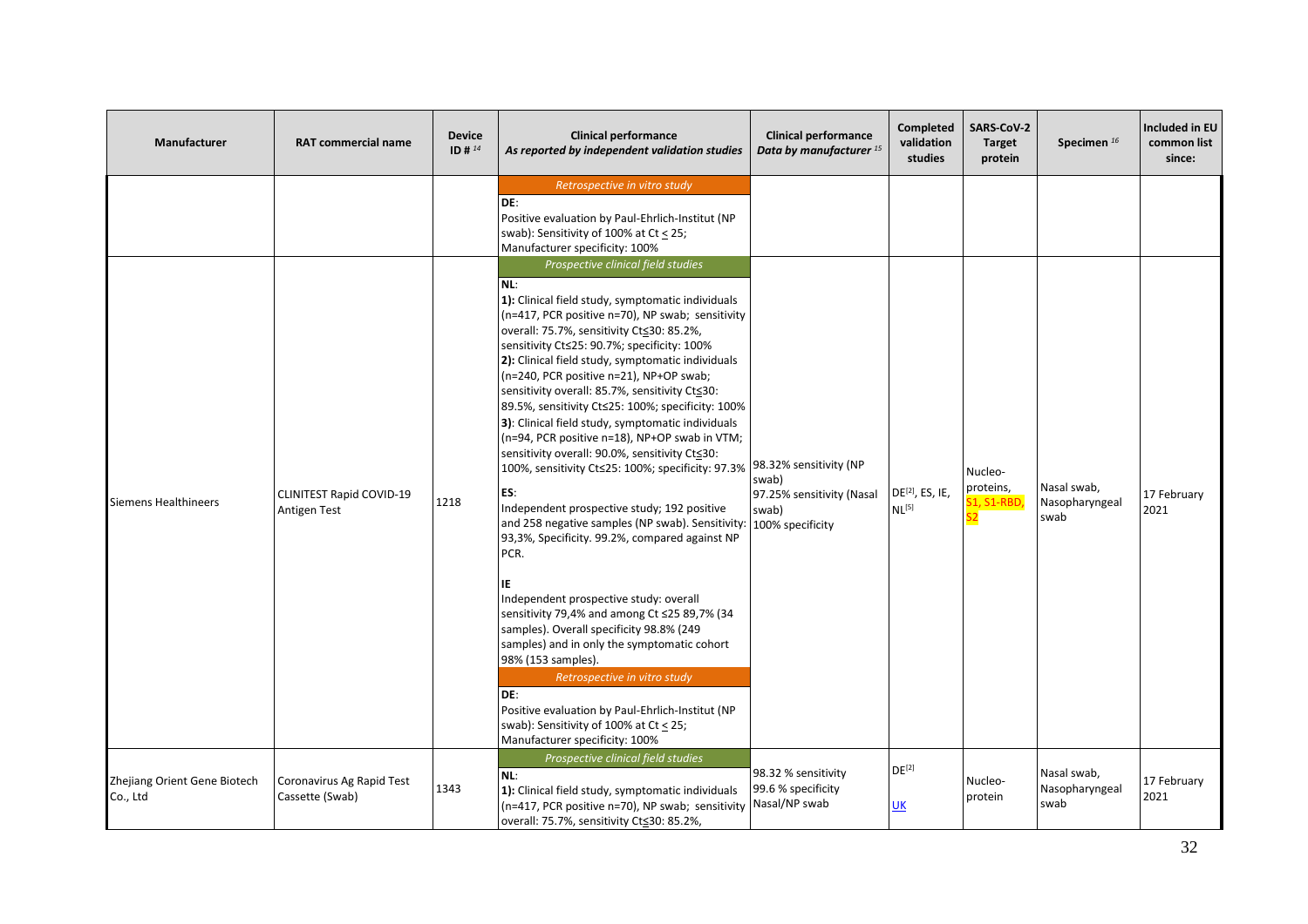| Manufacturer | RAT commercial name | Device ID # [14] | Clinical performance *As reported by independent validation studies* | Clinical performance *Data by manufacturer* [15] | Completed validation studies | SARS-CoV-2 Target protein | Specimen [16] | Included in EU common list since: |
|---|---|---|---|---|---|---|---|---|
| | | | *Retrospective in vitro study*<br>**DE**:<br>Positive evaluation by Paul-Ehrlich-Institut (NP swab): Sensitivity of 100% at Ct < 25;<br>Manufacturer specificity: 100% | | | | | |
| Siemens Healthineers | CLINITEST Rapid COVID-19 Antigen Test | 1218 | *Prospective clinical field studies*<br>**NL**:<br>**1):** Clinical field study, symptomatic individuals (n=417, PCR positive n=70), NP swab; sensitivity overall: 75.7%, sensitivity Ct≤30: 85.2%, sensitivity Ct≤25: 90.7%; specificity: 100%<br>**2):** Clinical field study, symptomatic individuals (n=240, PCR positive n=21), NP+OP swab; sensitivity overall: 85.7%, sensitivity Ct≤30: 89.5%, sensitivity Ct≤25: 100%; specificity: 100%<br>**3)**: Clinical field study, symptomatic individuals (n=94, PCR positive n=18), NP+OP swab in VTM; sensitivity overall: 90.0%, sensitivity Ct≤30: 100%, sensitivity Ct≤25: 100%; specificity: 97.3%<br><br>**ES**:<br>Independent prospective study; 192 positive and 258 negative samples (NP swab). Sensitivity: 93,3%, Specificity. 99.2%, compared against NP PCR.<br><br>**IE**<br>Independent prospective study: overall sensitivity 79,4% and among Ct ≤25 89,7% (34 samples). Overall specificity 98.8% (249 samples) and in only the symptomatic cohort 98% (153 samples).<br>*Retrospective in vitro study*<br>**DE**:<br>Positive evaluation by Paul-Ehrlich-Institut (NP swab): Sensitivity of 100% at Ct < 25;<br>Manufacturer specificity: 100% | 98.32% sensitivity (NP swab)<br>97.25% sensitivity (Nasal swab)<br>100% specificity | DE[2], ES, IE, NL[5] | Nucleo-proteins, S1, S1-RBD, S2 | Nasal swab, Nasopharyngeal swab | 17 February 2021 |
| Zhejiang Orient Gene Biotech Co., Ltd | Coronavirus Ag Rapid Test Cassette (Swab) | 1343 | *Prospective clinical field studies*<br>**NL**:<br>**1):** Clinical field study, symptomatic individuals (n=417, PCR positive n=70), NP swab; sensitivity overall: 75.7%, sensitivity Ct≤30: 85.2%, | 98.32 % sensitivity<br>99.6 % specificity<br>Nasal/NP swab | DE[2]<br><br>UK | Nucleo-protein | Nasal swab, Nasopharyngeal swab | 17 February 2021 |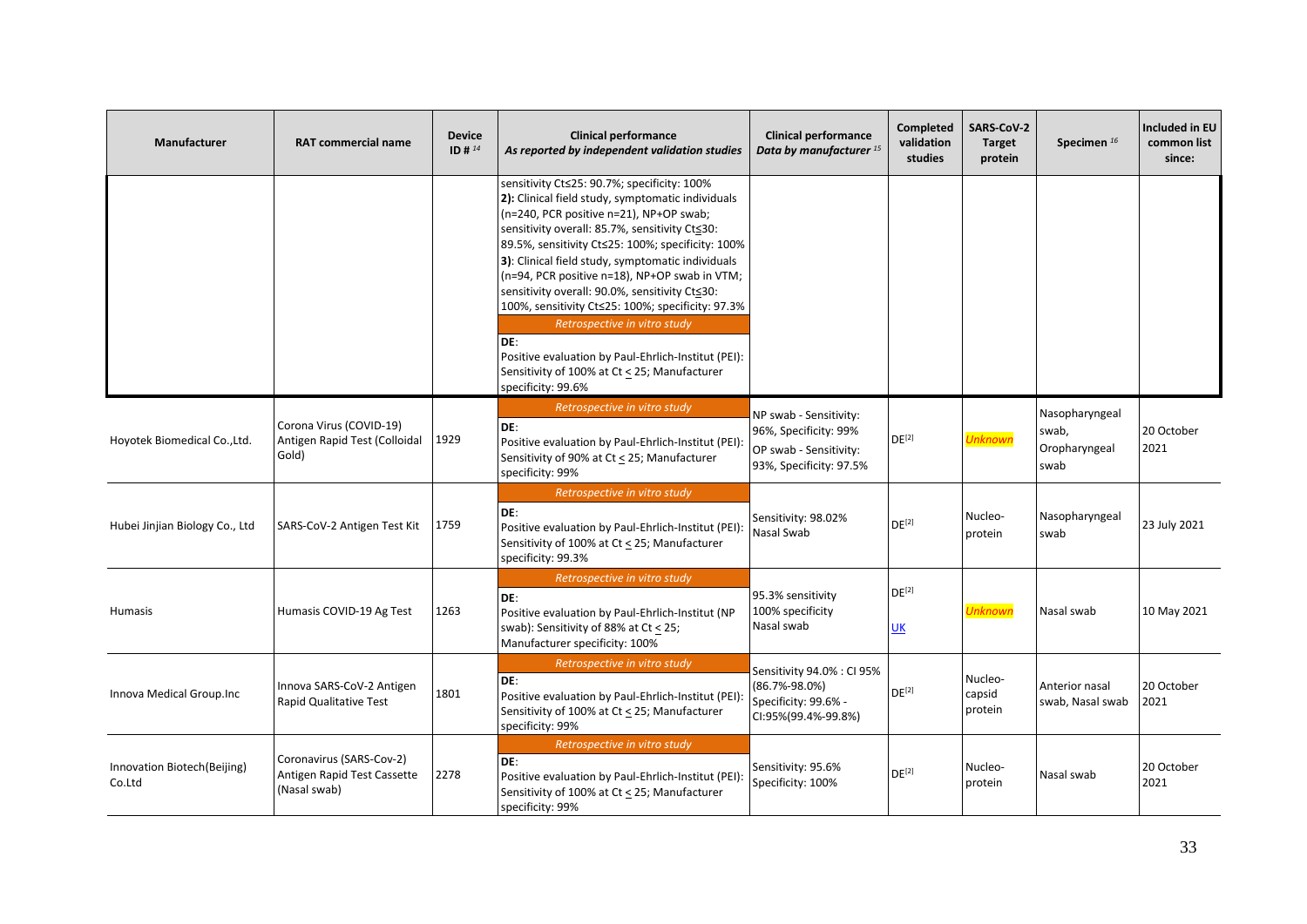| Manufacturer | RAT commercial name | Device ID # [14] | Clinical performance *As reported by independent validation studies* | Clinical performance *Data by manufacturer* [15] | Completed validation studies | SARS-CoV-2 Target protein | Specimen [16] | Included in EU common list since: |
|---|---|---|---|---|---|---|---|---|
| | | | sensitivity Ct≤25: 90.7%; specificity: 100% **2):** Clinical field study, symptomatic individuals (n=240, PCR positive n=21), NP+OP swab; sensitivity overall: 85.7%, sensitivity Ct≤30: 89.5%, sensitivity Ct≤25: 100%; specificity: 100% **3)**: Clinical field study, symptomatic individuals (n=94, PCR positive n=18), NP+OP swab in VTM; sensitivity overall: 90.0%, sensitivity Ct≤30: 100%, sensitivity Ct≤25: 100%; specificity: 97.3% *Retrospective in vitro study* **DE**: Positive evaluation by Paul-Ehrlich-Institut (PEI): Sensitivity of 100% at Ct ≤ 25; Manufacturer specificity: 99.6% | | | | | |
| Hoyotek Biomedical Co.,Ltd. | Corona Virus (COVID-19) Antigen Rapid Test (Colloidal Gold) | 1929 | *Retrospective in vitro study* **DE**: Positive evaluation by Paul-Ehrlich-Institut (PEI): Sensitivity of 90% at Ct ≤ 25; Manufacturer specificity: 99% | NP swab - Sensitivity: 96%, Specificity: 99% OP swab - Sensitivity: 93%, Specificity: 97.5% | DE[2] | *Unknown* | Nasopharyngeal swab, Oropharyngeal swab | 20 October 2021 |
| Hubei Jinjian Biology Co., Ltd | SARS-CoV-2 Antigen Test Kit | 1759 | *Retrospective in vitro study* **DE**: Positive evaluation by Paul-Ehrlich-Institut (PEI): Sensitivity of 100% at Ct ≤ 25; Manufacturer specificity: 99.3% | Sensitivity: 98.02% Nasal Swab | DE[2] | Nucleo-protein | Nasopharyngeal swab | 23 July 2021 |
| Humasis | Humasis COVID-19 Ag Test | 1263 | *Retrospective in vitro study* **DE**: Positive evaluation by Paul-Ehrlich-Institut (NP swab): Sensitivity of 88% at Ct ≤ 25; Manufacturer specificity: 100% | 95.3% sensitivity 100% specificity Nasal swab | DE[2] UK | *Unknown* | Nasal swab | 10 May 2021 |
| Innova Medical Group.Inc | Innova SARS-CoV-2 Antigen Rapid Qualitative Test | 1801 | *Retrospective in vitro study* **DE**: Positive evaluation by Paul-Ehrlich-Institut (PEI): Sensitivity of 100% at Ct ≤ 25; Manufacturer specificity: 99% | Sensitivity 94.0% : CI 95% (86.7%-98.0%) Specificity: 99.6% - CI:95%(99.4%-99.8%) | DE[2] | Nucleo-capsid protein | Anterior nasal swab, Nasal swab | 20 October 2021 |
| Innovation Biotech(Beijing) Co.Ltd | Coronavirus (SARS-Cov-2) Antigen Rapid Test Cassette (Nasal swab) | 2278 | *Retrospective in vitro study* **DE**: Positive evaluation by Paul-Ehrlich-Institut (PEI): Sensitivity of 100% at Ct ≤ 25; Manufacturer specificity: 99% | Sensitivity: 95.6% Specificity: 100% | DE[2] | Nucleo-protein | Nasal swab | 20 October 2021 |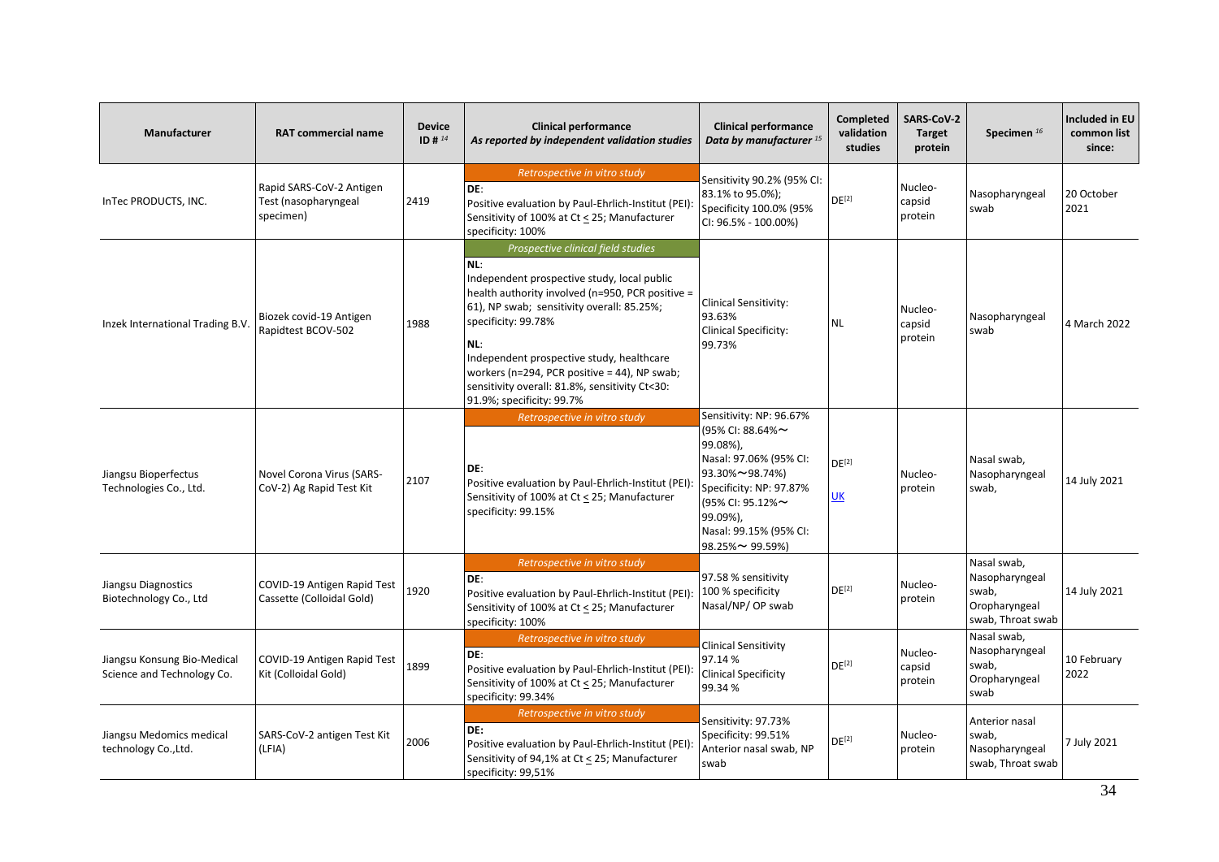| Manufacturer | RAT commercial name | Device ID # [14] | Clinical performance *As reported by independent validation studies* | Clinical performance *Data by manufacturer* [15] | Completed validation studies | SARS-CoV-2 Target protein | Specimen [16] | Included in EU common list since: |
|---|---|---|---|---|---|---|---|---|
| InTec PRODUCTS, INC. | Rapid SARS-CoV-2 Antigen Test (nasopharyngeal specimen) | 2419 | *Retrospective in vitro study*<br>**DE**:<br>Positive evaluation by Paul-Ehrlich-Institut (PEI): Sensitivity of 100% at Ct ≤ 25; Manufacturer specificity: 100% | Sensitivity 90.2% (95% CI: 83.1% to 95.0%); Specificity 100.0% (95% CI: 96.5% - 100.00%) | DE[2] | Nucleo-capsid protein | Nasopharyngeal swab | 20 October 2021 |
| Inzek International Trading B.V. | Biozek covid-19 Antigen Rapidtest BCOV-502 | 1988 | *Prospective clinical field studies*<br>**NL**:<br>Independent prospective study, local public health authority involved (n=950, PCR positive = 61), NP swab; sensitivity overall: 85.25%; specificity: 99.78%<br>**NL**:<br>Independent prospective study, healthcare workers (n=294, PCR positive = 44), NP swab; sensitivity overall: 81.8%, sensitivity Ct<30: 91.9%; specificity: 99.7% | Clinical Sensitivity: 93.63%<br>Clinical Specificity: 99.73% | NL | Nucleo-capsid protein | Nasopharyngeal swab | 4 March 2022 |
| Jiangsu Bioperfectus Technologies Co., Ltd. | Novel Corona Virus (SARS-CoV-2) Ag Rapid Test Kit | 2107 | *Retrospective in vitro study*<br>**DE**:<br>Positive evaluation by Paul-Ehrlich-Institut (PEI): Sensitivity of 100% at Ct ≤ 25; Manufacturer specificity: 99.15% | Sensitivity: NP: 96.67% (95% CI: 88.64%～99.08%),<br>Nasal: 97.06% (95% CI: 93.30%～98.74%)<br>Specificity: NP: 97.87% (95% CI: 95.12%～99.09%),<br>Nasal: 99.15% (95% CI: 98.25%～99.59%) | DE[2]<br>UK | Nucleo-protein | Nasal swab, Nasopharyngeal swab, | 14 July 2021 |
| Jiangsu Diagnostics Biotechnology Co., Ltd | COVID-19 Antigen Rapid Test Cassette (Colloidal Gold) | 1920 | *Retrospective in vitro study*<br>**DE**:<br>Positive evaluation by Paul-Ehrlich-Institut (PEI): Sensitivity of 100% at Ct ≤ 25; Manufacturer specificity: 100% | 97.58 % sensitivity<br>100 % specificity<br>Nasal/NP/ OP swab | DE[2] | Nucleo-protein | Nasal swab, Nasopharyngeal swab, Oropharyngeal swab, Throat swab | 14 July 2021 |
| Jiangsu Konsung Bio-Medical Science and Technology Co. | COVID-19 Antigen Rapid Test Kit (Colloidal Gold) | 1899 | *Retrospective in vitro study*<br>**DE**:<br>Positive evaluation by Paul-Ehrlich-Institut (PEI): Sensitivity of 100% at Ct ≤ 25; Manufacturer specificity: 99.34% | Clinical Sensitivity 97.14 %<br>Clinical Specificity 99.34 % | DE[2] | Nucleo-capsid protein | Nasal swab, Nasopharyngeal swab, Oropharyngeal swab | 10 February 2022 |
| Jiangsu Medomics medical technology Co.,Ltd. | SARS-CoV-2 antigen Test Kit (LFIA) | 2006 | *Retrospective in vitro study*<br>**DE:**<br>Positive evaluation by Paul-Ehrlich-Institut (PEI): Sensitivity of 94,1% at Ct ≤ 25; Manufacturer specificity: 99,51% | Sensitivity: 97.73%<br>Specificity: 99.51%<br>Anterior nasal swab, NP swab | DE[2] | Nucleo-protein | Anterior nasal swab, Nasopharyngeal swab, Throat swab | 7 July 2021 |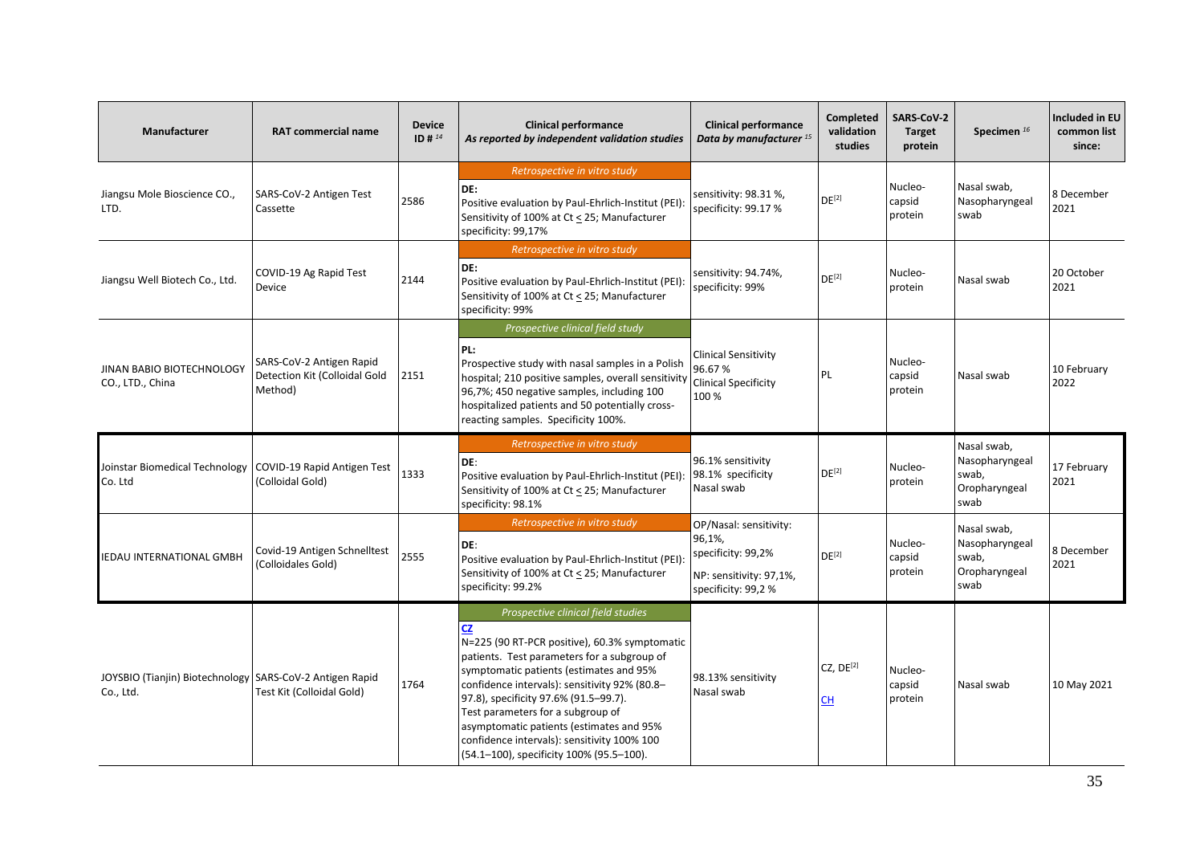| Manufacturer | RAT commercial name | Device ID # [14] | Clinical performance *As reported by independent validation studies* | Clinical performance *Data by manufacturer* [15] | Completed validation studies | SARS-CoV-2 Target protein | Specimen [16] | Included in EU common list since: |
|---|---|---|---|---|---|---|---|---|
| Jiangsu Mole Bioscience CO., LTD. | SARS-CoV-2 Antigen Test Cassette | 2586 | *Retrospective in vitro study*<br>**DE:**<br>Positive evaluation by Paul-Ehrlich-Institut (PEI): Sensitivity of 100% at Ct ≤ 25; Manufacturer specificity: 99,17% | sensitivity: 98.31 %, specificity: 99.17 % | DE[2] | Nucleo-capsid protein | Nasal swab, Nasopharyngeal swab | 8 December 2021 |
| Jiangsu Well Biotech Co., Ltd. | COVID-19 Ag Rapid Test Device | 2144 | *Retrospective in vitro study*<br>**DE:**<br>Positive evaluation by Paul-Ehrlich-Institut (PEI): Sensitivity of 100% at Ct ≤ 25; Manufacturer specificity: 99% | sensitivity: 94.74%, specificity: 99% | DE[2] | Nucleo-protein | Nasal swab | 20 October 2021 |
| JINAN BABIO BIOTECHNOLOGY CO., LTD., China | SARS-CoV-2 Antigen Rapid Detection Kit (Colloidal Gold Method) | 2151 | *Prospective clinical field study*<br>**PL:**<br>Prospective study with nasal samples in a Polish hospital; 210 positive samples, overall sensitivity 96,7%; 450 negative samples, including 100 hospitalized patients and 50 potentially cross-reacting samples. Specificity 100%. | Clinical Sensitivity 96.67 %<br>Clinical Specificity 100 % | PL | Nucleo-capsid protein | Nasal swab | 10 February 2022 |
| Joinstar Biomedical Technology Co. Ltd | COVID-19 Rapid Antigen Test (Colloidal Gold) | 1333 | *Retrospective in vitro study*<br>**DE**:<br>Positive evaluation by Paul-Ehrlich-Institut (PEI): Sensitivity of 100% at Ct ≤ 25; Manufacturer specificity: 98.1% | 96.1% sensitivity<br>98.1% specificity<br>Nasal swab | DE[2] | Nucleo-protein | Nasal swab, Nasopharyngeal swab, Oropharyngeal swab | 17 February 2021 |
| IEDAU INTERNATIONAL GMBH | Covid-19 Antigen Schnelltest (Colloidales Gold) | 2555 | *Retrospective in vitro study*<br>**DE**:<br>Positive evaluation by Paul-Ehrlich-Institut (PEI): Sensitivity of 100% at Ct ≤ 25; Manufacturer specificity: 99.2% | OP/Nasal: sensitivity: 96,1%, specificity: 99,2%<br><br>NP: sensitivity: 97,1%, specificity: 99,2 % | DE[2] | Nucleo-capsid protein | Nasal swab, Nasopharyngeal swab, Oropharyngeal swab | 8 December 2021 |
| JOYSBIO (Tianjin) Biotechnology Co., Ltd. | SARS-CoV-2 Antigen Rapid Test Kit (Colloidal Gold) | 1764 | *Prospective clinical field studies*<br>**CZ**<br>N=225 (90 RT-PCR positive), 60.3% symptomatic patients. Test parameters for a subgroup of symptomatic patients (estimates and 95% confidence intervals): sensitivity 92% (80.8–97.8), specificity 97.6% (91.5–99.7).<br>Test parameters for a subgroup of asymptomatic patients (estimates and 95% confidence intervals): sensitivity 100% 100 (54.1–100), specificity 100% (95.5–100). | 98.13% sensitivity<br>Nasal swab | CZ, DE[2]<br>CH | Nucleo-capsid protein | Nasal swab | 10 May 2021 |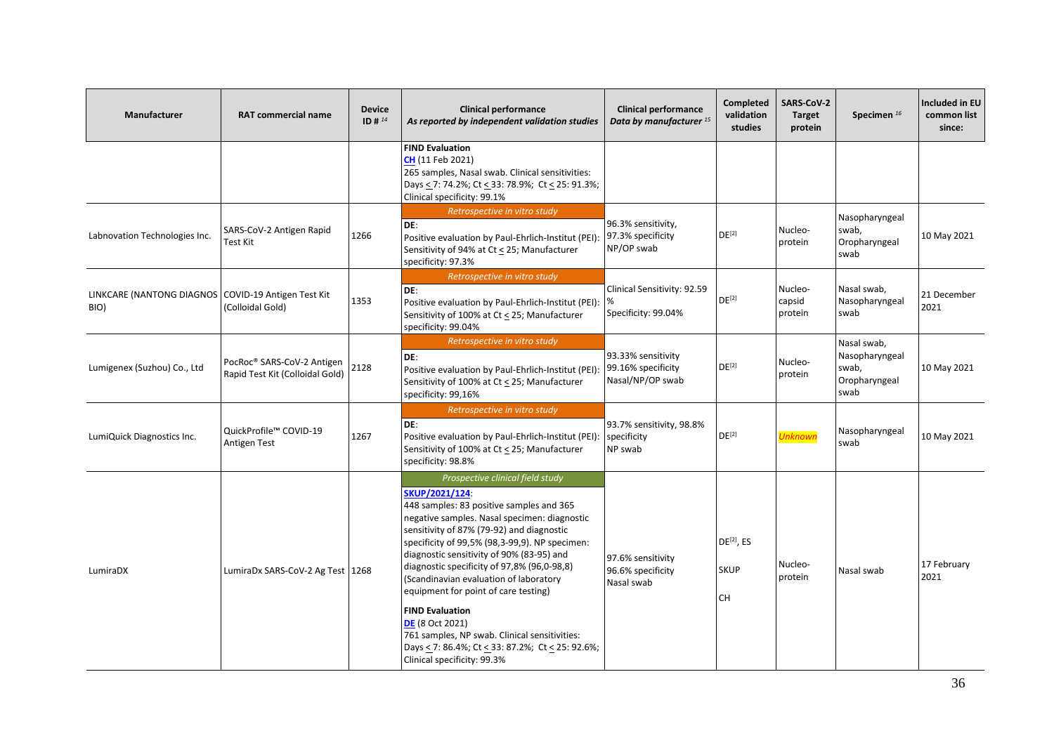| Manufacturer | RAT commercial name | Device ID # [14] | Clinical performance *As reported by independent validation studies* | Clinical performance *Data by manufacturer [15]* | Completed validation studies | SARS-CoV-2 Target protein | Specimen [16] | Included in EU common list since: |
|---|---|---|---|---|---|---|---|---|
| | | | **FIND Evaluation** CH (11 Feb 2021) 265 samples, Nasal swab. Clinical sensitivities: Days < 7: 74.2%; Ct < 33: 78.9%; Ct < 25: 91.3%; Clinical specificity: 99.1% | | | | | |
| Labnovation Technologies Inc. | SARS-CoV-2 Antigen Rapid Test Kit | 1266 | *Retrospective in vitro study* **DE**: Positive evaluation by Paul-Ehrlich-Institut (PEI): Sensitivity of 94% at Ct < 25; Manufacturer specificity: 97.3% | 96.3% sensitivity, 97.3% specificity NP/OP swab | DE[2] | Nucleo-protein | Nasopharyngeal swab, Oropharyngeal swab | 10 May 2021 |
| LINKCARE (NANTONG DIAGNOS BIO) | COVID-19 Antigen Test Kit (Colloidal Gold) | 1353 | *Retrospective in vitro study* **DE**: Positive evaluation by Paul-Ehrlich-Institut (PEI): Sensitivity of 100% at Ct < 25; Manufacturer specificity: 99.04% | Clinical Sensitivity: 92.59 % Specificity: 99.04% | DE[2] | Nucleo-capsid protein | Nasal swab, Nasopharyngeal swab | 21 December 2021 |
| Lumigenex (Suzhou) Co., Ltd | PocRoc® SARS-CoV-2 Antigen Rapid Test Kit (Colloidal Gold) | 2128 | *Retrospective in vitro study* **DE**: Positive evaluation by Paul-Ehrlich-Institut (PEI): Sensitivity of 100% at Ct < 25; Manufacturer specificity: 99,16% | 93.33% sensitivity 99.16% specificity Nasal/NP/OP swab | DE[2] | Nucleo-protein | Nasal swab, Nasopharyngeal swab, Oropharyngeal swab | 10 May 2021 |
| LumiQuick Diagnostics Inc. | QuickProfile™ COVID-19 Antigen Test | 1267 | *Retrospective in vitro study* **DE**: Positive evaluation by Paul-Ehrlich-Institut (PEI): Sensitivity of 100% at Ct < 25; Manufacturer specificity: 98.8% | 93.7% sensitivity, 98.8% specificity NP swab | DE[2] | Unknown | Nasopharyngeal swab | 10 May 2021 |
| LumiraDX | LumiraDx SARS-CoV-2 Ag Test | 1268 | *Prospective clinical field study* **SKUP/2021/124**: 448 samples: 83 positive samples and 365 negative samples. Nasal specimen: diagnostic sensitivity of 87% (79-92) and diagnostic specificity of 99,5% (98,3-99,9). NP specimen: diagnostic sensitivity of 90% (83-95) and diagnostic specificity of 97,8% (96,0-98,8) (Scandinavian evaluation of laboratory equipment for point of care testing) **FIND Evaluation** DE (8 Oct 2021) 761 samples, NP swab. Clinical sensitivities: Days < 7: 86.4%; Ct < 33: 87.2%; Ct < 25: 92.6%; Clinical specificity: 99.3% | 97.6% sensitivity 96.6% specificity Nasal swab | DE[2], ES SKUP CH | Nucleo-protein | Nasal swab | 17 February 2021 |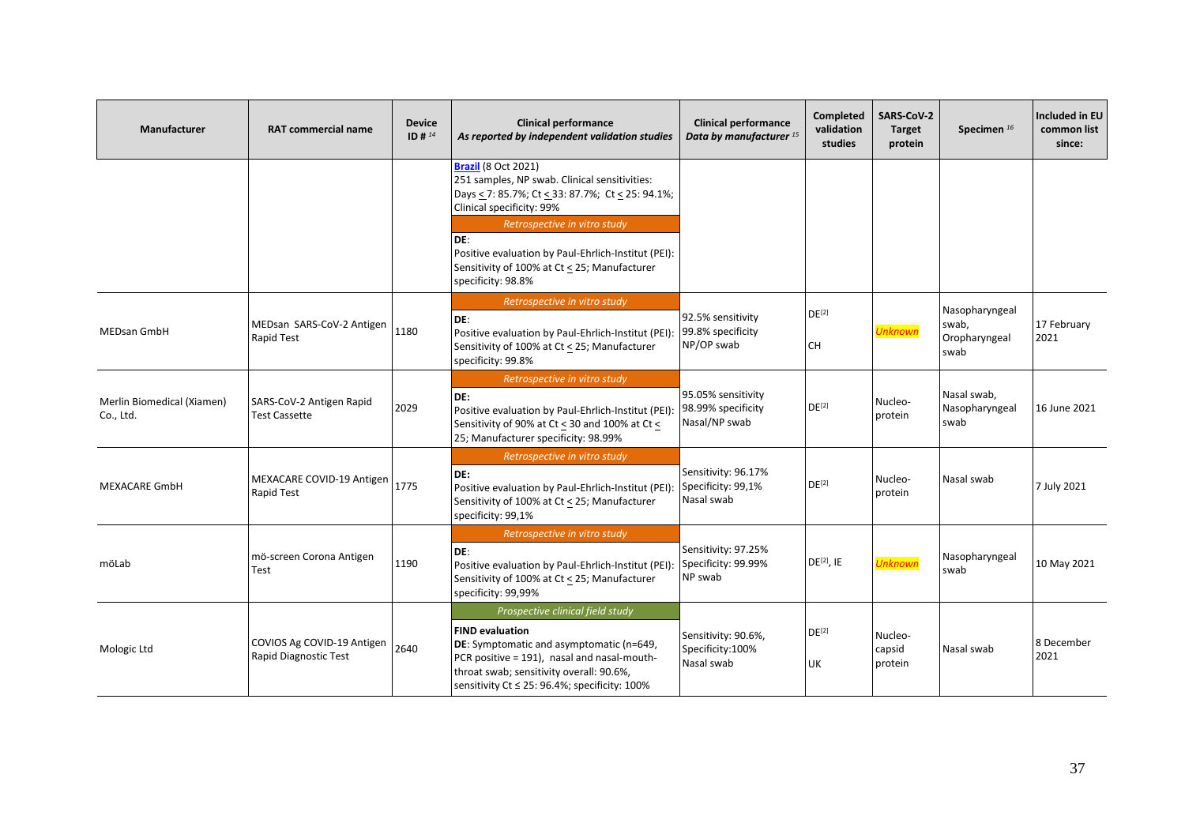| Manufacturer | RAT commercial name | Device ID # [14] | Clinical performance *As reported by independent validation studies* | Clinical performance *Data by manufacturer [15]* | Completed validation studies | SARS-CoV-2 Target protein | Specimen [16] | Included in EU common list since: |
|---|---|---|---|---|---|---|---|---|
| | | | **Brazil** (8 Oct 2021)<br>251 samples, NP swab. Clinical sensitivities: Days < 7: 85.7%; Ct < 33: 87.7%; Ct < 25: 94.1%; Clinical specificity: 99%<br>*Retrospective in vitro study*<br>**DE**:<br>Positive evaluation by Paul-Ehrlich-Institut (PEI): Sensitivity of 100% at Ct < 25; Manufacturer specificity: 98.8% | | | | | |
| MEDsan GmbH | MEDsan SARS-CoV-2 Antigen Rapid Test | 1180 | *Retrospective in vitro study*<br>**DE**:<br>Positive evaluation by Paul-Ehrlich-Institut (PEI): Sensitivity of 100% at Ct < 25; Manufacturer specificity: 99.8% | 92.5% sensitivity<br>99.8% specificity<br>NP/OP swab | DE[2]<br>CH | *Unknown* | Nasopharyngeal swab, Oropharyngeal swab | 17 February 2021 |
| Merlin Biomedical (Xiamen) Co., Ltd. | SARS-CoV-2 Antigen Rapid Test Cassette | 2029 | *Retrospective in vitro study*<br>**DE:**<br>Positive evaluation by Paul-Ehrlich-Institut (PEI): Sensitivity of 90% at Ct < 30 and 100% at Ct < 25; Manufacturer specificity: 98.99% | 95.05% sensitivity<br>98.99% specificity<br>Nasal/NP swab | DE[2] | Nucleo-protein | Nasal swab, Nasopharyngeal swab | 16 June 2021 |
| MEXACARE GmbH | MEXACARE COVID-19 Antigen Rapid Test | 1775 | *Retrospective in vitro study*<br>**DE:**<br>Positive evaluation by Paul-Ehrlich-Institut (PEI): Sensitivity of 100% at Ct < 25; Manufacturer specificity: 99,1% | Sensitivity: 96.17%<br>Specificity: 99,1%<br>Nasal swab | DE[2] | Nucleo-protein | Nasal swab | 7 July 2021 |
| möLab | mö-screen Corona Antigen Test | 1190 | *Retrospective in vitro study*<br>**DE**:<br>Positive evaluation by Paul-Ehrlich-Institut (PEI): Sensitivity of 100% at Ct < 25; Manufacturer specificity: 99,99% | Sensitivity: 97.25%<br>Specificity: 99.99%<br>NP swab | DE[2], IE | *Unknown* | Nasopharyngeal swab | 10 May 2021 |
| Mologic Ltd | COVIOS Ag COVID-19 Antigen Rapid Diagnostic Test | 2640 | *Prospective clinical field study*<br>**FIND evaluation**<br>**DE**: Symptomatic and asymptomatic (n=649, PCR positive = 191), nasal and nasal-mouth-throat swab; sensitivity overall: 90.6%, sensitivity Ct ≤ 25: 96.4%; specificity: 100% | Sensitivity: 90.6%,<br>Specificity:100%<br>Nasal swab | DE[2]<br>UK | Nucleo-capsid protein | Nasal swab | 8 December 2021 |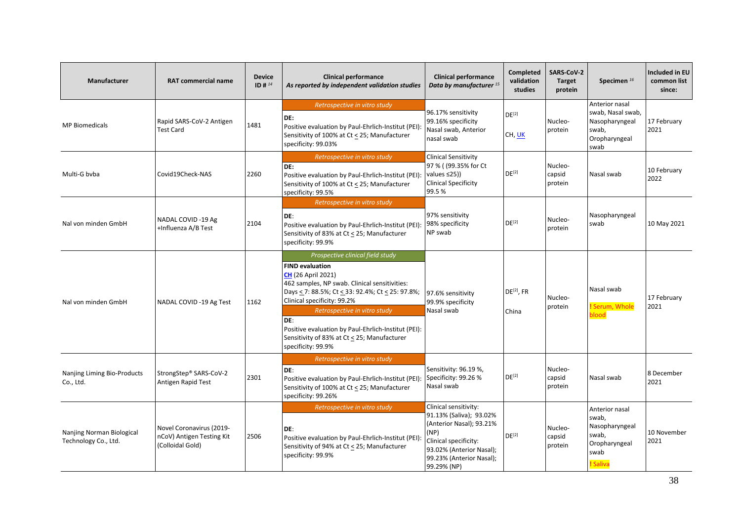| Manufacturer | RAT commercial name | Device ID # [14] | Clinical performance *As reported by independent validation studies* | Clinical performance *Data by manufacturer* [15] | Completed validation studies | SARS-CoV-2 Target protein | Specimen [16] | Included in EU common list since: |
|---|---|---|---|---|---|---|---|---|
| MP Biomedicals | Rapid SARS-CoV-2 Antigen Test Card | 1481 | *Retrospective in vitro study*<br>**DE:**<br>Positive evaluation by Paul-Ehrlich-Institut (PEI): Sensitivity of 100% at Ct $\leq$ 25; Manufacturer specificity: 99.03% | 96.17% sensitivity<br>99.16% specificity<br>Nasal swab, Anterior nasal swab | DE[2]<br><br>CH, UK | Nucleo-protein | Anterior nasal swab, Nasal swab, Nasopharyngeal swab, Oropharyngeal swab | 17 February 2021 |
| Multi-G bvba | Covid19Check-NAS | 2260 | *Retrospective in vitro study*<br>**DE:**<br>Positive evaluation by Paul-Ehrlich-Institut (PEI): Sensitivity of 100% at Ct $\leq$ 25; Manufacturer specificity: 99.5% | Clinical Sensitivity<br>97 % ( (99.35% for Ct values ≤25))<br>Clinical Specificity<br>99.5 % | DE[2] | Nucleo-capsid protein | Nasal swab | 10 February 2022 |
| Nal von minden GmbH | NADAL COVID -19 Ag +Influenza A/B Test | 2104 | *Retrospective in vitro study*<br>**DE**:<br>Positive evaluation by Paul-Ehrlich-Institut (PEI): Sensitivity of 83% at Ct $\leq$ 25; Manufacturer specificity: 99.9% | 97% sensitivity<br>98% specificity<br>NP swab | DE[2] | Nucleo-protein | Nasopharyngeal swab | 10 May 2021 |
| Nal von minden GmbH | NADAL COVID -19 Ag Test | 1162 | *Prospective clinical field study*<br>**FIND evaluation**<br>CH (26 April 2021)<br>462 samples, NP swab. Clinical sensitivities: Days $\leq$ 7: 88.5%; Ct $\leq$ 33: 92.4%; Ct $\leq$ 25: 97.8%; Clinical specificity: 99.2%<br>*Retrospective in vitro study*<br>**DE**:<br>Positive evaluation by Paul-Ehrlich-Institut (PEI): Sensitivity of 83% at Ct $\leq$ 25; Manufacturer specificity: 99.9% | 97.6% sensitivity<br>99.9% specificity<br>Nasal swab | DE[2], FR<br><br>China | Nucleo-protein | Nasal swab<br><br>! Serum, Whole blood | 17 February 2021 |
| Nanjing Liming Bio-Products Co., Ltd. | StrongStep® SARS-CoV-2 Antigen Rapid Test | 2301 | *Retrospective in vitro study*<br>**DE**:<br>Positive evaluation by Paul-Ehrlich-Institut (PEI): Sensitivity of 100% at Ct $\leq$ 25; Manufacturer specificity: 99.26% | Sensitivity: 96.19 %,<br>Specificity: 99.26 %<br>Nasal swab | DE[2] | Nucleo-capsid protein | Nasal swab | 8 December 2021 |
| Nanjing Norman Biological Technology Co., Ltd. | Novel Coronavirus (2019-nCoV) Antigen Testing Kit (Colloidal Gold) | 2506 | *Retrospective in vitro study*<br>**DE**:<br>Positive evaluation by Paul-Ehrlich-Institut (PEI): Sensitivity of 94% at Ct $\leq$ 25; Manufacturer specificity: 99.9% | Clinical sensitivity:<br>91.13% (Saliva); 93.02% (Anterior Nasal); 93.21% (NP)<br>Clinical specificity:<br>93.02% (Anterior Nasal);<br>99.23% (Anterior Nasal);<br>99.29% (NP) | DE[2] | Nucleo-capsid protein | Anterior nasal swab, Nasopharyngeal swab, Oropharyngeal swab<br><br>! Saliva | 10 November 2021 |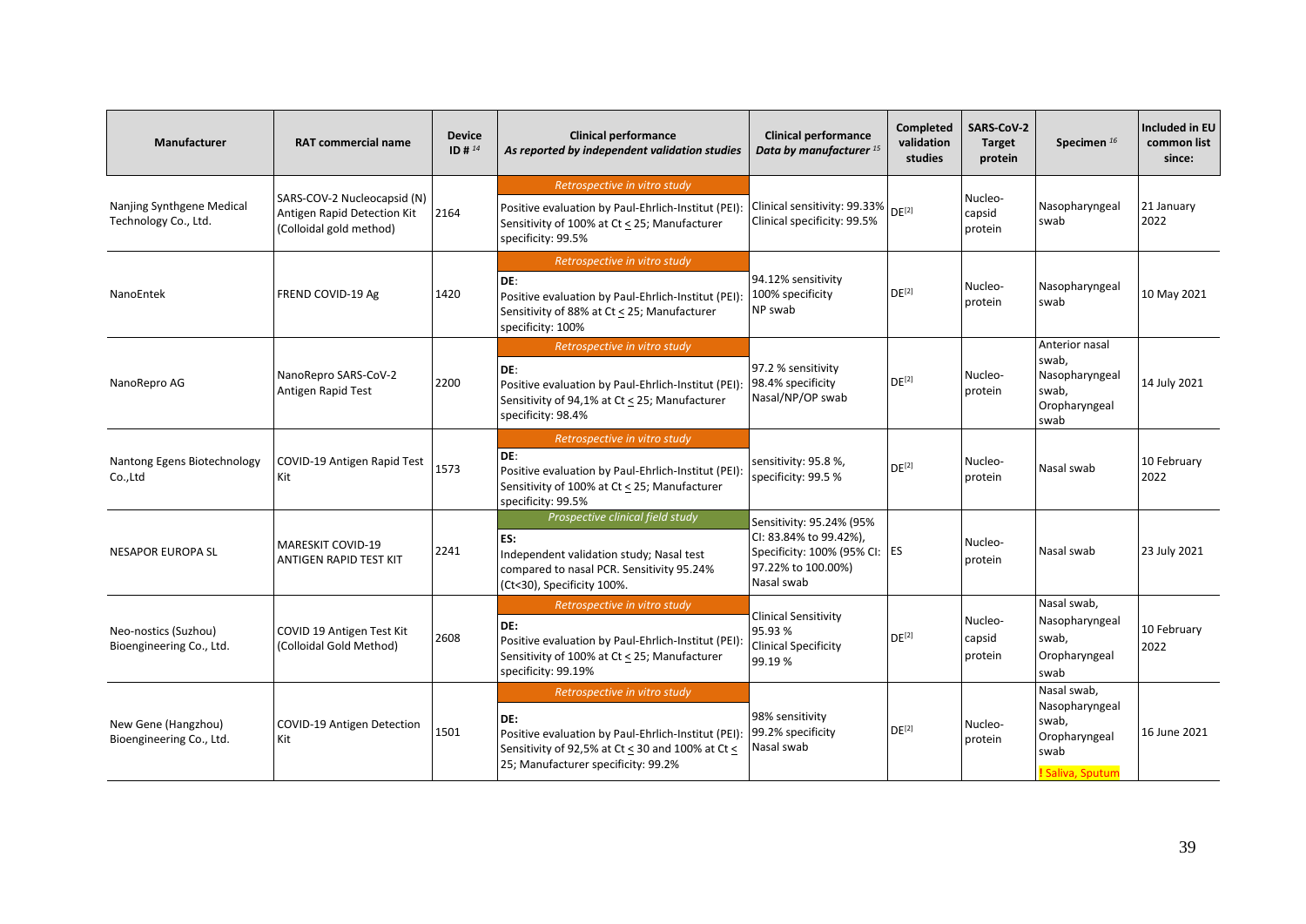| Manufacturer | RAT commercial name | Device ID # [14] | Clinical performance *As reported by independent validation studies* | Clinical performance *Data by manufacturer* [15] | Completed validation studies | SARS-CoV-2 Target protein | Specimen [16] | Included in EU common list since: |
|---|---|---|---|---|---|---|---|---|
| Nanjing Synthgene Medical Technology Co., Ltd. | SARS-COV-2 Nucleocapsid (N) Antigen Rapid Detection Kit (Colloidal gold method) | 2164 | *Retrospective in vitro study* Positive evaluation by Paul-Ehrlich-Institut (PEI): Sensitivity of 100% at Ct ≤ 25; Manufacturer specificity: 99.5% | Clinical sensitivity: 99.33% Clinical specificity: 99.5% | DE[2] | Nucleo-capsid protein | Nasopharyngeal swab | 21 January 2022 |
| NanoEntek | FREND COVID-19 Ag | 1420 | *Retrospective in vitro study* DE: Positive evaluation by Paul-Ehrlich-Institut (PEI): Sensitivity of 88% at Ct ≤ 25; Manufacturer specificity: 100% | 94.12% sensitivity 100% specificity NP swab | DE[2] | Nucleo-protein | Nasopharyngeal swab | 10 May 2021 |
| NanoRepro AG | NanoRepro SARS-CoV-2 Antigen Rapid Test | 2200 | *Retrospective in vitro study* DE: Positive evaluation by Paul-Ehrlich-Institut (PEI): Sensitivity of 94,1% at Ct ≤ 25; Manufacturer specificity: 98.4% | 97.2 % sensitivity 98.4% specificity Nasal/NP/OP swab | DE[2] | Nucleo-protein | Anterior nasal swab, Nasopharyngeal swab, Oropharyngeal swab | 14 July 2021 |
| Nantong Egens Biotechnology Co.,Ltd | COVID-19 Antigen Rapid Test Kit | 1573 | *Retrospective in vitro study* DE: Positive evaluation by Paul-Ehrlich-Institut (PEI): Sensitivity of 100% at Ct ≤ 25; Manufacturer specificity: 99.5% | sensitivity: 95.8 %, specificity: 99.5 % | DE[2] | Nucleo-protein | Nasal swab | 10 February 2022 |
| NESAPOR EUROPA SL | MARESKIT COVID-19 ANTIGEN RAPID TEST KIT | 2241 | *Prospective clinical field study* ES: Independent validation study; Nasal test compared to nasal PCR. Sensitivity 95.24% (Ct<30), Specificity 100%. | Sensitivity: 95.24% (95% CI: 83.84% to 99.42%), Specificity: 100% (95% CI: 97.22% to 100.00%) Nasal swab | ES | Nucleo-protein | Nasal swab | 23 July 2021 |
| Neo-nostics (Suzhou) Bioengineering Co., Ltd. | COVID 19 Antigen Test Kit (Colloidal Gold Method) | 2608 | *Retrospective in vitro study* DE: Positive evaluation by Paul-Ehrlich-Institut (PEI): Sensitivity of 100% at Ct ≤ 25; Manufacturer specificity: 99.19% | Clinical Sensitivity 95.93 % Clinical Specificity 99.19 % | DE[2] | Nucleo-capsid protein | Nasal swab, Nasopharyngeal swab, Oropharyngeal swab | 10 February 2022 |
| New Gene (Hangzhou) Bioengineering Co., Ltd. | COVID-19 Antigen Detection Kit | 1501 | *Retrospective in vitro study* DE: Positive evaluation by Paul-Ehrlich-Institut (PEI): Sensitivity of 92,5% at Ct ≤ 30 and 100% at Ct ≤ 25; Manufacturer specificity: 99.2% | 98% sensitivity 99.2% specificity Nasal swab | DE[2] | Nucleo-protein | Nasal swab, Nasopharyngeal swab, Oropharyngeal swab ! Saliva, Sputum | 16 June 2021 |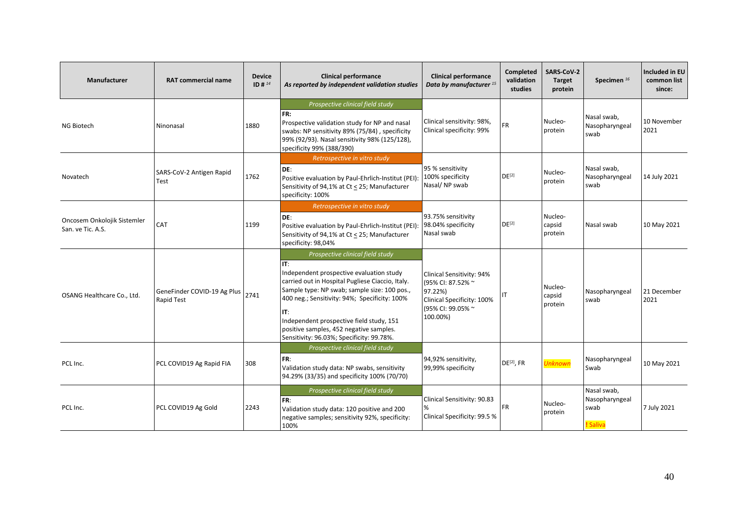| Manufacturer | RAT commercial name | Device ID # [14] | Clinical performance *As reported by independent validation studies* | Clinical performance *Data by manufacturer* [15] | Completed validation studies | SARS-CoV-2 Target protein | Specimen [16] | Included in EU common list since: |
|---|---|---|---|---|---|---|---|---|
| NG Biotech | Ninonasal | 1880 | *Prospective clinical field study*<br>**FR:**<br>Prospective validation study for NP and nasal swabs: NP sensitivity 89% (75/84) , specificity 99% (92/93). Nasal sensitivity 98% (125/128), specificity 99% (388/390) | Clinical sensitivity: 98%, Clinical specificity: 99% | FR | Nucleo-protein | Nasal swab, Nasopharyngeal swab | 10 November 2021 |
| Novatech | SARS-CoV-2 Antigen Rapid Test | 1762 | *Retrospective in vitro study*<br>**DE**:<br>Positive evaluation by Paul-Ehrlich-Institut (PEI): Sensitivity of 94,1% at Ct $\leq$ 25; Manufacturer specificity: 100% | 95 % sensitivity<br>100% specificity<br>Nasal/ NP swab | DE[2] | Nucleo-protein | Nasal swab, Nasopharyngeal swab | 14 July 2021 |
| Oncosem Onkolojik Sistemler San. ve Tic. A.S. | CAT | 1199 | *Retrospective in vitro study*<br>**DE**:<br>Positive evaluation by Paul-Ehrlich-Institut (PEI): Sensitivity of 94,1% at Ct $\leq$ 25; Manufacturer specificity: 98,04% | 93.75% sensitivity<br>98.04% specificity<br>Nasal swab | DE[2] | Nucleo-capsid protein | Nasal swab | 10 May 2021 |
| OSANG Healthcare Co., Ltd. | GeneFinder COVID-19 Ag Plus Rapid Test | 2741 | *Prospective clinical field study*<br>**IT**:<br>Independent prospective evaluation study carried out in Hospital Pugliese Ciaccio, Italy. Sample type: NP swab; sample size: 100 pos., 400 neg.; Sensitivity: 94%; Specificity: 100%<br>**IT**:<br>Independent prospective field study, 151 positive samples, 452 negative samples. Sensitivity: 96.03%; Specificity: 99.78%. | Clinical Sensitivity: 94% (95% CI: 87.52% ~ 97.22%)<br>Clinical Specificity: 100% (95% CI: 99.05% ~ 100.00%) | IT | Nucleo-capsid protein | Nasopharyngeal swab | 21 December 2021 |
| PCL Inc. | PCL COVID19 Ag Rapid FIA | 308 | *Prospective clinical field study*<br>**FR**:<br>Validation study data: NP swabs, sensitivity 94.29% (33/35) and specificity 100% (70/70) | 94,92% sensitivity, 99,99% specificity | DE[2], FR | *Unknown* | Nasopharyngeal Swab | 10 May 2021 |
| PCL Inc. | PCL COVID19 Ag Gold | 2243 | *Prospective clinical field study*<br>**FR**:<br>Validation study data: 120 positive and 200 negative samples; sensitivity 92%, specificity: 100% | Clinical Sensitivity: 90.83 %<br>Clinical Specificity: 99.5 % | FR | Nucleo-protein | Nasal swab, Nasopharyngeal swab<br>! Saliva | 7 July 2021 |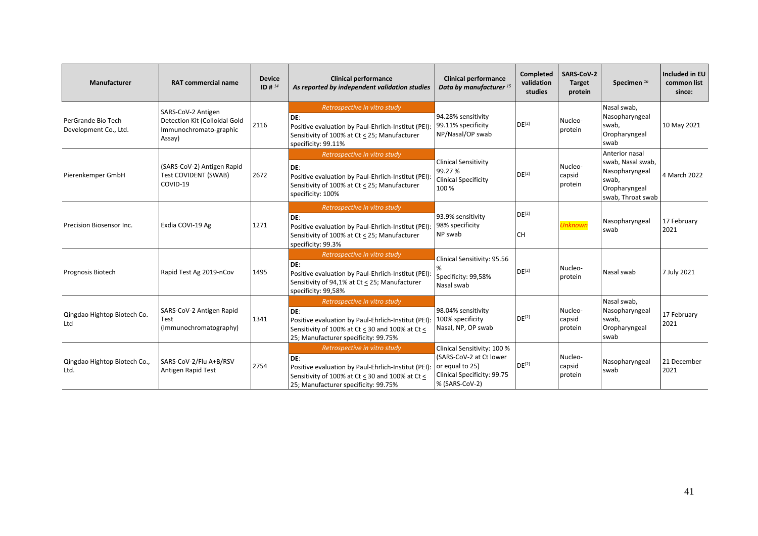| Manufacturer | RAT commercial name | Device ID # [14] | Clinical performance *As reported by independent validation studies* | Clinical performance *Data by manufacturer* [15] | Completed validation studies | SARS-CoV-2 Target protein | Specimen [16] | Included in EU common list since: |
|---|---|---|---|---|---|---|---|---|
| PerGrande Bio Tech Development Co., Ltd. | SARS-CoV-2 Antigen Detection Kit (Colloidal Gold Immunochromato-graphic Assay) | 2116 | *Retrospective in vitro study* **DE**: Positive evaluation by Paul-Ehrlich-Institut (PEI): Sensitivity of 100% at Ct ≤ 25; Manufacturer specificity: 99.11% | 94.28% sensitivity 99.11% specificity NP/Nasal/OP swab | DE[2] | Nucleo-protein | Nasal swab, Nasopharyngeal swab, Oropharyngeal swab | 10 May 2021 |
| Pierenkemper GmbH | (SARS-CoV-2) Antigen Rapid Test COVIDENT (SWAB) COVID-19 | 2672 | *Retrospective in vitro study* **DE**: Positive evaluation by Paul-Ehrlich-Institut (PEI): Sensitivity of 100% at Ct ≤ 25; Manufacturer specificity: 100% | Clinical Sensitivity 99.27 % Clinical Specificity 100 % | DE[2] | Nucleo-capsid protein | Anterior nasal swab, Nasal swab, Nasopharyngeal swab, Oropharyngeal swab, Throat swab | 4 March 2022 |
| Precision Biosensor Inc. | Exdia COVI-19 Ag | 1271 | *Retrospective in vitro study* **DE**: Positive evaluation by Paul-Ehrlich-Institut (PEI): Sensitivity of 100% at Ct ≤ 25; Manufacturer specificity: 99.3% | 93.9% sensitivity 98% specificity NP swab | DE[2] CH | *Unknown* | Nasopharyngeal swab | 17 February 2021 |
| Prognosis Biotech | Rapid Test Ag 2019-nCov | 1495 | *Retrospective in vitro study* **DE**: Positive evaluation by Paul-Ehrlich-Institut (PEI): Sensitivity of 94,1% at Ct ≤ 25; Manufacturer specificity: 99,58% | Clinical Sensitivity: 95.56 % Specificity: 99,58% Nasal swab | DE[2] | Nucleo-protein | Nasal swab | 7 July 2021 |
| Qingdao Hightop Biotech Co. Ltd | SARS-CoV-2 Antigen Rapid Test (Immunochromatography) | 1341 | *Retrospective in vitro study* **DE**: Positive evaluation by Paul-Ehrlich-Institut (PEI): Sensitivity of 100% at Ct ≤ 30 and 100% at Ct ≤ 25; Manufacturer specificity: 99.75% | 98.04% sensitivity 100% specificity Nasal, NP, OP swab | DE[2] | Nucleo-capsid protein | Nasal swab, Nasopharyngeal swab, Oropharyngeal swab | 17 February 2021 |
| Qingdao Hightop Biotech Co., Ltd. | SARS-CoV-2/Flu A+B/RSV Antigen Rapid Test | 2754 | *Retrospective in vitro study* **DE**: Positive evaluation by Paul-Ehrlich-Institut (PEI): Sensitivity of 100% at Ct ≤ 30 and 100% at Ct ≤ 25; Manufacturer specificity: 99.75% | Clinical Sensitivity: 100 % (SARS-CoV-2 at Ct lower or equal to 25) Clinical Specificity: 99.75 % (SARS-CoV-2) | DE[2] | Nucleo-capsid protein | Nasopharyngeal swab | 21 December 2021 |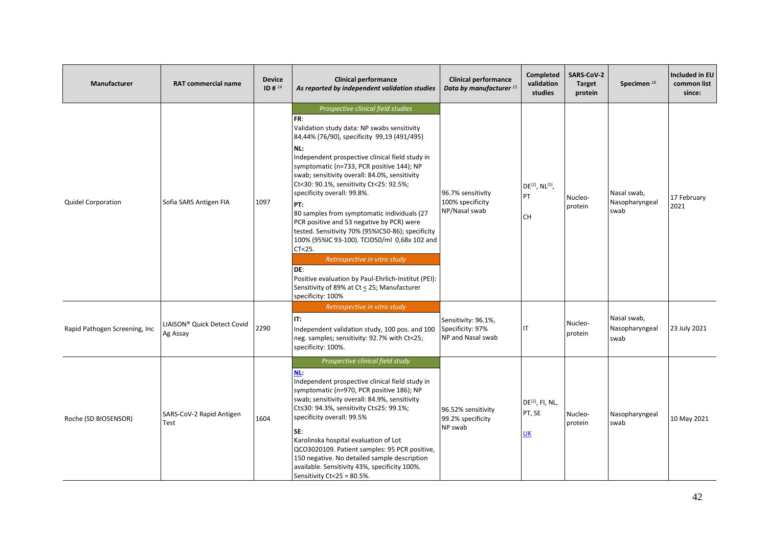| Manufacturer | RAT commercial name | Device ID # [14] | Clinical performance *As reported by independent validation studies* | Clinical performance *Data by manufacturer* [15] | Completed validation studies | SARS-CoV-2 Target protein | Specimen [16] | Included in EU common list since: |
|---|---|---|---|---|---|---|---|---|
| Quidel Corporation | Sofia SARS Antigen FIA | 1097 | *Prospective clinical field studies*<br>**FR**:<br>Validation study data: NP swabs sensitivity 84,44% (76/90), specificity 99,19 (491/495)<br>**NL:**<br>Independent prospective clinical field study in symptomatic (n=733, PCR positive 144); NP swab; sensitivity overall: 84.0%, sensitivity Ct<30: 90.1%, sensitivity Ct<25: 92.5%; specificity overall: 99.8%.<br>**PT:**<br>80 samples from symptomatic individuals (27 PCR positive and 53 negative by PCR) were tested. Sensitivity 70% (95%IC50-86); specificity 100% (95%IC 93-100). TCID50/ml 0,68x 102 and CT<25.<br>*Retrospective in vitro study*<br>**DE**:<br>Positive evaluation by Paul-Ehrlich-Institut (PEI): Sensitivity of 89% at Ct < 25; Manufacturer specificity: 100% | 96.7% sensitivity<br>100% specificity<br>NP/Nasal swab | DE[2], NL[5], PT<br>CH | Nucleo-protein | Nasal swab, Nasopharyngeal swab | 17 February 2021 |
| Rapid Pathogen Screening, Inc | LIAISON® Quick Detect Covid Ag Assay | 2290 | *Retrospective in vitro study*<br>**IT:**<br>Independent validation study, 100 pos. and 100 neg. samples; sensitivity: 92.7% with Ct<25; specificity: 100%. | Sensitivity: 96.1%,<br>Specificity: 97%<br>NP and Nasal swab | IT | Nucleo-protein | Nasal swab, Nasopharyngeal swab | 23 July 2021 |
| Roche (SD BIOSENSOR) | SARS-CoV-2 Rapid Antigen Test | 1604 | *Prospective clinical field study*<br>**NL:**<br>Independent prospective clinical field study in symptomatic (n=970, PCR positive 186); NP swab; sensitivity overall: 84.9%, sensitivity Ct≤30: 94.3%, sensitivity Ct≤25: 99.1%; specificity overall: 99.5%<br>**SE**:<br>Karolinska hospital evaluation of Lot QCO3020109. Patient samples: 95 PCR positive, 150 negative. No detailed sample description available. Sensitivity 43%, specificity 100%. Sensitivity Ct<25 = 80.5%. | 96.52% sensitivity<br>99.2% specificity<br>NP swab | DE[2], FI, NL, PT, SE<br>UK | Nucleo-protein | Nasopharyngeal swab | 10 May 2021 |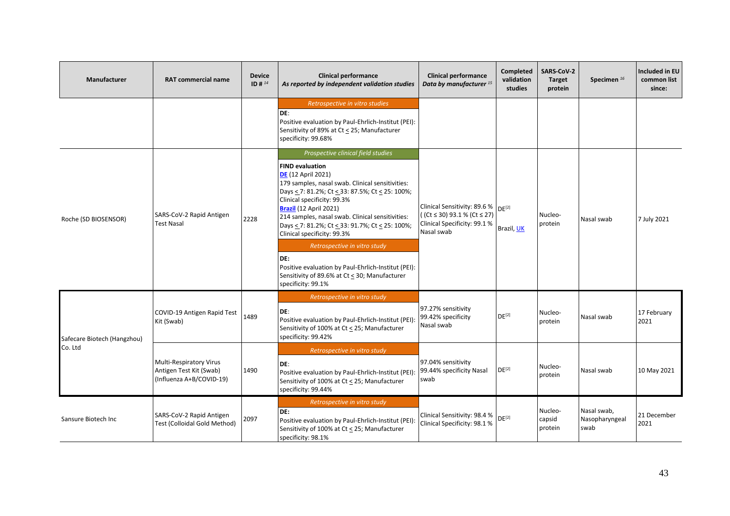| Manufacturer | RAT commercial name | Device ID # [14] | Clinical performance *As reported by independent validation studies* | Clinical performance *Data by manufacturer* [15] | Completed validation studies | SARS-CoV-2 Target protein | Specimen [16] | Included in EU common list since: |
|---|---|---|---|---|---|---|---|---|
| | | | *Retrospective in vitro studies*<br>**DE**:<br>Positive evaluation by Paul-Ehrlich-Institut (PEI): Sensitivity of 89% at Ct ≤ 25; Manufacturer specificity: 99.68% | | | | | |
| Roche (SD BIOSENSOR) | SARS-CoV-2 Rapid Antigen Test Nasal | 2228 | *Prospective clinical field studies*<br>**FIND evaluation**<br>**DE** (12 April 2021)<br>179 samples, nasal swab. Clinical sensitivities: Days ≤ 7: 81.2%; Ct ≤ 33: 87.5%; Ct ≤ 25: 100%; Clinical specificity: 99.3%<br>**Brazil** (12 April 2021)<br>214 samples, nasal swab. Clinical sensitivities: Days ≤ 7: 81.2%; Ct ≤ 33: 91.7%; Ct ≤ 25: 100%; Clinical specificity: 99.3%<br>*Retrospective in vitro study*<br>**DE:**<br>Positive evaluation by Paul-Ehrlich-Institut (PEI): Sensitivity of 89.6% at Ct ≤ 30; Manufacturer specificity: 99.1% | Clinical Sensitivity: 89.6 % ( (Ct ≤ 30) 93.1 % (Ct ≤ 27) Clinical Specificity: 99.1 % Nasal swab | DE[2]<br>Brazil, UK | Nucleo-protein | Nasal swab | 7 July 2021 |
| Safecare Biotech (Hangzhou) Co. Ltd | COVID-19 Antigen Rapid Test Kit (Swab) | 1489 | *Retrospective in vitro study*<br>**DE**:<br>Positive evaluation by Paul-Ehrlich-Institut (PEI): Sensitivity of 100% at Ct ≤ 25; Manufacturer specificity: 99.42% | 97.27% sensitivity 99.42% specificity Nasal swab | DE[2] | Nucleo-protein | Nasal swab | 17 February 2021 |
| | Multi-Respiratory Virus Antigen Test Kit (Swab) (Influenza A+B/COVID-19) | 1490 | *Retrospective in vitro study*<br>**DE**:<br>Positive evaluation by Paul-Ehrlich-Institut (PEI): Sensitivity of 100% at Ct ≤ 25; Manufacturer specificity: 99.44% | 97.04% sensitivity 99.44% specificity Nasal swab | DE[2] | Nucleo-protein | Nasal swab | 10 May 2021 |
| Sansure Biotech Inc | SARS-CoV-2 Rapid Antigen Test (Colloidal Gold Method) | 2097 | *Retrospective in vitro study*<br>**DE:**<br>Positive evaluation by Paul-Ehrlich-Institut (PEI): Sensitivity of 100% at Ct ≤ 25; Manufacturer specificity: 98.1% | Clinical Sensitivity: 98.4 % Clinical Specificity: 98.1 % | DE[2] | Nucleo-capsid protein | Nasal swab, Nasopharyngeal swab | 21 December 2021 |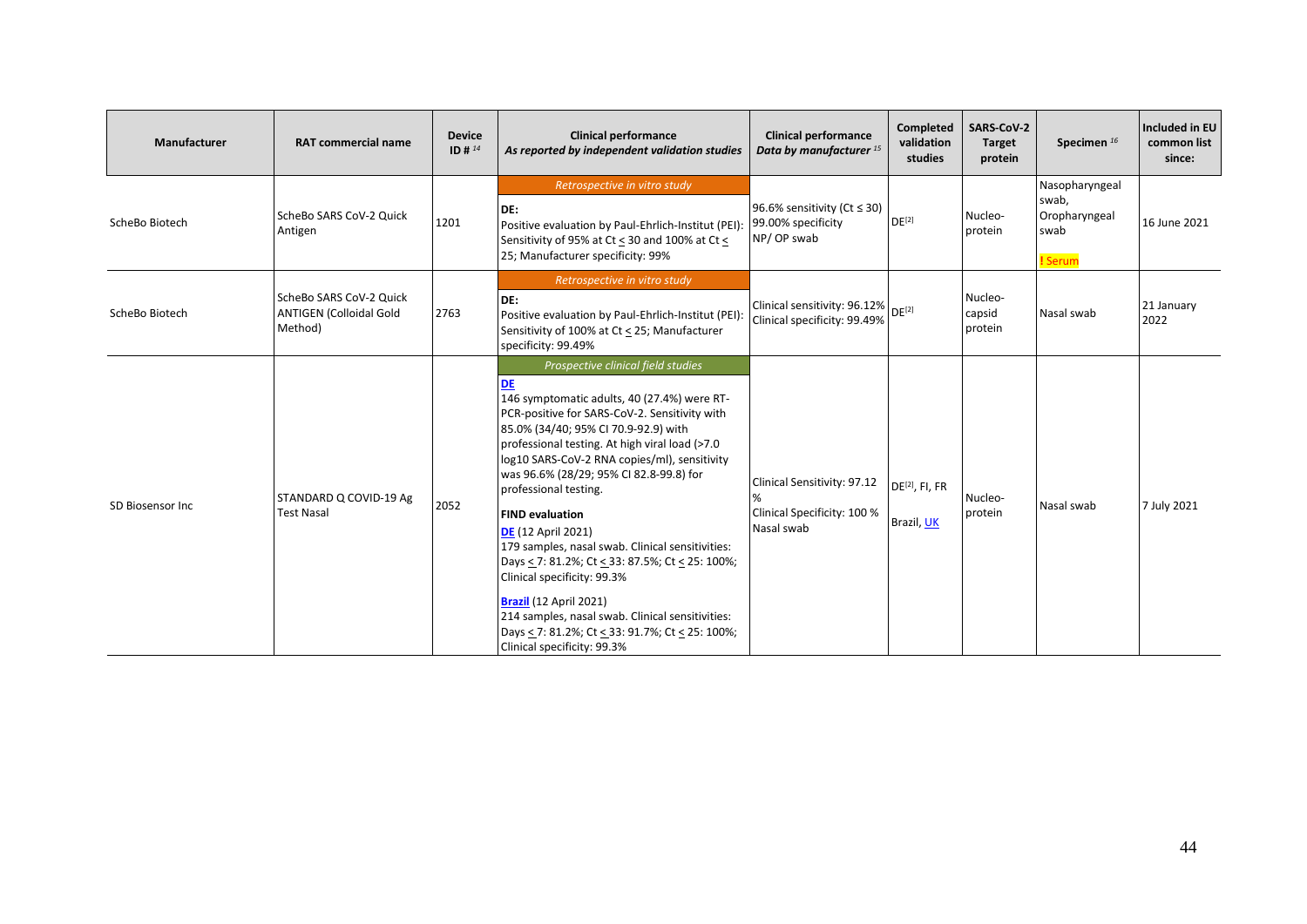| Manufacturer | RAT commercial name | Device ID # [14] | Clinical performance *As reported by independent validation studies* | Clinical performance *Data by manufacturer* [15] | Completed validation studies | SARS-CoV-2 Target protein | Specimen [16] | Included in EU common list since: |
|---|---|---|---|---|---|---|---|---|
| ScheBo Biotech | ScheBo SARS CoV-2 Quick Antigen | 1201 | *Retrospective in vitro study*<br>**DE:**<br>Positive evaluation by Paul-Ehrlich-Institut (PEI): Sensitivity of 95% at Ct ≤ 30 and 100% at Ct ≤ 25; Manufacturer specificity: 99% | 96.6% sensitivity (Ct ≤ 30)<br>99.00% specificity<br>NP/ OP swab | DE[2] | Nucleo-protein | Nasopharyngeal swab, Oropharyngeal swab<br>**! Serum** | 16 June 2021 |
| ScheBo Biotech | ScheBo SARS CoV-2 Quick ANTIGEN (Colloidal Gold Method) | 2763 | *Retrospective in vitro study*<br>**DE:**<br>Positive evaluation by Paul-Ehrlich-Institut (PEI): Sensitivity of 100% at Ct ≤ 25; Manufacturer specificity: 99.49% | Clinical sensitivity: 96.12%<br>Clinical specificity: 99.49% | DE[2] | Nucleo-capsid protein | Nasal swab | 21 January 2022 |
| SD Biosensor Inc | STANDARD Q COVID-19 Ag Test Nasal | 2052 | *Prospective clinical field studies*<br>**DE**<br>146 symptomatic adults, 40 (27.4%) were RT-PCR-positive for SARS-CoV-2. Sensitivity with 85.0% (34/40; 95% CI 70.9-92.9) with professional testing. At high viral load (>7.0 log10 SARS-CoV-2 RNA copies/ml), sensitivity was 96.6% (28/29; 95% CI 82.8-99.8) for professional testing.<br>**FIND evaluation**<br>**DE** (12 April 2021)<br>179 samples, nasal swab. Clinical sensitivities: Days ≤ 7: 81.2%; Ct ≤ 33: 87.5%; Ct ≤ 25: 100%; Clinical specificity: 99.3%<br>**Brazil** (12 April 2021)<br>214 samples, nasal swab. Clinical sensitivities: Days ≤ 7: 81.2%; Ct ≤ 33: 91.7%; Ct ≤ 25: 100%; Clinical specificity: 99.3% | Clinical Sensitivity: 97.12 %<br>Clinical Specificity: 100 %<br>Nasal swab | DE[2], FI, FR<br>Brazil, UK | Nucleo-protein | Nasal swab | 7 July 2021 |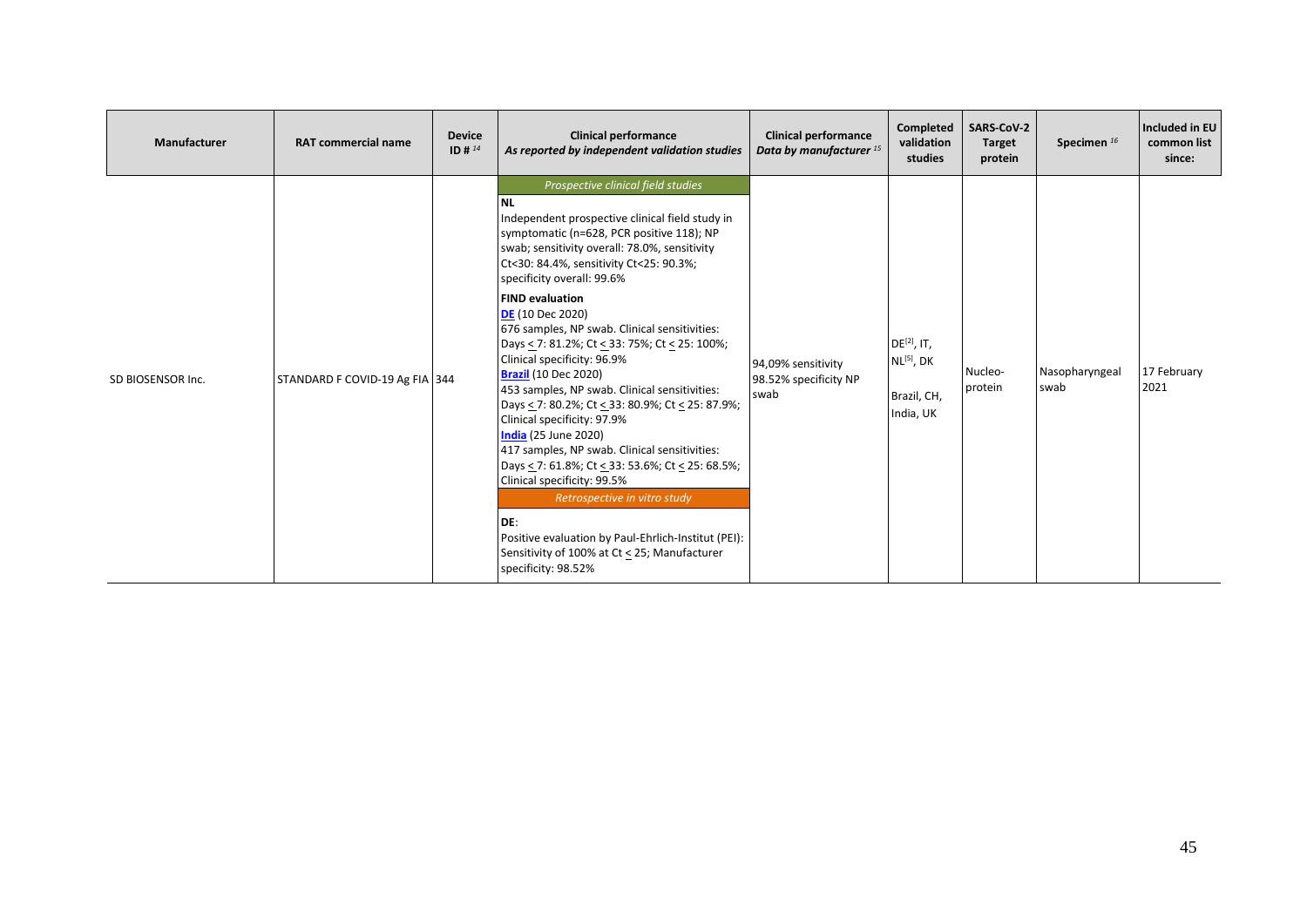| Manufacturer | RAT commercial name | Device ID # [14] | Clinical performance *As reported by independent validation studies* | Clinical performance *Data by manufacturer* [15] | Completed validation studies | SARS-CoV-2 Target protein | Specimen [16] | Included in EU common list since: |
|---|---|---|---|---|---|---|---|---|
| SD BIOSENSOR Inc. | STANDARD F COVID-19 Ag FIA | 344 | *Prospective clinical field studies*<br>**NL**<br>Independent prospective clinical field study in symptomatic (n=628, PCR positive 118); NP swab; sensitivity overall: 78.0%, sensitivity Ct<30: 84.4%, sensitivity Ct<25: 90.3%; specificity overall: 99.6%<br>**FIND evaluation**<br>**DE** (10 Dec 2020)<br>676 samples, NP swab. Clinical sensitivities: Days ≤ 7: 81.2%; Ct ≤ 33: 75%; Ct ≤ 25: 100%; Clinical specificity: 96.9%<br>**Brazil** (10 Dec 2020)<br>453 samples, NP swab. Clinical sensitivities: Days ≤ 7: 80.2%; Ct ≤ 33: 80.9%; Ct ≤ 25: 87.9%; Clinical specificity: 97.9%<br>**India** (25 June 2020)<br>417 samples, NP swab. Clinical sensitivities: Days ≤ 7: 61.8%; Ct ≤ 33: 53.6%; Ct ≤ 25: 68.5%; Clinical specificity: 99.5%<br>*Retrospective in vitro study*<br>**DE**:<br>Positive evaluation by Paul-Ehrlich-Institut (PEI): Sensitivity of 100% at Ct ≤ 25; Manufacturer specificity: 98.52% | 94,09% sensitivity 98.52% specificity NP swab | DE[2], IT, NL[5], DK<br><br>Brazil, CH, India, UK | Nucleo-protein | Nasopharyngeal swab | 17 February 2021 |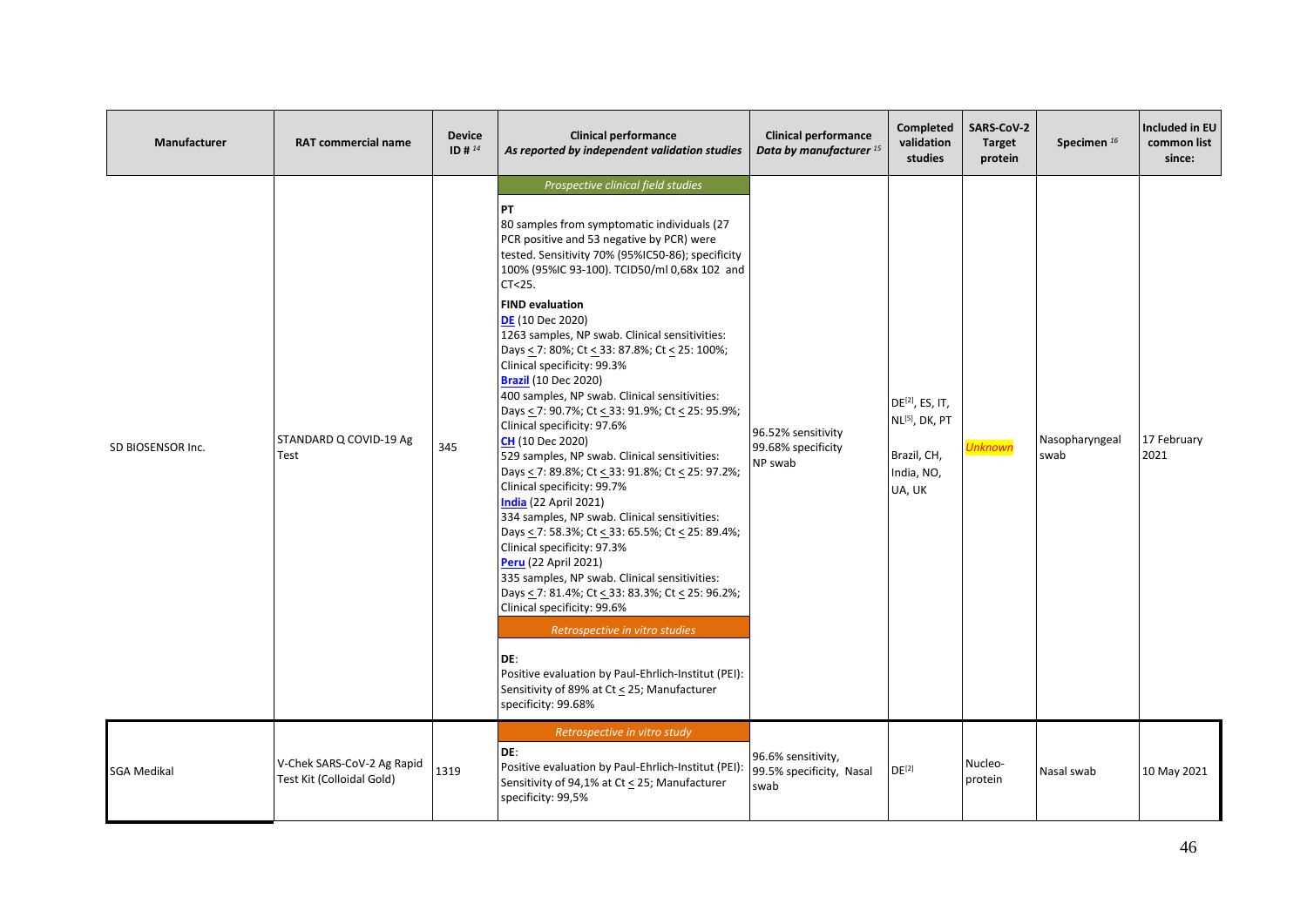| Manufacturer | RAT commercial name | Device ID # [14] | Clinical performance *As reported by independent validation studies* | Clinical performance *Data by manufacturer* [15] | Completed validation studies | SARS-CoV-2 Target protein | Specimen [16] | Included in EU common list since: |
|---|---|---|---|---|---|---|---|---|
| SD BIOSENSOR Inc. | STANDARD Q COVID-19 Ag Test | 345 | *Prospective clinical field studies*<br>**PT**<br>80 samples from symptomatic individuals (27 PCR positive and 53 negative by PCR) were tested. Sensitivity 70% (95%IC50-86); specificity 100% (95%IC 93-100). TCID50/ml 0,68x 102 and CT<25.<br>**FIND evaluation**<br>DE (10 Dec 2020)<br>1263 samples, NP swab. Clinical sensitivities: Days ≤ 7: 80%; Ct ≤ 33: 87.8%; Ct ≤ 25: 100%; Clinical specificity: 99.3%<br>Brazil (10 Dec 2020)<br>400 samples, NP swab. Clinical sensitivities: Days ≤ 7: 90.7%; Ct ≤ 33: 91.9%; Ct ≤ 25: 95.9%; Clinical specificity: 97.6%<br>CH (10 Dec 2020)<br>529 samples, NP swab. Clinical sensitivities: Days ≤ 7: 89.8%; Ct ≤ 33: 91.8%; Ct ≤ 25: 97.2%; Clinical specificity: 99.7%<br>India (22 April 2021)<br>334 samples, NP swab. Clinical sensitivities: Days ≤ 7: 58.3%; Ct ≤ 33: 65.5%; Ct ≤ 25: 89.4%; Clinical specificity: 97.3%<br>Peru (22 April 2021)<br>335 samples, NP swab. Clinical sensitivities: Days ≤ 7: 81.4%; Ct ≤ 33: 83.3%; Ct ≤ 25: 96.2%; Clinical specificity: 99.6%<br>*Retrospective in vitro studies*<br>**DE**:<br>Positive evaluation by Paul-Ehrlich-Institut (PEI): Sensitivity of 89% at Ct ≤ 25; Manufacturer specificity: 99.68% | 96.52% sensitivity<br>99.68% specificity<br>NP swab | DE[2], ES, IT, NL[5], DK, PT<br><br>Brazil, CH, India, NO, UA, UK | *Unknown* | Nasopharyngeal swab | 17 February 2021 |
| SGA Medikal | V-Chek SARS-CoV-2 Ag Rapid Test Kit (Colloidal Gold) | 1319 | *Retrospective in vitro study*<br>**DE**:<br>Positive evaluation by Paul-Ehrlich-Institut (PEI): Sensitivity of 94,1% at Ct ≤ 25; Manufacturer specificity: 99,5% | 96.6% sensitivity, 99.5% specificity, Nasal swab | DE[2] | Nucleo-protein | Nasal swab | 10 May 2021 |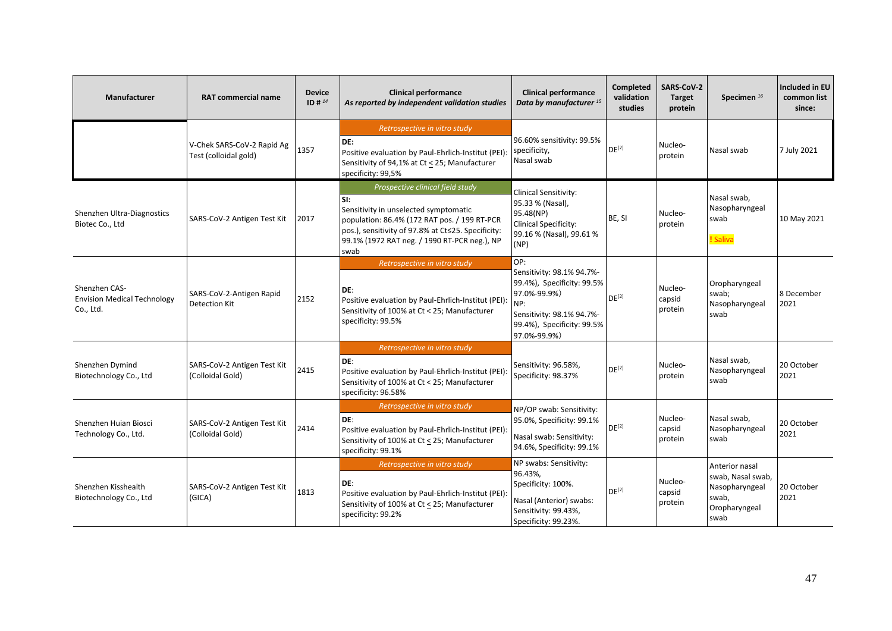| Manufacturer | RAT commercial name | Device ID # [14] | Clinical performance *As reported by independent validation studies* | Clinical performance *Data by manufacturer* [15] | Completed validation studies | SARS-CoV-2 Target protein | Specimen [16] | Included in EU common list since: |
|---|---|---|---|---|---|---|---|---|
| | V-Chek SARS-CoV-2 Rapid Ag Test (colloidal gold) | 1357 | *Retrospective in vitro study*<br>DE:<br>Positive evaluation by Paul-Ehrlich-Institut (PEI): Sensitivity of 94,1% at Ct < 25; Manufacturer specificity: 99,5% | 96.60% sensitivity: 99.5% specificity,<br>Nasal swab | DE[2] | Nucleo-protein | Nasal swab | 7 July 2021 |
| Shenzhen Ultra-Diagnostics Biotec Co., Ltd | SARS-CoV-2 Antigen Test Kit | 2017 | *Prospective clinical field study*<br>SI:<br>Sensitivity in unselected symptomatic population: 86.4% (172 RAT pos. / 199 RT-PCR pos.), sensitivity of 97.8% at Ct≤25. Specificity: 99.1% (1972 RAT neg. / 1990 RT-PCR neg.), NP swab | Clinical Sensitivity:<br>95.33 % (Nasal), 95.48(NP)<br>Clinical Specificity:<br>99.16 % (Nasal), 99.61 % (NP) | BE, SI | Nucleo-protein | Nasal swab, Nasopharyngeal swab<br>! Saliva | 10 May 2021 |
| Shenzhen CAS-Envision Medical Technology Co., Ltd. | SARS-CoV-2-Antigen Rapid Detection Kit | 2152 | *Retrospective in vitro study*<br>DE:<br>Positive evaluation by Paul-Ehrlich-Institut (PEI): Sensitivity of 100% at Ct < 25; Manufacturer specificity: 99.5% | OP:<br>Sensitivity: 98.1% 94.7%-99.4%), Specificity: 99.5% 97.0%-99.9%)<br>NP:<br>Sensitivity: 98.1% 94.7%-99.4%), Specificity: 99.5% 97.0%-99.9%) | DE[2] | Nucleo-capsid protein | Oropharyngeal swab;<br>Nasopharyngeal swab | 8 December 2021 |
| Shenzhen Dymind Biotechnology Co., Ltd | SARS-CoV-2 Antigen Test Kit (Colloidal Gold) | 2415 | *Retrospective in vitro study*<br>DE:<br>Positive evaluation by Paul-Ehrlich-Institut (PEI): Sensitivity of 100% at Ct < 25; Manufacturer specificity: 96.58% | Sensitivity: 96.58%, Specificity: 98.37% | DE[2] | Nucleo-protein | Nasal swab, Nasopharyngeal swab | 20 October 2021 |
| Shenzhen Huian Biosci Technology Co., Ltd. | SARS-CoV-2 Antigen Test Kit (Colloidal Gold) | 2414 | *Retrospective in vitro study*<br>DE:<br>Positive evaluation by Paul-Ehrlich-Institut (PEI): Sensitivity of 100% at Ct < 25; Manufacturer specificity: 99.1% | NP/OP swab: Sensitivity: 95.0%, Specificity: 99.1%<br>Nasal swab: Sensitivity: 94.6%, Specificity: 99.1% | DE[2] | Nucleo-capsid protein | Nasal swab, Nasopharyngeal swab | 20 October 2021 |
| Shenzhen Kisshealth Biotechnology Co., Ltd | SARS-CoV-2 Antigen Test Kit (GICA) | 1813 | *Retrospective in vitro study*<br>DE:<br>Positive evaluation by Paul-Ehrlich-Institut (PEI): Sensitivity of 100% at Ct < 25; Manufacturer specificity: 99.2% | NP swabs: Sensitivity: 96.43%,<br>Specificity: 100%.<br>Nasal (Anterior) swabs: Sensitivity: 99.43%, Specificity: 99.23%. | DE[2] | Nucleo-capsid protein | Anterior nasal swab, Nasal swab, Nasopharyngeal swab, Oropharyngeal swab | 20 October 2021 |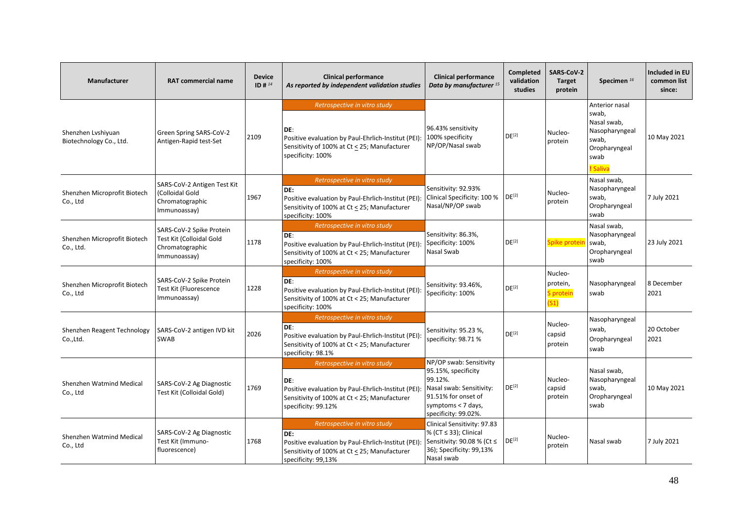| Manufacturer | RAT commercial name | Device ID # [14] | Clinical performance *As reported by independent validation studies* | Clinical performance *Data by manufacturer* [15] | Completed validation studies | SARS-CoV-2 Target protein | Specimen [16] | Included in EU common list since: |
|---|---|---|---|---|---|---|---|---|
| Shenzhen Lvshiyuan Biotechnology Co., Ltd. | Green Spring SARS-CoV-2 Antigen-Rapid test-Set | 2109 | *Retrospective in vitro study* DE: Positive evaluation by Paul-Ehrlich-Institut (PEI): Sensitivity of 100% at Ct ≤ 25; Manufacturer specificity: 100% | 96.43% sensitivity 100% specificity NP/OP/Nasal swab | DE[2] | Nucleo-protein | Anterior nasal swab, Nasal swab, Nasopharyngeal swab, Oropharyngeal swab ! Saliva | 10 May 2021 |
| Shenzhen Microprofit Biotech Co., Ltd | SARS-CoV-2 Antigen Test Kit (Colloidal Gold Chromatographic Immunoassay) | 1967 | *Retrospective in vitro study* DE: Positive evaluation by Paul-Ehrlich-Institut (PEI): Sensitivity of 100% at Ct ≤ 25; Manufacturer specificity: 100% | Sensitivity: 92.93% Clinical Specificity: 100 % Nasal/NP/OP swab | DE[2] | Nucleo-protein | Nasal swab, Nasopharyngeal swab, Oropharyngeal swab | 7 July 2021 |
| Shenzhen Microprofit Biotech Co., Ltd. | SARS-CoV-2 Spike Protein Test Kit (Colloidal Gold Chromatographic Immunoassay) | 1178 | *Retrospective in vitro study* DE: Positive evaluation by Paul-Ehrlich-Institut (PEI): Sensitivity of 100% at Ct < 25; Manufacturer specificity: 100% | Sensitivity: 86.3%, Specificity: 100% Nasal Swab | DE[2] | Spike protein | Nasal swab, Nasopharyngeal swab, Oropharyngeal swab | 23 July 2021 |
| Shenzhen Microprofit Biotech Co., Ltd | SARS-CoV-2 Spike Protein Test Kit (Fluorescence Immunoassay) | 1228 | *Retrospective in vitro study* DE: Positive evaluation by Paul-Ehrlich-Institut (PEI): Sensitivity of 100% at Ct < 25; Manufacturer specificity: 100% | Sensitivity: 93.46%, Specificity: 100% | DE[2] | Nucleo-protein, S protein (S1) | Nasopharyngeal swab | 8 December 2021 |
| Shenzhen Reagent Technology Co.,Ltd. | SARS-CoV-2 antigen IVD kit SWAB | 2026 | *Retrospective in vitro study* DE: Positive evaluation by Paul-Ehrlich-Institut (PEI): Sensitivity of 100% at Ct < 25; Manufacturer specificity: 98.1% | Sensitivity: 95.23 %, specificity: 98.71 % | DE[2] | Nucleo-capsid protein | Nasopharyngeal swab, Oropharyngeal swab | 20 October 2021 |
| Shenzhen Watmind Medical Co., Ltd | SARS-CoV-2 Ag Diagnostic Test Kit (Colloidal Gold) | 1769 | *Retrospective in vitro study* DE: Positive evaluation by Paul-Ehrlich-Institut (PEI): Sensitivity of 100% at Ct < 25; Manufacturer specificity: 99.12% | NP/OP swab: Sensitivity 95.15%, specificity 99.12%. Nasal swab: Sensitivity: 91.51% for onset of symptoms < 7 days, specificity: 99.02%. | DE[2] | Nucleo-capsid protein | Nasal swab, Nasopharyngeal swab, Oropharyngeal swab | 10 May 2021 |
| Shenzhen Watmind Medical Co., Ltd | SARS-CoV-2 Ag Diagnostic Test Kit (Immuno-fluorescence) | 1768 | *Retrospective in vitro study* DE: Positive evaluation by Paul-Ehrlich-Institut (PEI): Sensitivity of 100% at Ct ≤ 25; Manufacturer specificity: 99,13% | Clinical Sensitivity: 97.83 % (CT ≤ 33); Clinical Sensitivity: 90.08 % (Ct ≤ 36); Specificity: 99,13% Nasal swab | DE[2] | Nucleo-protein | Nasal swab | 7 July 2021 |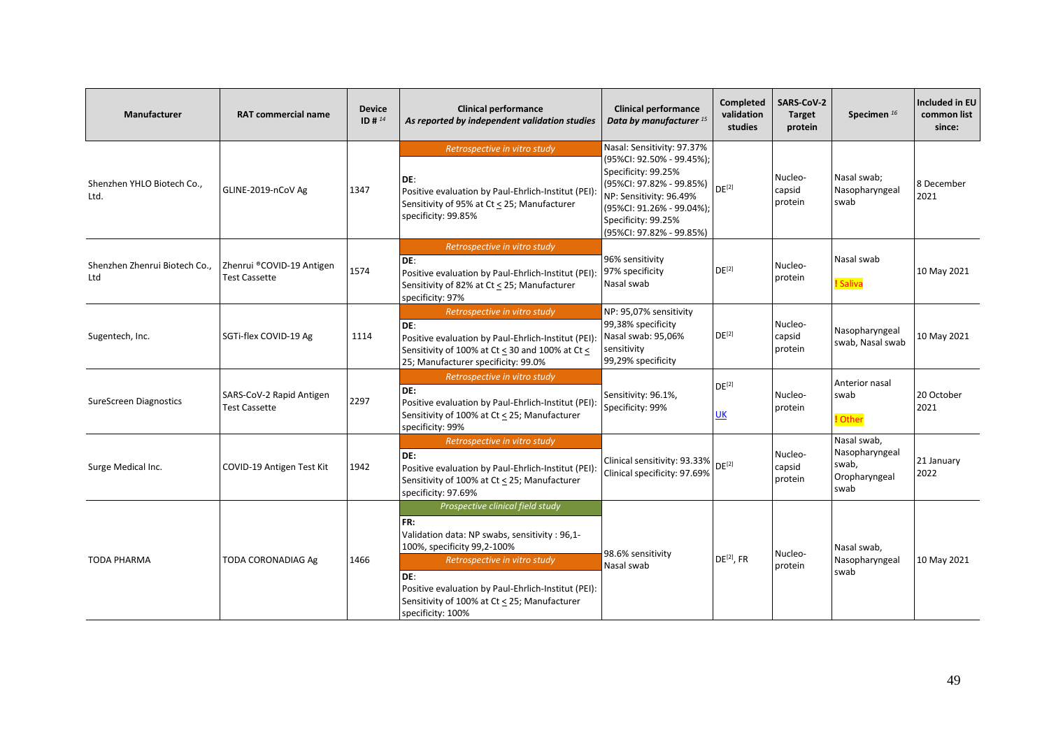| Manufacturer | RAT commercial name | Device ID # [14] | Clinical performance *As reported by independent validation studies* | Clinical performance *Data by manufacturer* [15] | Completed validation studies | SARS-CoV-2 Target protein | Specimen [16] | Included in EU common list since: |
|---|---|---|---|---|---|---|---|---|
| Shenzhen YHLO Biotech Co., Ltd. | GLINE-2019-nCoV Ag | 1347 | *Retrospective in vitro study*<br>**DE**:<br>Positive evaluation by Paul-Ehrlich-Institut (PEI): Sensitivity of 95% at Ct ≤ 25; Manufacturer specificity: 99.85% | Nasal: Sensitivity: 97.37% (95%CI: 92.50% - 99.45%); Specificity: 99.25% (95%CI: 97.82% - 99.85%) NP: Sensitivity: 96.49% (95%CI: 91.26% - 99.04%); Specificity: 99.25% (95%CI: 97.82% - 99.85%) | DE[2] | Nucleo-capsid protein | Nasal swab; Nasopharyngeal swab | 8 December 2021 |
| Shenzhen Zhenrui Biotech Co., Ltd | Zhenrui ®COVID-19 Antigen Test Cassette | 1574 | *Retrospective in vitro study*<br>**DE**:<br>Positive evaluation by Paul-Ehrlich-Institut (PEI): Sensitivity of 82% at Ct ≤ 25; Manufacturer specificity: 97% | 96% sensitivity<br>97% specificity<br>Nasal swab | DE[2] | Nucleo-protein | Nasal swab<br>! Saliva | 10 May 2021 |
| Sugentech, Inc. | SGTi-flex COVID-19 Ag | 1114 | *Retrospective in vitro study*<br>**DE**:<br>Positive evaluation by Paul-Ehrlich-Institut (PEI): Sensitivity of 100% at Ct ≤ 30 and 100% at Ct ≤ 25; Manufacturer specificity: 99.0% | NP: 95,07% sensitivity<br>99,38% specificity<br>Nasal swab: 95,06% sensitivity<br>99,29% specificity | DE[2] | Nucleo-capsid protein | Nasopharyngeal swab, Nasal swab | 10 May 2021 |
| SureScreen Diagnostics | SARS-CoV-2 Rapid Antigen Test Cassette | 2297 | *Retrospective in vitro study*<br>**DE:**<br>Positive evaluation by Paul-Ehrlich-Institut (PEI): Sensitivity of 100% at Ct ≤ 25; Manufacturer specificity: 99% | Sensitivity: 96.1%,<br>Specificity: 99% | DE[2]<br>UK | Nucleo-protein | Anterior nasal swab<br>! Other | 20 October 2021 |
| Surge Medical Inc. | COVID-19 Antigen Test Kit | 1942 | *Retrospective in vitro study*<br>**DE:**<br>Positive evaluation by Paul-Ehrlich-Institut (PEI): Sensitivity of 100% at Ct ≤ 25; Manufacturer specificity: 97.69% | Clinical sensitivity: 93.33%<br>Clinical specificity: 97.69% | DE[2] | Nucleo-capsid protein | Nasal swab, Nasopharyngeal swab, Oropharyngeal swab | 21 January 2022 |
| TODA PHARMA | TODA CORONADIAG Ag | 1466 | *Prospective clinical field study*<br>**FR:**<br>Validation data: NP swabs, sensitivity : 96,1-100%, specificity 99,2-100%<br>*Retrospective in vitro study*<br>**DE**:<br>Positive evaluation by Paul-Ehrlich-Institut (PEI): Sensitivity of 100% at Ct ≤ 25; Manufacturer specificity: 100% | 98.6% sensitivity<br>Nasal swab | DE[2], FR | Nucleo-protein | Nasal swab, Nasopharyngeal swab | 10 May 2021 |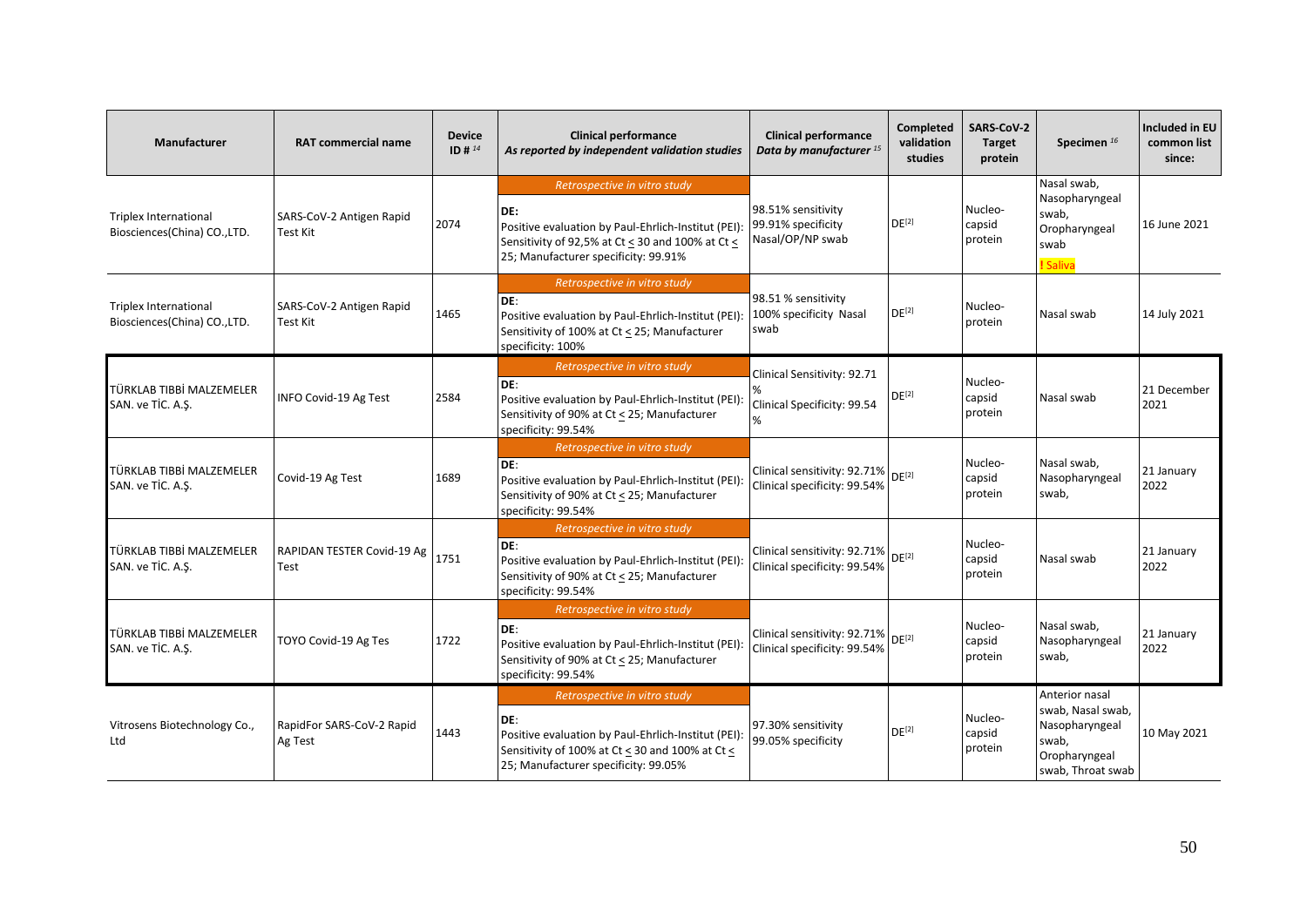| Manufacturer | RAT commercial name | Device ID # [14] | Clinical performance *As reported by independent validation studies* | Clinical performance *Data by manufacturer* [15] | Completed validation studies | SARS-CoV-2 Target protein | Specimen [16] | Included in EU common list since: |
|---|---|---|---|---|---|---|---|---|
| Triplex International Biosciences(China) CO.,LTD. | SARS-CoV-2 Antigen Rapid Test Kit | 2074 | *Retrospective in vitro study*<br>DE:<br>Positive evaluation by Paul-Ehrlich-Institut (PEI): Sensitivity of 92,5% at Ct ≤ 30 and 100% at Ct ≤ 25; Manufacturer specificity: 99.91% | 98.51% sensitivity<br>99.91% specificity<br>Nasal/OP/NP swab | DE[2] | Nucleo-capsid protein | Nasal swab, Nasopharyngeal swab, Oropharyngeal swab<br>! Saliva | 16 June 2021 |
| Triplex International Biosciences(China) CO.,LTD. | SARS-CoV-2 Antigen Rapid Test Kit | 1465 | *Retrospective in vitro study*<br>DE:<br>Positive evaluation by Paul-Ehrlich-Institut (PEI): Sensitivity of 100% at Ct ≤ 25; Manufacturer specificity: 100% | 98.51 % sensitivity<br>100% specificity Nasal swab | DE[2] | Nucleo-protein | Nasal swab | 14 July 2021 |
| TÜRKLAB TIBBİ MALZEMELER SAN. ve TİC. A.Ş. | INFO Covid-19 Ag Test | 2584 | *Retrospective in vitro study*<br>DE:<br>Positive evaluation by Paul-Ehrlich-Institut (PEI): Sensitivity of 90% at Ct ≤ 25; Manufacturer specificity: 99.54% | Clinical Sensitivity: 92.71 %<br>Clinical Specificity: 99.54 % | DE[2] | Nucleo-capsid protein | Nasal swab | 21 December 2021 |
| TÜRKLAB TIBBİ MALZEMELER SAN. ve TİC. A.Ş. | Covid-19 Ag Test | 1689 | *Retrospective in vitro study*<br>DE:<br>Positive evaluation by Paul-Ehrlich-Institut (PEI): Sensitivity of 90% at Ct ≤ 25; Manufacturer specificity: 99.54% | Clinical sensitivity: 92.71%<br>Clinical specificity: 99.54% | DE[2] | Nucleo-capsid protein | Nasal swab, Nasopharyngeal swab, | 21 January 2022 |
| TÜRKLAB TIBBİ MALZEMELER SAN. ve TİC. A.Ş. | RAPIDAN TESTER Covid-19 Ag Test | 1751 | *Retrospective in vitro study*<br>DE:<br>Positive evaluation by Paul-Ehrlich-Institut (PEI): Sensitivity of 90% at Ct ≤ 25; Manufacturer specificity: 99.54% | Clinical sensitivity: 92.71%<br>Clinical specificity: 99.54% | DE[2] | Nucleo-capsid protein | Nasal swab | 21 January 2022 |
| TÜRKLAB TIBBİ MALZEMELER SAN. ve TİC. A.Ş. | TOYO Covid-19 Ag Tes | 1722 | *Retrospective in vitro study*<br>DE:<br>Positive evaluation by Paul-Ehrlich-Institut (PEI): Sensitivity of 90% at Ct ≤ 25; Manufacturer specificity: 99.54% | Clinical sensitivity: 92.71%<br>Clinical specificity: 99.54% | DE[2] | Nucleo-capsid protein | Nasal swab, Nasopharyngeal swab, | 21 January 2022 |
| Vitrosens Biotechnology Co., Ltd | RapidFor SARS-CoV-2 Rapid Ag Test | 1443 | *Retrospective in vitro study*<br>DE:<br>Positive evaluation by Paul-Ehrlich-Institut (PEI): Sensitivity of 100% at Ct ≤ 30 and 100% at Ct ≤ 25; Manufacturer specificity: 99.05% | 97.30% sensitivity<br>99.05% specificity | DE[2] | Nucleo-capsid protein | Anterior nasal swab, Nasal swab, Nasopharyngeal swab, Oropharyngeal swab, Throat swab | 10 May 2021 |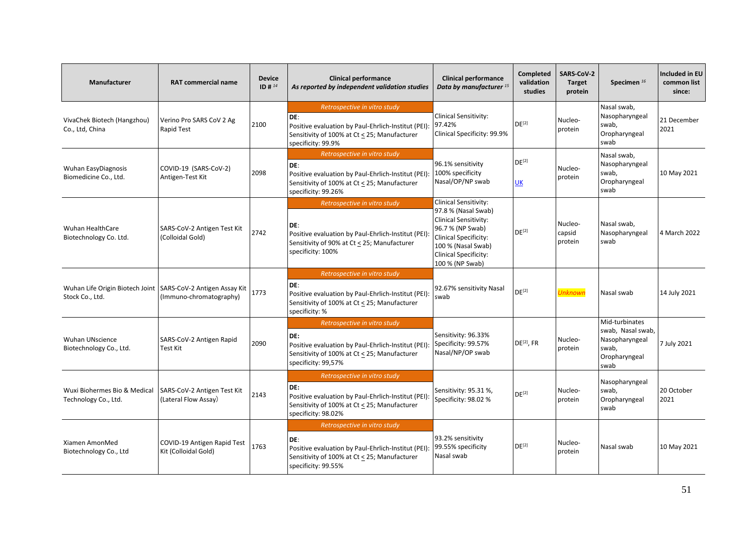| Manufacturer | RAT commercial name | Device ID # [14] | Clinical performance *As reported by independent validation studies* | Clinical performance *Data by manufacturer* [15] | Completed validation studies | SARS-CoV-2 Target protein | Specimen [16] | Included in EU common list since: |
|---|---|---|---|---|---|---|---|---|
| VivaChek Biotech (Hangzhou) Co., Ltd, China | Verino Pro SARS CoV 2 Ag Rapid Test | 2100 | *Retrospective in vitro study* DE: Positive evaluation by Paul-Ehrlich-Institut (PEI): Sensitivity of 100% at Ct ≤ 25; Manufacturer specificity: 99.9% | Clinical Sensitivity: 97.42% Clinical Specificity: 99.9% | DE[2] | Nucleo-protein | Nasal swab, Nasopharyngeal swab, Oropharyngeal swab | 21 December 2021 |
| Wuhan EasyDiagnosis Biomedicine Co., Ltd. | COVID-19 (SARS-CoV-2) Antigen-Test Kit | 2098 | *Retrospective in vitro study* DE: Positive evaluation by Paul-Ehrlich-Institut (PEI): Sensitivity of 100% at Ct ≤ 25; Manufacturer specificity: 99.26% | 96.1% sensitivity 100% specificity Nasal/OP/NP swab | DE[2] UK | Nucleo-protein | Nasal swab, Nasopharyngeal swab, Oropharyngeal swab | 10 May 2021 |
| Wuhan HealthCare Biotechnology Co. Ltd. | SARS-CoV-2 Antigen Test Kit (Colloidal Gold) | 2742 | *Retrospective in vitro study* DE: Positive evaluation by Paul-Ehrlich-Institut (PEI): Sensitivity of 90% at Ct ≤ 25; Manufacturer specificity: 100% | Clinical Sensitivity: 97.8 % (Nasal Swab) Clinical Sensitivity: 96.7 % (NP Swab) Clinical Specificity: 100 % (Nasal Swab) Clinical Specificity: 100 % (NP Swab) | DE[2] | Nucleo-capsid protein | Nasal swab, Nasopharyngeal swab | 4 March 2022 |
| Wuhan Life Origin Biotech Joint Stock Co., Ltd. | SARS-CoV-2 Antigen Assay Kit (Immuno-chromatography) | 1773 | *Retrospective in vitro study* DE: Positive evaluation by Paul-Ehrlich-Institut (PEI): Sensitivity of 100% at Ct ≤ 25; Manufacturer specificity: % | 92.67% sensitivity Nasal swab | DE[2] | *Unknown* | Nasal swab | 14 July 2021 |
| Wuhan UNscience Biotechnology Co., Ltd. | SARS-CoV-2 Antigen Rapid Test Kit | 2090 | *Retrospective in vitro study* DE: Positive evaluation by Paul-Ehrlich-Institut (PEI): Sensitivity of 100% at Ct ≤ 25; Manufacturer specificity: 99,57% | Sensitivity: 96.33% Specificity: 99.57% Nasal/NP/OP swab | DE[2], FR | Nucleo-protein | Mid-turbinates swab, Nasal swab, Nasopharyngeal swab, Oropharyngeal swab | 7 July 2021 |
| Wuxi Biohermes Bio & Medical Technology Co., Ltd. | SARS-CoV-2 Antigen Test Kit (Lateral Flow Assay) | 2143 | *Retrospective in vitro study* DE: Positive evaluation by Paul-Ehrlich-Institut (PEI): Sensitivity of 100% at Ct ≤ 25; Manufacturer specificity: 98.02% | Sensitivity: 95.31 %, Specificity: 98.02 % | DE[2] | Nucleo-protein | Nasopharyngeal swab, Oropharyngeal swab | 20 October 2021 |
| Xiamen AmonMed Biotechnology Co., Ltd | COVID-19 Antigen Rapid Test Kit (Colloidal Gold) | 1763 | *Retrospective in vitro study* DE: Positive evaluation by Paul-Ehrlich-Institut (PEI): Sensitivity of 100% at Ct ≤ 25; Manufacturer specificity: 99.55% | 93.2% sensitivity 99.55% specificity Nasal swab | DE[2] | Nucleo-protein | Nasal swab | 10 May 2021 |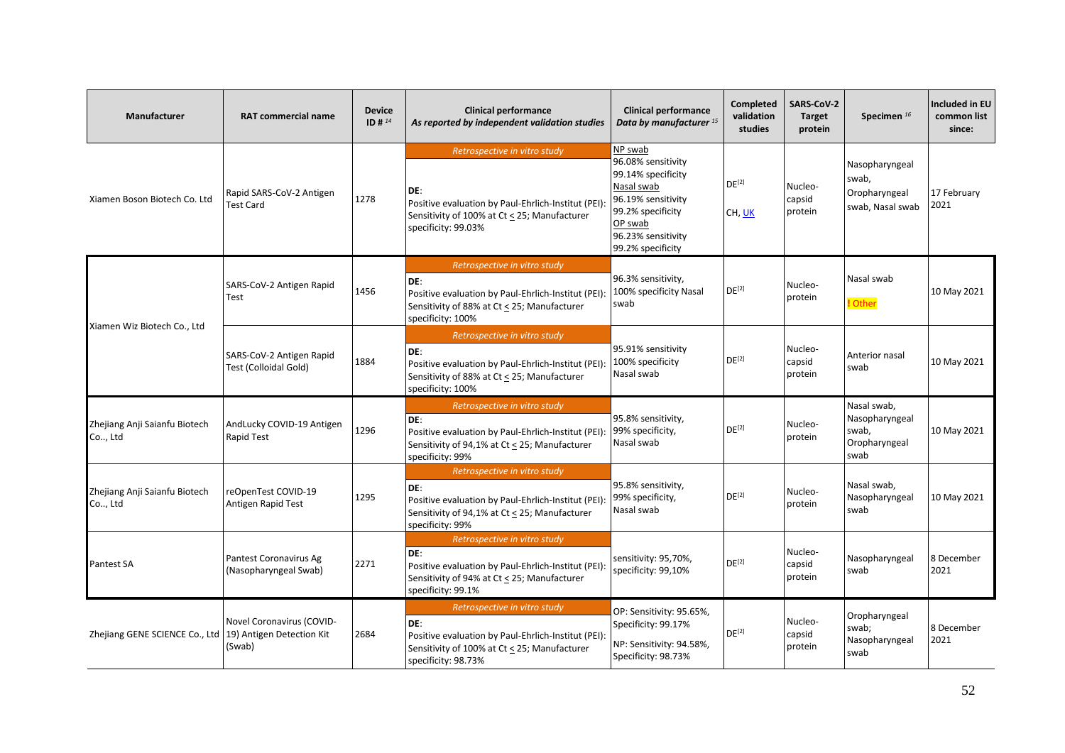| Manufacturer | RAT commercial name | Device ID # [14] | Clinical performance *As reported by independent validation studies* | Clinical performance *Data by manufacturer [15]* | Completed validation studies | SARS-CoV-2 Target protein | Specimen [16] | Included in EU common list since: |
|---|---|---|---|---|---|---|---|---|
| Xiamen Boson Biotech Co. Ltd | Rapid SARS-CoV-2 Antigen Test Card | 1278 | *Retrospective in vitro study* DE: Positive evaluation by Paul-Ehrlich-Institut (PEI): Sensitivity of 100% at Ct ≤ 25; Manufacturer specificity: 99.03% | NP swab 96.08% sensitivity 99.14% specificity Nasal swab 96.19% sensitivity 99.2% specificity OP swab 96.23% sensitivity 99.2% specificity | DE[2] CH, UK | Nucleo-capsid protein | Nasopharyngeal swab, Oropharyngeal swab, Nasal swab | 17 February 2021 |
| Xiamen Wiz Biotech Co., Ltd | SARS-CoV-2 Antigen Rapid Test | 1456 | *Retrospective in vitro study* DE: Positive evaluation by Paul-Ehrlich-Institut (PEI): Sensitivity of 88% at Ct ≤ 25; Manufacturer specificity: 100% | 96.3% sensitivity, 100% specificity Nasal swab | DE[2] | Nucleo-protein | Nasal swab ! Other | 10 May 2021 |
| | SARS-CoV-2 Antigen Rapid Test (Colloidal Gold) | 1884 | *Retrospective in vitro study* DE: Positive evaluation by Paul-Ehrlich-Institut (PEI): Sensitivity of 88% at Ct ≤ 25; Manufacturer specificity: 100% | 95.91% sensitivity 100% specificity Nasal swab | DE[2] | Nucleo-capsid protein | Anterior nasal swab | 10 May 2021 |
| Zhejiang Anji Saianfu Biotech Co.., Ltd | AndLucky COVID-19 Antigen Rapid Test | 1296 | *Retrospective in vitro study* DE: Positive evaluation by Paul-Ehrlich-Institut (PEI): Sensitivity of 94,1% at Ct ≤ 25; Manufacturer specificity: 99% | 95.8% sensitivity, 99% specificity, Nasal swab | DE[2] | Nucleo-protein | Nasal swab, Nasopharyngeal swab, Oropharyngeal swab | 10 May 2021 |
| Zhejiang Anji Saianfu Biotech Co.., Ltd | reOpenTest COVID-19 Antigen Rapid Test | 1295 | *Retrospective in vitro study* DE: Positive evaluation by Paul-Ehrlich-Institut (PEI): Sensitivity of 94,1% at Ct ≤ 25; Manufacturer specificity: 99% | 95.8% sensitivity, 99% specificity, Nasal swab | DE[2] | Nucleo-protein | Nasal swab, Nasopharyngeal swab | 10 May 2021 |
| Pantest SA | Pantest Coronavirus Ag (Nasopharyngeal Swab) | 2271 | *Retrospective in vitro study* DE: Positive evaluation by Paul-Ehrlich-Institut (PEI): Sensitivity of 94% at Ct ≤ 25; Manufacturer specificity: 99.1% | sensitivity: 95,70%, specificity: 99,10% | DE[2] | Nucleo-capsid protein | Nasopharyngeal swab | 8 December 2021 |
| Zhejiang GENE SCIENCE Co., Ltd | Novel Coronavirus (COVID-19) Antigen Detection Kit (Swab) | 2684 | *Retrospective in vitro study* DE: Positive evaluation by Paul-Ehrlich-Institut (PEI): Sensitivity of 100% at Ct ≤ 25; Manufacturer specificity: 98.73% | OP: Sensitivity: 95.65%, Specificity: 99.17% NP: Sensitivity: 94.58%, Specificity: 98.73% | DE[2] | Nucleo-capsid protein | Oropharyngeal swab; Nasopharyngeal swab | 8 December 2021 |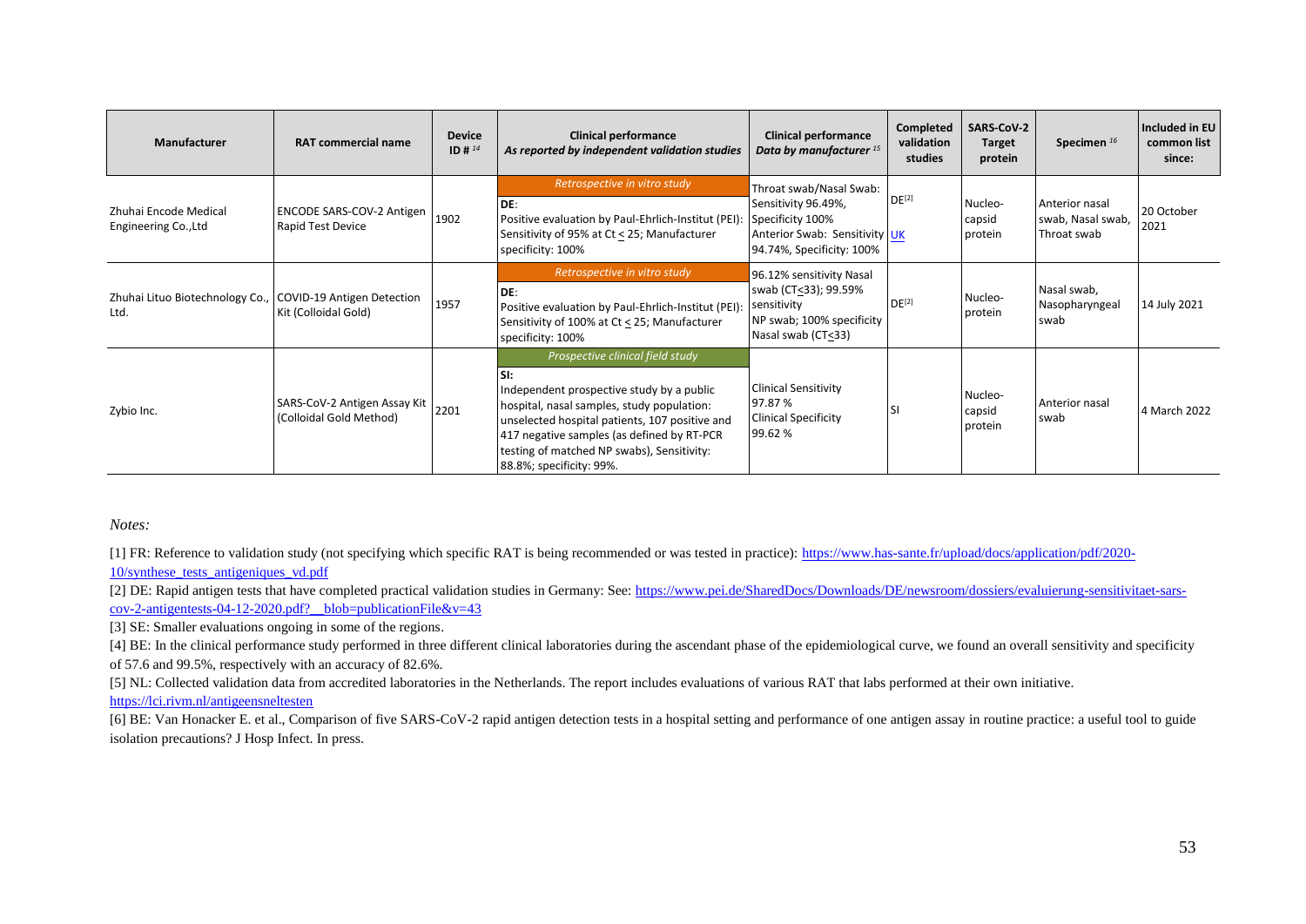| Manufacturer | RAT commercial name | Device ID # [14] | Clinical performance *As reported by independent validation studies* | Clinical performance *Data by manufacturer* [15] | Completed validation studies | SARS-CoV-2 Target protein | Specimen [16] | Included in EU common list since: |
|---|---|---|---|---|---|---|---|---|
| Zhuhai Encode Medical Engineering Co.,Ltd | ENCODE SARS-COV-2 Antigen Rapid Test Device | 1902 | *Retrospective in vitro study* DE: Positive evaluation by Paul-Ehrlich-Institut (PEI): Sensitivity of 95% at Ct ≤ 25; Manufacturer specificity: 100% | Throat swab/Nasal Swab: Sensitivity 96.49%, Specificity 100% Anterior Swab: Sensitivity 94.74%, Specificity: 100% | DE[2] UK | Nucleo-capsid protein | Anterior nasal swab, Nasal swab, Throat swab | 20 October 2021 |
| Zhuhai Lituo Biotechnology Co., Ltd. | COVID-19 Antigen Detection Kit (Colloidal Gold) | 1957 | *Retrospective in vitro study* DE: Positive evaluation by Paul-Ehrlich-Institut (PEI): Sensitivity of 100% at Ct ≤ 25; Manufacturer specificity: 100% | 96.12% sensitivity Nasal swab (CT≤33); 99.59% sensitivity NP swab; 100% specificity Nasal swab (CT≤33) | DE[2] | Nucleo-protein | Nasal swab, Nasopharyngeal swab | 14 July 2021 |
| Zybio Inc. | SARS-CoV-2 Antigen Assay Kit (Colloidal Gold Method) | 2201 | *Prospective clinical field study* SI: Independent prospective study by a public hospital, nasal samples, study population: unselected hospital patients, 107 positive and 417 negative samples (as defined by RT-PCR testing of matched NP swabs), Sensitivity: 88.8%; specificity: 99%. | Clinical Sensitivity 97.87 % Clinical Specificity 99.62 % | SI | Nucleo-capsid protein | Anterior nasal swab | 4 March 2022 |

*Notes:*

[1] FR: Reference to validation study (not specifying which specific RAT is being recommended or was tested in practice): https://www.has-sante.fr/upload/docs/application/pdf/2020-10/synthese_tests_antigeniques_vd.pdf

[2] DE: Rapid antigen tests that have completed practical validation studies in Germany: See: https://www.pei.de/SharedDocs/Downloads/DE/newsroom/dossiers/evaluierung-sensitivitaet-sars-cov-2-antigentests-04-12-2020.pdf?__blob=publicationFile&v=43

[3] SE: Smaller evaluations ongoing in some of the regions.

[4] BE: In the clinical performance study performed in three different clinical laboratories during the ascendant phase of the epidemiological curve, we found an overall sensitivity and specificity of 57.6 and 99.5%, respectively with an accuracy of 82.6%.

[5] NL: Collected validation data from accredited laboratories in the Netherlands. The report includes evaluations of various RAT that labs performed at their own initiative. https://lci.rivm.nl/antigeensneltesten

[6] BE: Van Honacker E. et al., Comparison of five SARS-CoV-2 rapid antigen detection tests in a hospital setting and performance of one antigen assay in routine practice: a useful tool to guide isolation precautions? J Hosp Infect. In press.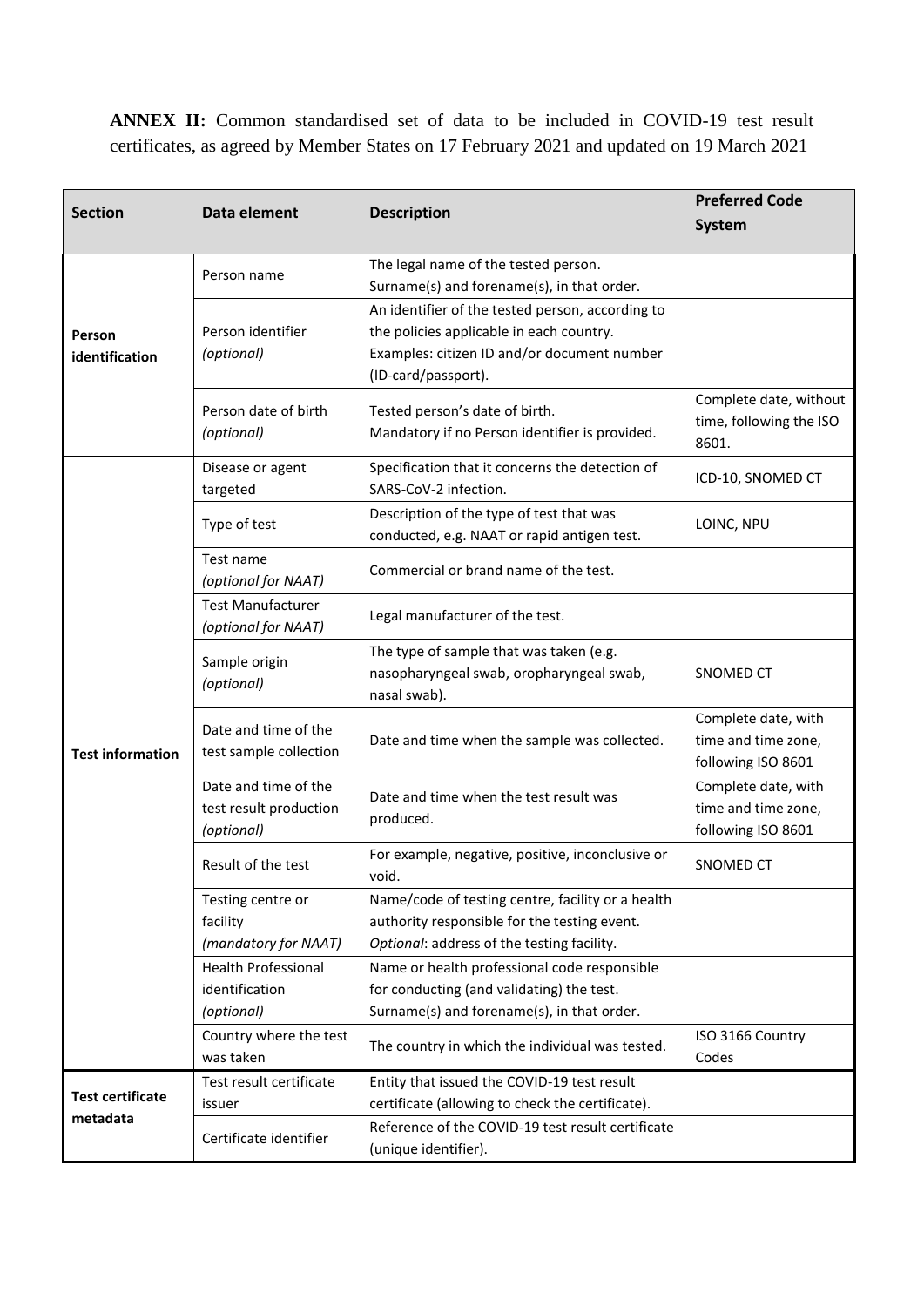**ANNEX II:** Common standardised set of data to be included in COVID-19 test result certificates, as agreed by Member States on 17 February 2021 and updated on 19 March 2021

| Section | Data element | Description | Preferred Code System |
|---|---|---|---|
| **Person identification** | Person name | The legal name of the tested person. Surname(s) and forename(s), in that order. | |
| | Person identifier *(optional)* | An identifier of the tested person, according to the policies applicable in each country. Examples: citizen ID and/or document number (ID-card/passport). | |
| | Person date of birth *(optional)* | Tested person's date of birth. Mandatory if no Person identifier is provided. | Complete date, without time, following the ISO 8601. |
| **Test information** | Disease or agent targeted | Specification that it concerns the detection of SARS-CoV-2 infection. | ICD-10, SNOMED CT |
| | Type of test | Description of the type of test that was conducted, e.g. NAAT or rapid antigen test. | LOINC, NPU |
| | Test name *(optional for NAAT)* | Commercial or brand name of the test. | |
| | Test Manufacturer *(optional for NAAT)* | Legal manufacturer of the test. | |
| | Sample origin *(optional)* | The type of sample that was taken (e.g. nasopharyngeal swab, oropharyngeal swab, nasal swab). | SNOMED CT |
| | Date and time of the test sample collection | Date and time when the sample was collected. | Complete date, with time and time zone, following ISO 8601 |
| | Date and time of the test result production *(optional)* | Date and time when the test result was produced. | Complete date, with time and time zone, following ISO 8601 |
| | Result of the test | For example, negative, positive, inconclusive or void. | SNOMED CT |
| | Testing centre or facility *(mandatory for NAAT)* | Name/code of testing centre, facility or a health authority responsible for the testing event. *Optional*: address of the testing facility. | |
| | Health Professional identification *(optional)* | Name or health professional code responsible for conducting (and validating) the test. Surname(s) and forename(s), in that order. | |
| | Country where the test was taken | The country in which the individual was tested. | ISO 3166 Country Codes |
| **Test certificate metadata** | Test result certificate issuer | Entity that issued the COVID-19 test result certificate (allowing to check the certificate). | |
| | Certificate identifier | Reference of the COVID-19 test result certificate (unique identifier). | |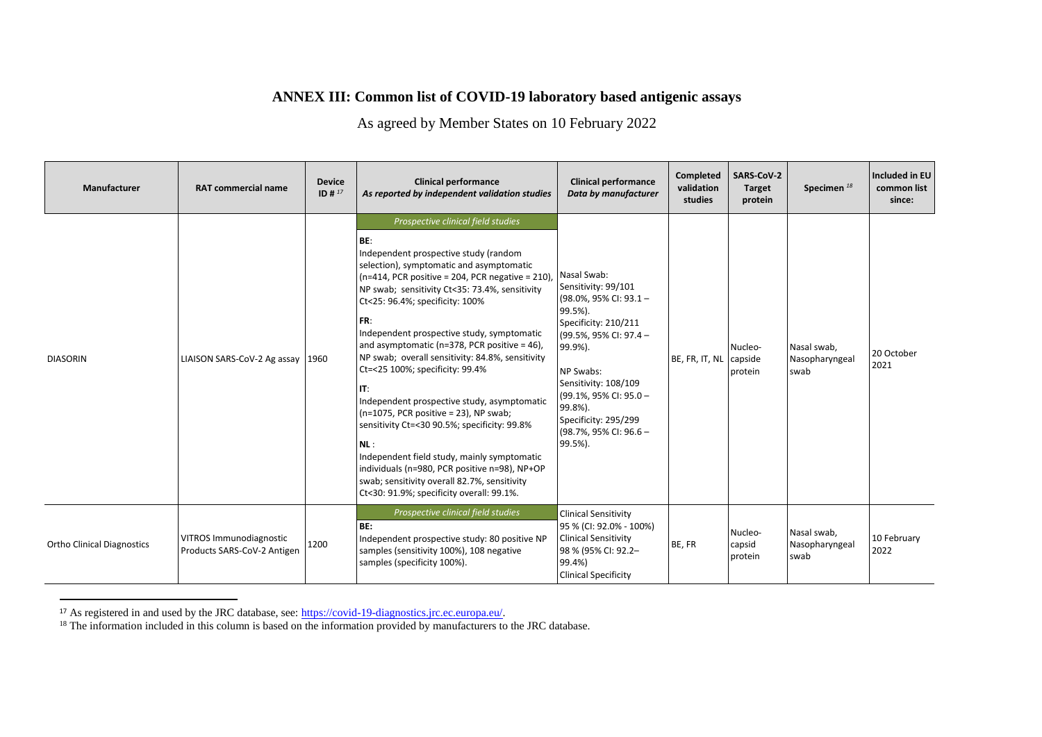# ANNEX III: Common list of COVID-19 laboratory based antigenic assays

As agreed by Member States on 10 February 2022

| Manufacturer | RAT commercial name | Device ID # [17] | Clinical performance *As reported by independent validation studies* | Clinical performance *Data by manufacturer* | Completed validation studies | SARS-CoV-2 Target protein | Specimen [18] | Included in EU common list since: |
|---|---|---|---|---|---|---|---|---|
| DIASORIN | LIAISON SARS-CoV-2 Ag assay | 1960 | *Prospective clinical field studies* **BE**: Independent prospective study (random selection), symptomatic and asymptomatic (n=414, PCR positive = 204, PCR negative = 210), NP swab; sensitivity Ct<35: 73.4%, sensitivity Ct<25: 96.4%; specificity: 100% **FR**: Independent prospective study, symptomatic and asymptomatic (n=378, PCR positive = 46), NP swab; overall sensitivity: 84.8%, sensitivity Ct=<25 100%; specificity: 99.4% **IT**: Independent prospective study, asymptomatic (n=1075, PCR positive = 23), NP swab; sensitivity Ct=<30 90.5%; specificity: 99.8% **NL** : Independent field study, mainly symptomatic individuals (n=980, PCR positive n=98), NP+OP swab; sensitivity overall 82.7%, sensitivity Ct<30: 91.9%; specificity overall: 99.1%. | Nasal Swab: Sensitivity: 99/101 (98.0%, 95% CI: 93.1 – 99.5%). Specificity: 210/211 (99.5%, 95% CI: 97.4 – 99.9%). NP Swabs: Sensitivity: 108/109 (99.1%, 95% CI: 95.0 – 99.8%). Specificity: 295/299 (98.7%, 95% CI: 96.6 – 99.5%). | BE, FR, IT, NL | Nucleo-capside protein | Nasal swab, Nasopharyngeal swab | 20 October 2021 |
| Ortho Clinical Diagnostics | VITROS Immunodiagnostic Products SARS-CoV-2 Antigen | 1200 | *Prospective clinical field studies* **BE:** Independent prospective study: 80 positive NP samples (sensitivity 100%), 108 negative samples (specificity 100%). | Clinical Sensitivity 95 % (CI: 92.0% - 100%) Clinical Sensitivity 98 % (95% CI: 92.2– 99.4%) Clinical Specificity | BE, FR | Nucleo-capsid protein | Nasal swab, Nasopharyngeal swab | 10 February 2022 |

[17] As registered in and used by the JRC database, see: https://covid-19-diagnostics.jrc.ec.europa.eu/.

[18] The information included in this column is based on the information provided by manufacturers to the JRC database.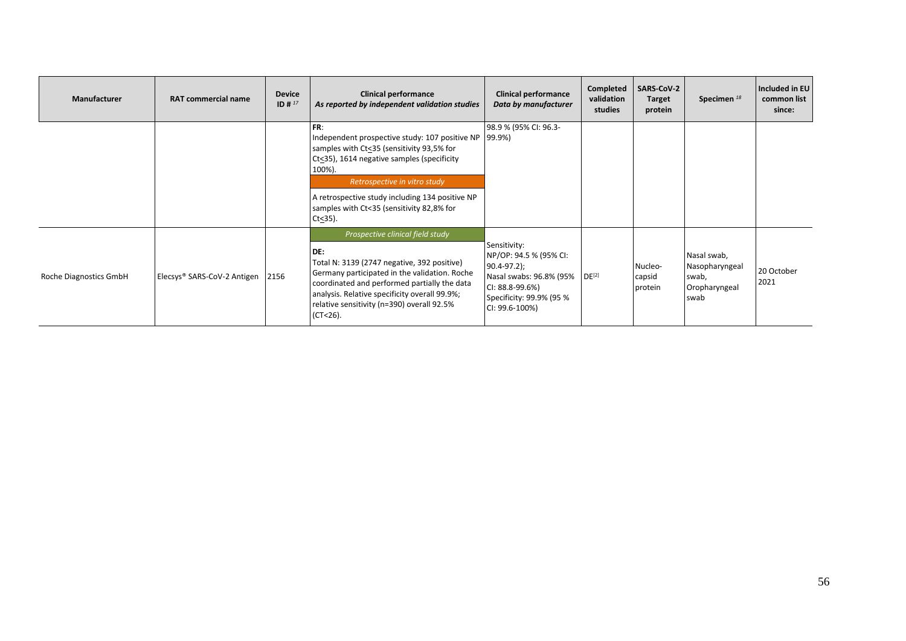| Manufacturer | RAT commercial name | Device ID # [17] | Clinical performance *As reported by independent validation studies* | Clinical performance *Data by manufacturer* | Completed validation studies | SARS-CoV-2 Target protein | Specimen [18] | Included in EU common list since: |
|---|---|---|---|---|---|---|---|---|
| | | | **FR**: Independent prospective study: 107 positive NP samples with Ct≤35 (sensitivity 93,5% for Ct≤35), 1614 negative samples (specificity 100%). *Retrospective in vitro study* A retrospective study including 134 positive NP samples with Ct<35 (sensitivity 82,8% for Ct≤35). | 98.9 % (95% CI: 96.3-99.9%) | | | | |
| Roche Diagnostics GmbH | Elecsys® SARS-CoV-2 Antigen | 2156 | *Prospective clinical field study* **DE:** Total N: 3139 (2747 negative, 392 positive) Germany participated in the validation. Roche coordinated and performed partially the data analysis. Relative specificity overall 99.9%; relative sensitivity (n=390) overall 92.5% (CT<26). | Sensitivity: NP/OP: 94.5 % (95% CI: 90.4-97.2); Nasal swabs: 96.8% (95% CI: 88.8-99.6%) Specificity: 99.9% (95 % CI: 99.6-100%) | DE[2] | Nucleo-capsid protein | Nasal swab, Nasopharyngeal swab, Oropharyngeal swab | 20 October 2021 |